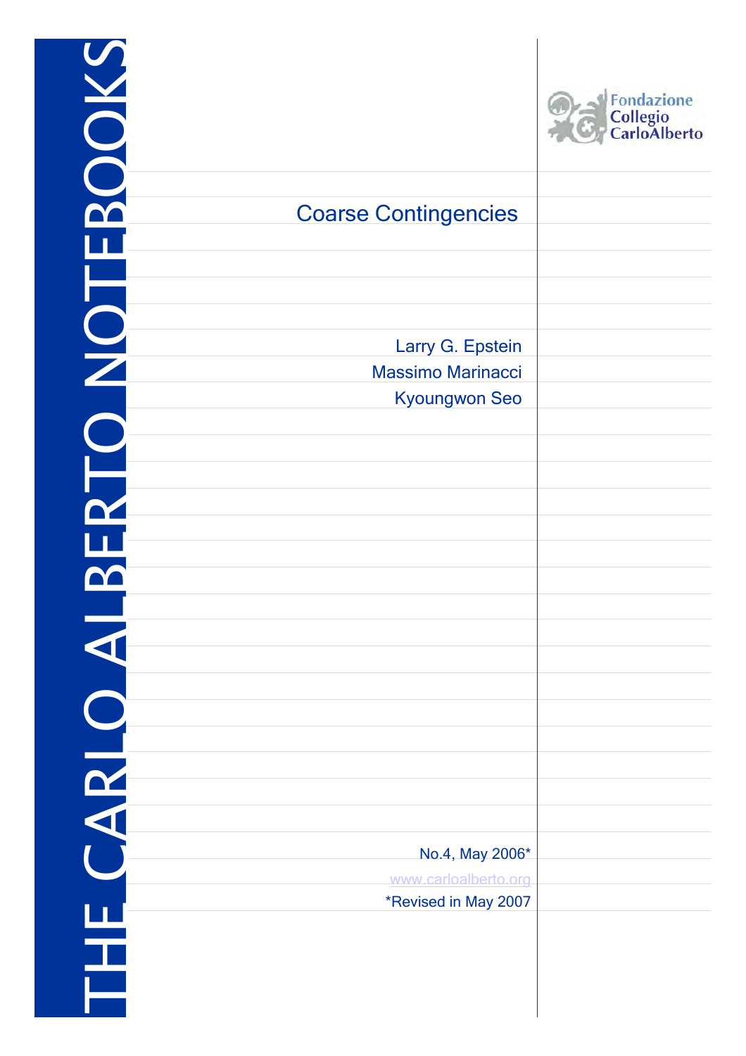THE CARLO ALBERTO NOTEBOOKS

Fondazione Collegio CarloAlberto

# Coarse Contingencies

Larry G. Epstein

Massimo Marinacci

Kyoungwon Seo

No.4, May 2006*

www.carloalberto.org

*Revised in May 2007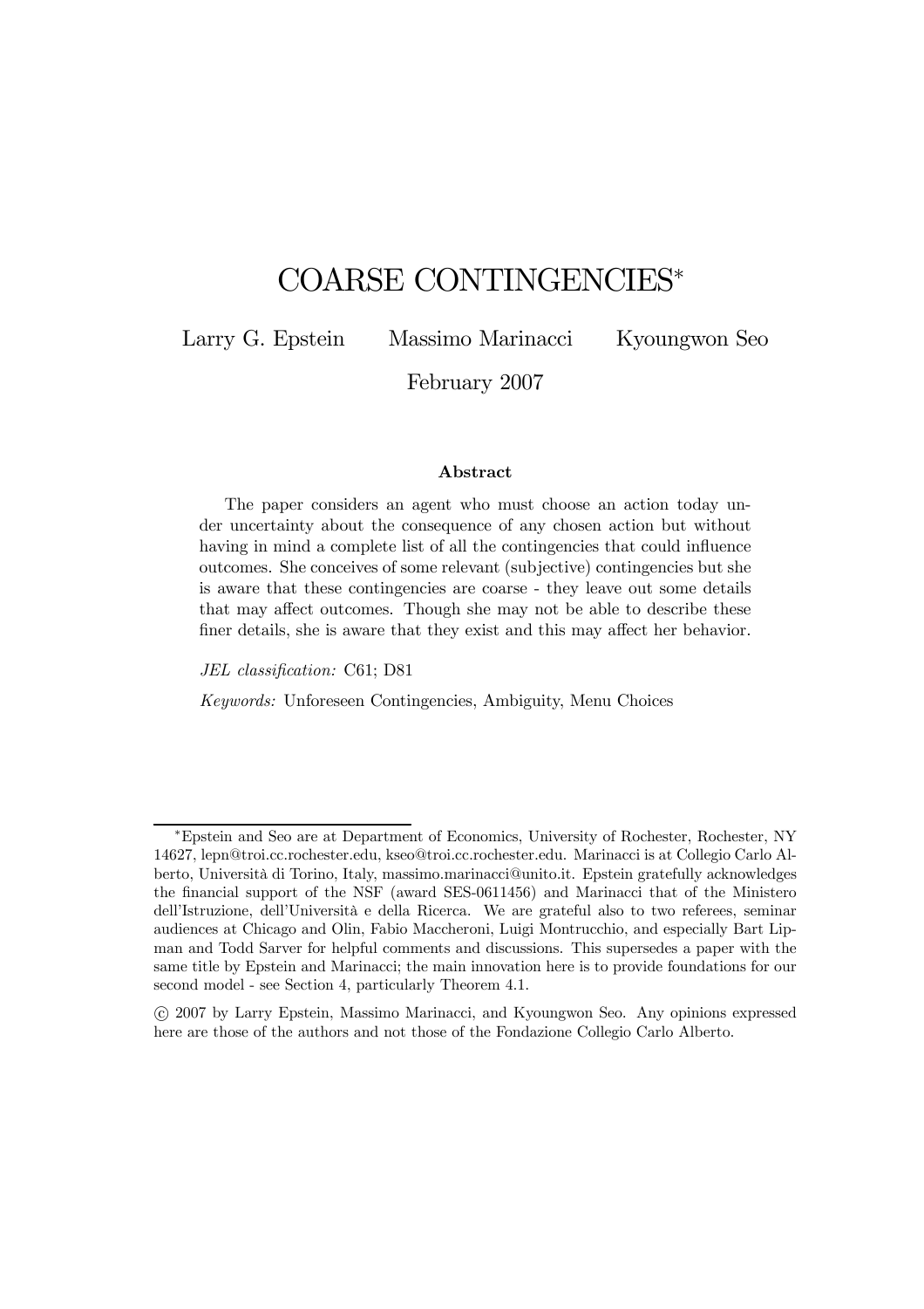# COARSE CONTINGENCIES*

Larry G. Epstein   Massimo Marinacci   Kyoungwon Seo

February 2007

### Abstract

The paper considers an agent who must choose an action today under uncertainty about the consequence of any chosen action but without having in mind a complete list of all the contingencies that could influence outcomes. She conceives of some relevant (subjective) contingencies but she is aware that these contingencies are coarse - they leave out some details that may affect outcomes. Though she may not be able to describe these finer details, she is aware that they exist and this may affect her behavior.

*JEL classification:* C61; D81

*Keywords:* Unforeseen Contingencies, Ambiguity, Menu Choices

---

*Epstein and Seo are at Department of Economics, University of Rochester, Rochester, NY 14627, lepn@troi.cc.rochester.edu, kseo@troi.cc.rochester.edu. Marinacci is at Collegio Carlo Alberto, Università di Torino, Italy, massimo.marinacci@unito.it. Epstein gratefully acknowledges the financial support of the NSF (award SES-0611456) and Marinacci that of the Ministero dell'Istruzione, dell'Università e della Ricerca. We are grateful also to two referees, seminar audiences at Chicago and Olin, Fabio Maccheroni, Luigi Montrucchio, and especially Bart Lipman and Todd Sarver for helpful comments and discussions. This supersedes a paper with the same title by Epstein and Marinacci; the main innovation here is to provide foundations for our second model - see Section 4, particularly Theorem 4.1.

© 2007 by Larry Epstein, Massimo Marinacci, and Kyoungwon Seo. Any opinions expressed here are those of the authors and not those of the Fondazione Collegio Carlo Alberto.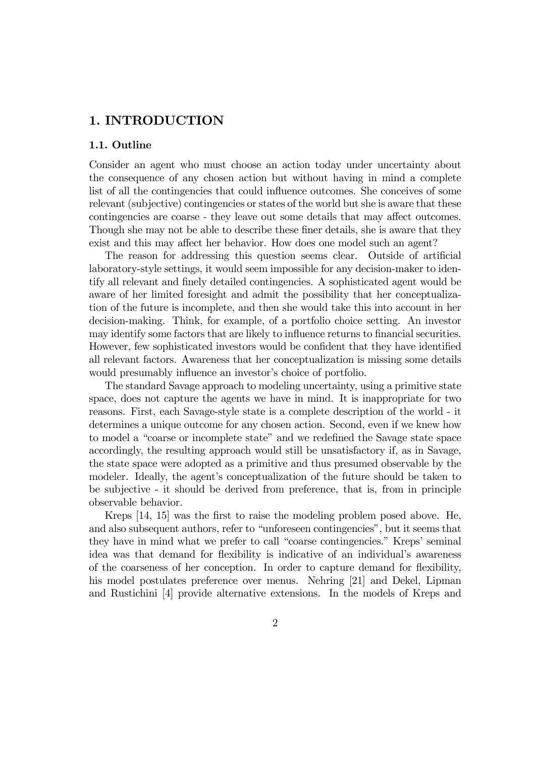# 1. INTRODUCTION

## 1.1. Outline

Consider an agent who must choose an action today under uncertainty about the consequence of any chosen action but without having in mind a complete list of all the contingencies that could influence outcomes. She conceives of some relevant (subjective) contingencies or states of the world but she is aware that these contingencies are coarse - they leave out some details that may affect outcomes. Though she may not be able to describe these finer details, she is aware that they exist and this may affect her behavior. How does one model such an agent?

The reason for addressing this question seems clear. Outside of artificial laboratory-style settings, it would seem impossible for any decision-maker to identify all relevant and finely detailed contingencies. A sophisticated agent would be aware of her limited foresight and admit the possibility that her conceptualization of the future is incomplete, and then she would take this into account in her decision-making. Think, for example, of a portfolio choice setting. An investor may identify some factors that are likely to influence returns to financial securities. However, few sophisticated investors would be confident that they have identified all relevant factors. Awareness that her conceptualization is missing some details would presumably influence an investor's choice of portfolio.

The standard Savage approach to modeling uncertainty, using a primitive state space, does not capture the agents we have in mind. It is inappropriate for two reasons. First, each Savage-style state is a complete description of the world - it determines a unique outcome for any chosen action. Second, even if we knew how to model a "coarse or incomplete state" and we redefined the Savage state space accordingly, the resulting approach would still be unsatisfactory if, as in Savage, the state space were adopted as a primitive and thus presumed observable by the modeler. Ideally, the agent's conceptualization of the future should be taken to be subjective - it should be derived from preference, that is, from in principle observable behavior.

Kreps [14, 15] was the first to raise the modeling problem posed above. He, and also subsequent authors, refer to "unforeseen contingencies", but it seems that they have in mind what we prefer to call "coarse contingencies." Kreps' seminal idea was that demand for flexibility is indicative of an individual's awareness of the coarseness of her conception. In order to capture demand for flexibility, his model postulates preference over menus. Nehring [21] and Dekel, Lipman and Rustichini [4] provide alternative extensions. In the models of Kreps and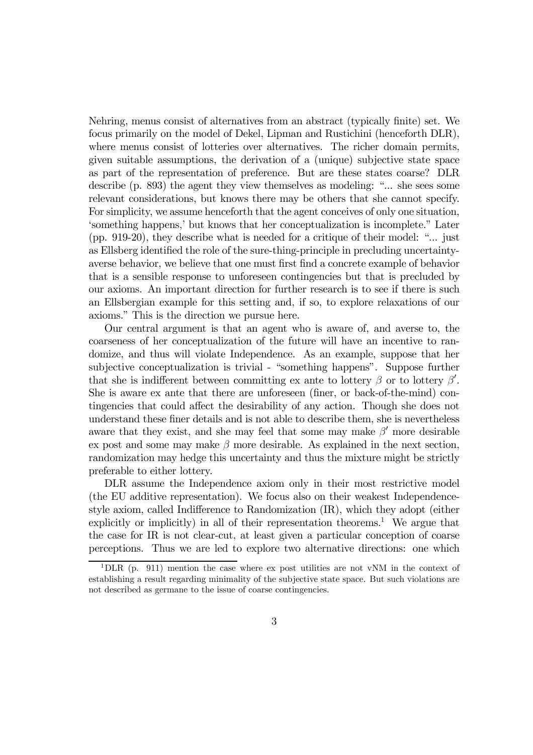Nehring, menus consist of alternatives from an abstract (typically finite) set. We focus primarily on the model of Dekel, Lipman and Rustichini (henceforth DLR), where menus consist of lotteries over alternatives. The richer domain permits, given suitable assumptions, the derivation of a (unique) subjective state space as part of the representation of preference. But are these states coarse? DLR describe (p. 893) the agent they view themselves as modeling: "... she sees some relevant considerations, but knows there may be others that she cannot specify. For simplicity, we assume henceforth that the agent conceives of only one situation, 'something happens,' but knows that her conceptualization is incomplete." Later (pp. 919-20), they describe what is needed for a critique of their model: "... just as Ellsberg identified the role of the sure-thing-principle in precluding uncertainty-averse behavior, we believe that one must first find a concrete example of behavior that is a sensible response to unforeseen contingencies but that is precluded by our axioms. An important direction for further research is to see if there is such an Ellsbergian example for this setting and, if so, to explore relaxations of our axioms." This is the direction we pursue here.

Our central argument is that an agent who is aware of, and averse to, the coarseness of her conceptualization of the future will have an incentive to randomize, and thus will violate Independence. As an example, suppose that her subjective conceptualization is trivial - "something happens". Suppose further that she is indifferent between committing ex ante to lottery $\beta$ or to lottery $\beta'$. She is aware ex ante that there are unforeseen (finer, or back-of-the-mind) contingencies that could affect the desirability of any action. Though she does not understand these finer details and is not able to describe them, she is nevertheless aware that they exist, and she may feel that some may make $\beta'$ more desirable ex post and some may make $\beta$ more desirable. As explained in the next section, randomization may hedge this uncertainty and thus the mixture might be strictly preferable to either lottery.

DLR assume the Independence axiom only in their most restrictive model (the EU additive representation). We focus also on their weakest Independence-style axiom, called Indifference to Randomization (IR), which they adopt (either explicitly or implicitly) in all of their representation theorems.[1] We argue that the case for IR is not clear-cut, at least given a particular conception of coarse perceptions. Thus we are led to explore two alternative directions: one which

[1] DLR (p. 911) mention the case where ex post utilities are not vNM in the context of establishing a result regarding minimality of the subjective state space. But such violations are not described as germane to the issue of coarse contingencies.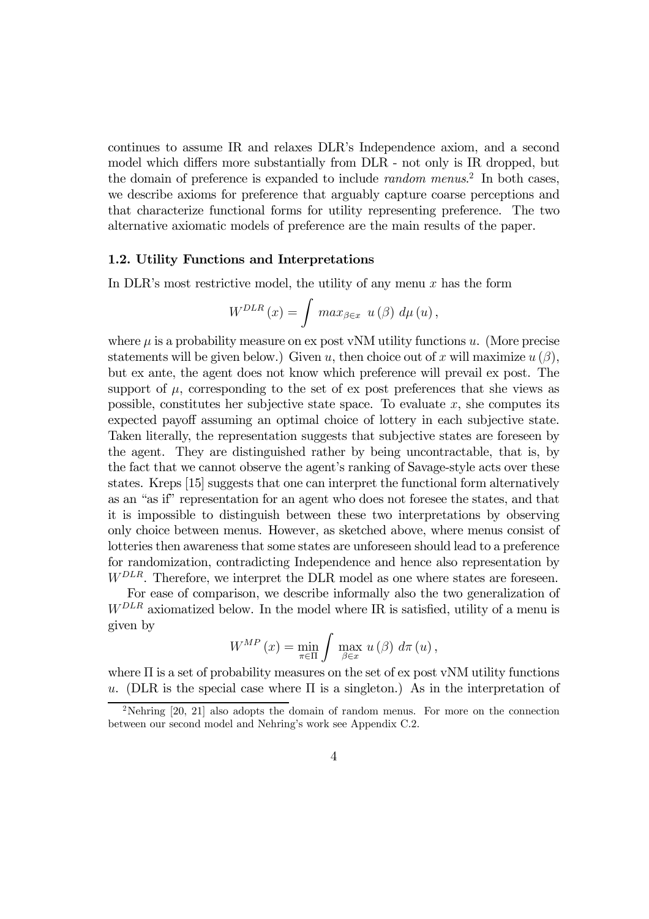continues to assume IR and relaxes DLR's Independence axiom, and a second model which differs more substantially from DLR - not only is IR dropped, but the domain of preference is expanded to include *random menus*.[2] In both cases, we describe axioms for preference that arguably capture coarse perceptions and that characterize functional forms for utility representing preference. The two alternative axiomatic models of preference are the main results of the paper.

### 1.2. Utility Functions and Interpretations

In DLR's most restrictive model, the utility of any menu $x$ has the form

$$W^{DLR}(x) = \int \; max_{\beta \in x} \; u(\beta) \; d\mu(u),$$

where $\mu$ is a probability measure on ex post vNM utility functions $u$. (More precise statements will be given below.) Given $u$, then choice out of $x$ will maximize $u(\beta)$, but ex ante, the agent does not know which preference will prevail ex post. The support of $\mu$, corresponding to the set of ex post preferences that she views as possible, constitutes her subjective state space. To evaluate $x$, she computes its expected payoff assuming an optimal choice of lottery in each subjective state. Taken literally, the representation suggests that subjective states are foreseen by the agent. They are distinguished rather by being uncontractable, that is, by the fact that we cannot observe the agent's ranking of Savage-style acts over these states. Kreps [15] suggests that one can interpret the functional form alternatively as an "as if" representation for an agent who does not foresee the states, and that it is impossible to distinguish between these two interpretations by observing only choice between menus. However, as sketched above, where menus consist of lotteries then awareness that some states are unforeseen should lead to a preference for randomization, contradicting Independence and hence also representation by $W^{DLR}$. Therefore, we interpret the DLR model as one where states are foreseen.

For ease of comparison, we describe informally also the two generalization of $W^{DLR}$ axiomatized below. In the model where IR is satisfied, utility of a menu is given by

$$W^{MP}(x) = \min_{\pi \in \Pi} \int \; \max_{\beta \in x} \; u(\beta) \; d\pi(u),$$

where $\Pi$ is a set of probability measures on the set of ex post vNM utility functions $u$. (DLR is the special case where $\Pi$ is a singleton.) As in the interpretation of

[2] Nehring [20, 21] also adopts the domain of random menus. For more on the connection between our second model and Nehring's work see Appendix C.2.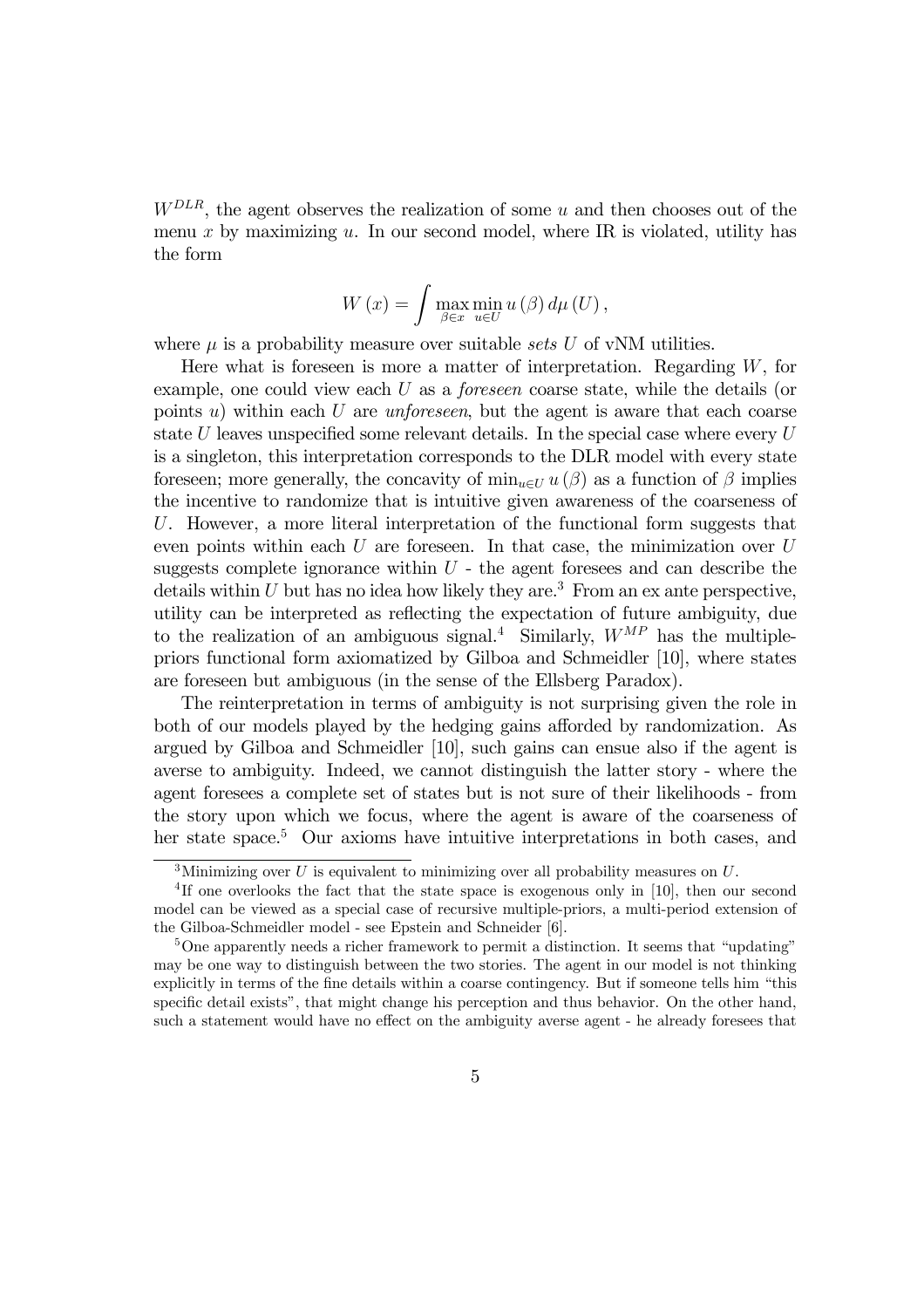$W^{DLR}$, the agent observes the realization of some $u$ and then chooses out of the menu $x$ by maximizing $u$. In our second model, where IR is violated, utility has the form

$$W(x) = \int \max_{\beta \in x} \min_{u \in U} u(\beta) \, d\mu(U),$$

where $\mu$ is a probability measure over suitable *sets* $U$ of vNM utilities.

Here what is foreseen is more a matter of interpretation. Regarding $W$, for example, one could view each $U$ as a *foreseen* coarse state, while the details (or points $u$) within each $U$ are *unforeseen*, but the agent is aware that each coarse state $U$ leaves unspecified some relevant details. In the special case where every $U$ is a singleton, this interpretation corresponds to the DLR model with every state foreseen; more generally, the concavity of $\min_{u \in U} u(\beta)$ as a function of $\beta$ implies the incentive to randomize that is intuitive given awareness of the coarseness of $U$. However, a more literal interpretation of the functional form suggests that even points within each $U$ are foreseen. In that case, the minimization over $U$ suggests complete ignorance within $U$ - the agent foresees and can describe the details within $U$ but has no idea how likely they are.[3] From an ex ante perspective, utility can be interpreted as reflecting the expectation of future ambiguity, due to the realization of an ambiguous signal.[4] Similarly, $W^{MP}$ has the multiple-priors functional form axiomatized by Gilboa and Schmeidler [10], where states are foreseen but ambiguous (in the sense of the Ellsberg Paradox).

The reinterpretation in terms of ambiguity is not surprising given the role in both of our models played by the hedging gains afforded by randomization. As argued by Gilboa and Schmeidler [10], such gains can ensue also if the agent is averse to ambiguity. Indeed, we cannot distinguish the latter story - where the agent foresees a complete set of states but is not sure of their likelihoods - from the story upon which we focus, where the agent is aware of the coarseness of her state space.[5] Our axioms have intuitive interpretations in both cases, and

---

[3] Minimizing over $U$ is equivalent to minimizing over all probability measures on $U$.

[4] If one overlooks the fact that the state space is exogenous only in [10], then our second model can be viewed as a special case of recursive multiple-priors, a multi-period extension of the Gilboa-Schmeidler model - see Epstein and Schneider [6].

[5] One apparently needs a richer framework to permit a distinction. It seems that "updating" may be one way to distinguish between the two stories. The agent in our model is not thinking explicitly in terms of the fine details within a coarse contingency. But if someone tells him "this specific detail exists", that might change his perception and thus behavior. On the other hand, such a statement would have no effect on the ambiguity averse agent - he already foresees that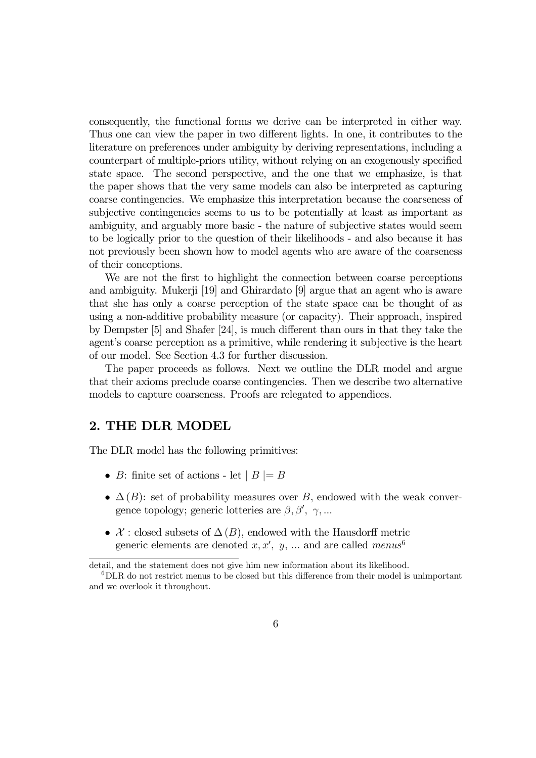consequently, the functional forms we derive can be interpreted in either way. Thus one can view the paper in two different lights. In one, it contributes to the literature on preferences under ambiguity by deriving representations, including a counterpart of multiple-priors utility, without relying on an exogenously specified state space. The second perspective, and the one that we emphasize, is that the paper shows that the very same models can also be interpreted as capturing coarse contingencies. We emphasize this interpretation because the coarseness of subjective contingencies seems to us to be potentially at least as important as ambiguity, and arguably more basic - the nature of subjective states would seem to be logically prior to the question of their likelihoods - and also because it has not previously been shown how to model agents who are aware of the coarseness of their conceptions.

We are not the first to highlight the connection between coarse perceptions and ambiguity. Mukerji [19] and Ghirardato [9] argue that an agent who is aware that she has only a coarse perception of the state space can be thought of as using a non-additive probability measure (or capacity). Their approach, inspired by Dempster [5] and Shafer [24], is much different than ours in that they take the agent's coarse perception as a primitive, while rendering it subjective is the heart of our model. See Section 4.3 for further discussion.

The paper proceeds as follows. Next we outline the DLR model and argue that their axioms preclude coarse contingencies. Then we describe two alternative models to capture coarseness. Proofs are relegated to appendices.

## 2. THE DLR MODEL

The DLR model has the following primitives:

- $B$: finite set of actions - let $\mid B \mid = B$
- $\Delta(B)$: set of probability measures over $B$, endowed with the weak convergence topology; generic lotteries are $\beta, \beta', \gamma, ...$
- $\mathcal{X}$ : closed subsets of $\Delta(B)$, endowed with the Hausdorff metric generic elements are denoted $x, x', y, ...$ and are called *menus*[6]

---

detail, and the statement does not give him new information about its likelihood.

[6] DLR do not restrict menus to be closed but this difference from their model is unimportant and we overlook it throughout.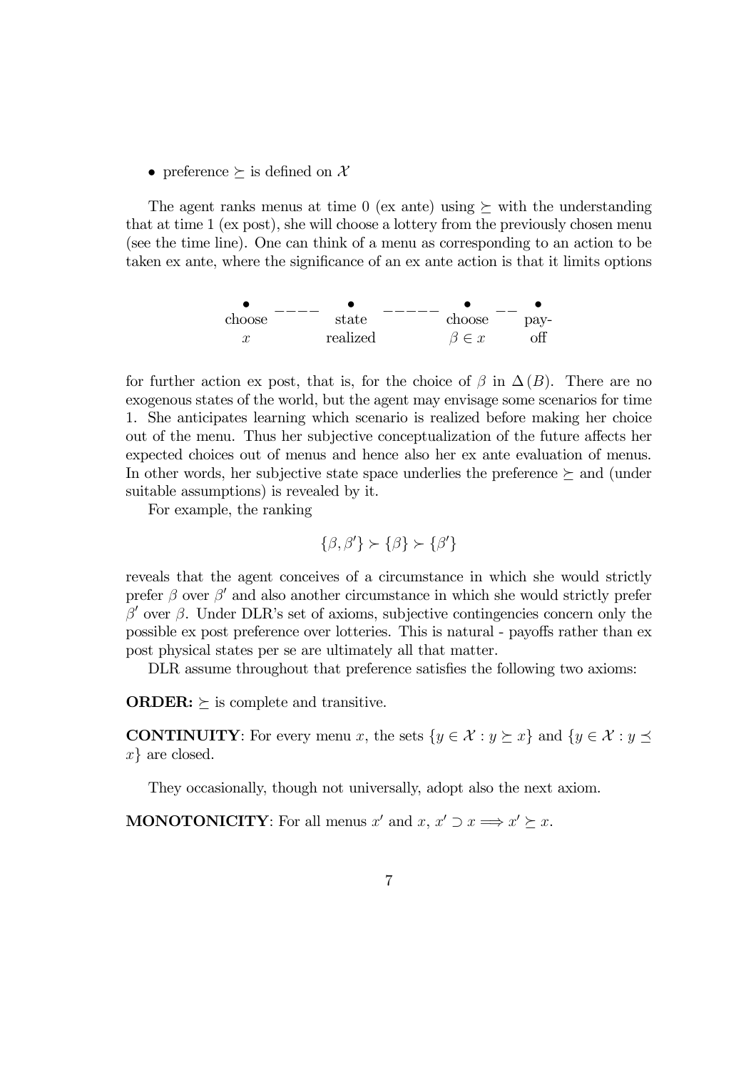- preference $\succeq$ is defined on $\mathcal{X}$

The agent ranks menus at time 0 (ex ante) using $\succeq$ with the understanding that at time 1 (ex post), she will choose a lottery from the previously chosen menu (see the time line). One can think of a menu as corresponding to an action to be taken ex ante, where the significance of an ex ante action is that it limits options

$$\underset{\substack{\text{choose} \\ x}}{\bullet} \text{ ---- } \underset{\substack{\text{state} \\ \text{realized}}}{\bullet} \text{ ----- } \underset{\substack{\text{choose} \\ \beta \in x}}{\bullet} \text{ -- } \underset{\substack{\text{pay-} \\ \text{off}}}{\bullet}$$

for further action ex post, that is, for the choice of $\beta$ in $\Delta(B)$. There are no exogenous states of the world, but the agent may envisage some scenarios for time 1. She anticipates learning which scenario is realized before making her choice out of the menu. Thus her subjective conceptualization of the future affects her expected choices out of menus and hence also her ex ante evaluation of menus. In other words, her subjective state space underlies the preference $\succeq$ and (under suitable assumptions) is revealed by it.

For example, the ranking

$$\{\beta, \beta'\} \succ \{\beta\} \succ \{\beta'\}$$

reveals that the agent conceives of a circumstance in which she would strictly prefer $\beta$ over $\beta'$ and also another circumstance in which she would strictly prefer $\beta'$ over $\beta$. Under DLR's set of axioms, subjective contingencies concern only the possible ex post preference over lotteries. This is natural - payoffs rather than ex post physical states per se are ultimately all that matter.

DLR assume throughout that preference satisfies the following two axioms:

**ORDER:** $\succeq$ is complete and transitive.

**CONTINUITY**: For every menu $x$, the sets $\{y \in \mathcal{X} : y \succeq x\}$ and $\{y \in \mathcal{X} : y \preceq x\}$ are closed.

They occasionally, though not universally, adopt also the next axiom.

**MONOTONICITY**: For all menus $x'$ and $x$, $x' \supset x \Longrightarrow x' \succeq x$.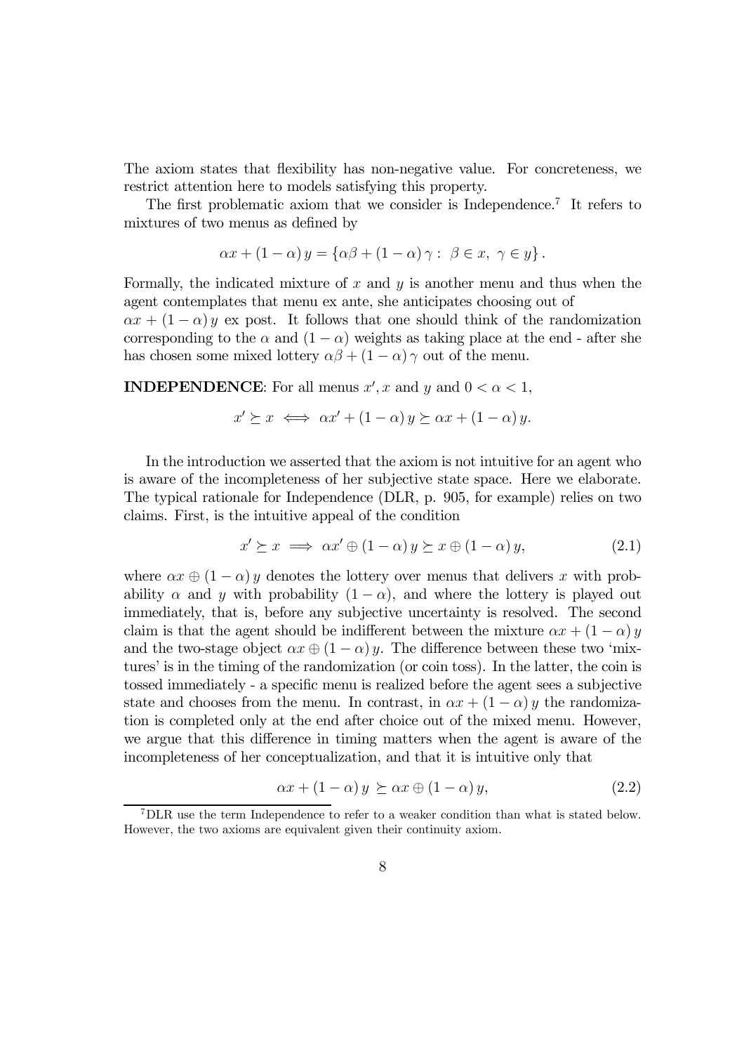The axiom states that flexibility has non-negative value. For concreteness, we restrict attention here to models satisfying this property.

The first problematic axiom that we consider is Independence.[7] It refers to mixtures of two menus as defined by

$$\alpha x + (1 - \alpha) y = \{\alpha\beta + (1 - \alpha) \gamma : \ \beta \in x, \ \gamma \in y\}.$$

Formally, the indicated mixture of $x$ and $y$ is another menu and thus when the agent contemplates that menu ex ante, she anticipates choosing out of $\alpha x + (1 - \alpha) y$ ex post. It follows that one should think of the randomization corresponding to the $\alpha$ and $(1 - \alpha)$ weights as taking place at the end - after she has chosen some mixed lottery $\alpha\beta + (1 - \alpha) \gamma$ out of the menu.

**INDEPENDENCE**: For all menus $x', x$ and $y$ and $0 < \alpha < 1$,

$$x' \succeq x \iff \alpha x' + (1 - \alpha) y \succeq \alpha x + (1 - \alpha) y.$$

In the introduction we asserted that the axiom is not intuitive for an agent who is aware of the incompleteness of her subjective state space. Here we elaborate. The typical rationale for Independence (DLR, p. 905, for example) relies on two claims. First, is the intuitive appeal of the condition

$$x' \succeq x \implies \alpha x' \oplus (1 - \alpha) y \succeq x \oplus (1 - \alpha) y, \tag{2.1}$$

where $\alpha x \oplus (1 - \alpha) y$ denotes the lottery over menus that delivers $x$ with probability $\alpha$ and $y$ with probability $(1 - \alpha)$, and where the lottery is played out immediately, that is, before any subjective uncertainty is resolved. The second claim is that the agent should be indifferent between the mixture $\alpha x + (1 - \alpha) y$ and the two-stage object $\alpha x \oplus (1 - \alpha) y$. The difference between these two 'mixtures' is in the timing of the randomization (or coin toss). In the latter, the coin is tossed immediately - a specific menu is realized before the agent sees a subjective state and chooses from the menu. In contrast, in $\alpha x + (1 - \alpha) y$ the randomization is completed only at the end after choice out of the mixed menu. However, we argue that this difference in timing matters when the agent is aware of the incompleteness of her conceptualization, and that it is intuitive only that

$$\alpha x + (1 - \alpha) y \succeq \alpha x \oplus (1 - \alpha) y, \tag{2.2}$$

[7] DLR use the term Independence to refer to a weaker condition than what is stated below. However, the two axioms are equivalent given their continuity axiom.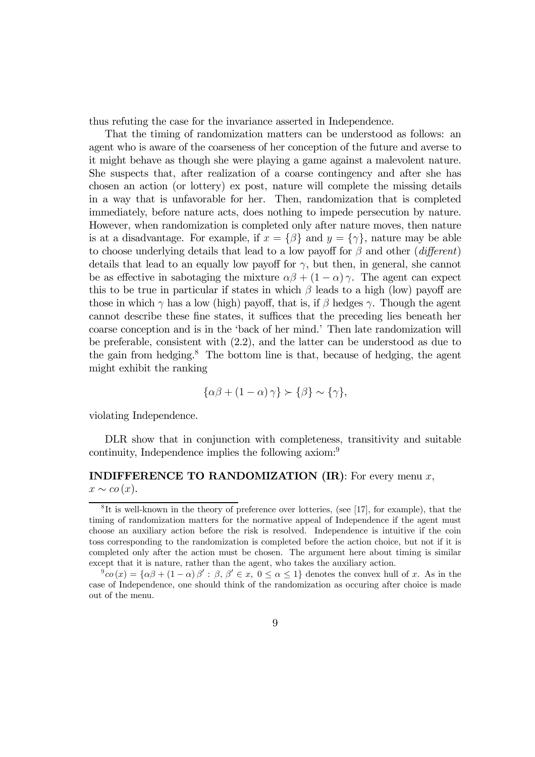thus refuting the case for the invariance asserted in Independence.

That the timing of randomization matters can be understood as follows: an agent who is aware of the coarseness of her conception of the future and averse to it might behave as though she were playing a game against a malevolent nature. She suspects that, after realization of a coarse contingency and after she has chosen an action (or lottery) ex post, nature will complete the missing details in a way that is unfavorable for her. Then, randomization that is completed immediately, before nature acts, does nothing to impede persecution by nature. However, when randomization is completed only after nature moves, then nature is at a disadvantage. For example, if $x = \{\beta\}$ and $y = \{\gamma\}$, nature may be able to choose underlying details that lead to a low payoff for $\beta$ and other (*different*) details that lead to an equally low payoff for $\gamma$, but then, in general, she cannot be as effective in sabotaging the mixture $\alpha\beta + (1-\alpha)\gamma$. The agent can expect this to be true in particular if states in which $\beta$ leads to a high (low) payoff are those in which $\gamma$ has a low (high) payoff, that is, if $\beta$ hedges $\gamma$. Though the agent cannot describe these fine states, it suffices that the preceding lies beneath her coarse conception and is in the 'back of her mind.' Then late randomization will be preferable, consistent with (2.2), and the latter can be understood as due to the gain from hedging.[8] The bottom line is that, because of hedging, the agent might exhibit the ranking

$$\{\alpha\beta + (1-\alpha)\gamma\} \succ \{\beta\} \sim \{\gamma\},$$

violating Independence.

DLR show that in conjunction with completeness, transitivity and suitable continuity, Independence implies the following axiom:[9]

**INDIFFERENCE TO RANDOMIZATION (IR)**: For every menu $x$, $x \sim co(x)$.

---

[8] It is well-known in the theory of preference over lotteries, (see [17], for example), that the timing of randomization matters for the normative appeal of Independence if the agent must choose an auxiliary action before the risk is resolved. Independence is intuitive if the coin toss corresponding to the randomization is completed before the action choice, but not if it is completed only after the action must be chosen. The argument here about timing is similar except that it is nature, rather than the agent, who takes the auxiliary action.

[9] $co(x) = \{\alpha\beta + (1-\alpha)\beta' : \beta, \beta' \in x, \ 0 \leq \alpha \leq 1\}$ denotes the convex hull of $x$. As in the case of Independence, one should think of the randomization as occuring after choice is made out of the menu.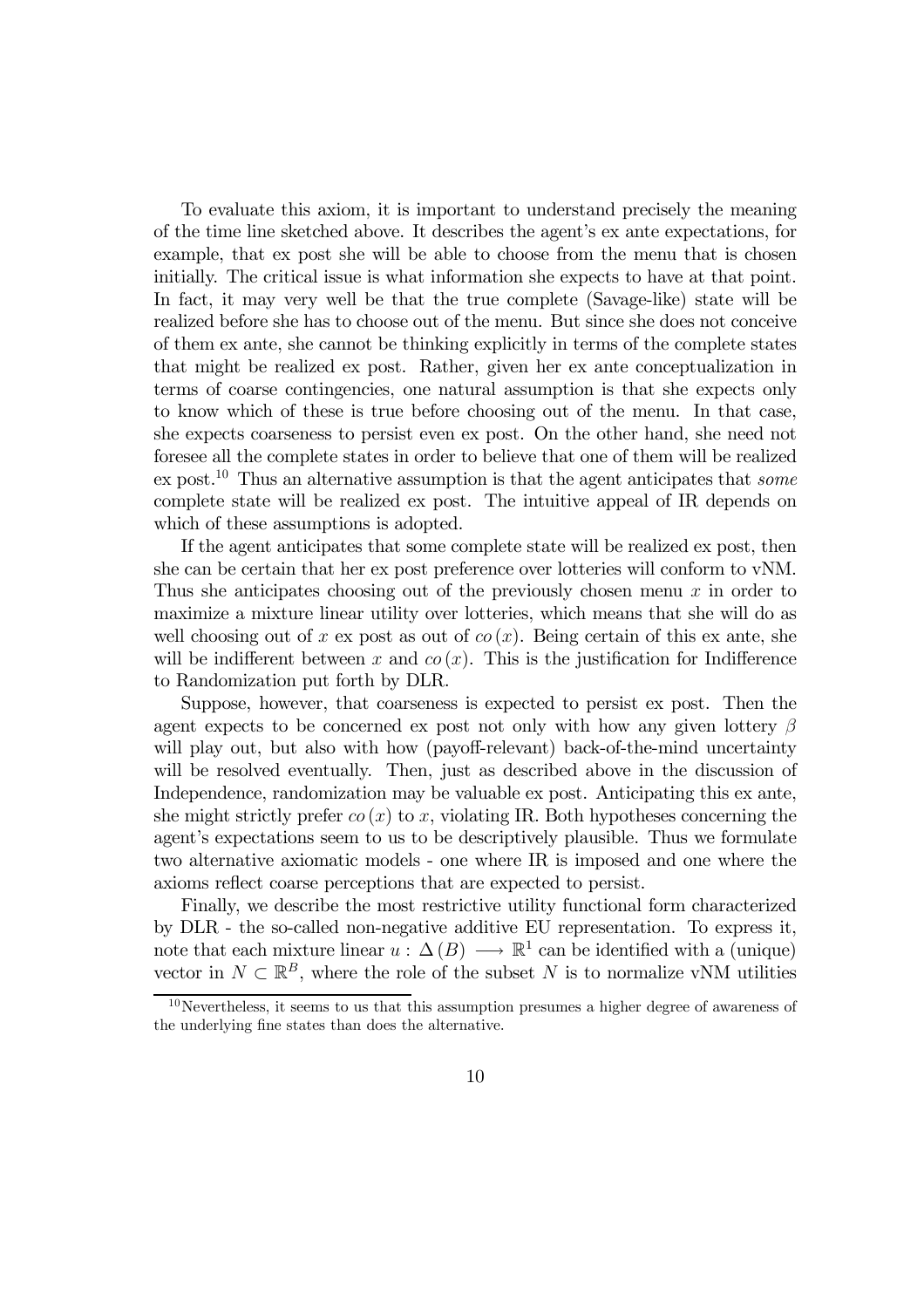To evaluate this axiom, it is important to understand precisely the meaning of the time line sketched above. It describes the agent's ex ante expectations, for example, that ex post she will be able to choose from the menu that is chosen initially. The critical issue is what information she expects to have at that point. In fact, it may very well be that the true complete (Savage-like) state will be realized before she has to choose out of the menu. But since she does not conceive of them ex ante, she cannot be thinking explicitly in terms of the complete states that might be realized ex post. Rather, given her ex ante conceptualization in terms of coarse contingencies, one natural assumption is that she expects only to know which of these is true before choosing out of the menu. In that case, she expects coarseness to persist even ex post. On the other hand, she need not foresee all the complete states in order to believe that one of them will be realized ex post.[10] Thus an alternative assumption is that the agent anticipates that *some* complete state will be realized ex post. The intuitive appeal of IR depends on which of these assumptions is adopted.

If the agent anticipates that some complete state will be realized ex post, then she can be certain that her ex post preference over lotteries will conform to vNM. Thus she anticipates choosing out of the previously chosen menu $x$ in order to maximize a mixture linear utility over lotteries, which means that she will do as well choosing out of $x$ ex post as out of $co(x)$. Being certain of this ex ante, she will be indifferent between $x$ and $co(x)$. This is the justification for Indifference to Randomization put forth by DLR.

Suppose, however, that coarseness is expected to persist ex post. Then the agent expects to be concerned ex post not only with how any given lottery $\beta$ will play out, but also with how (payoff-relevant) back-of-the-mind uncertainty will be resolved eventually. Then, just as described above in the discussion of Independence, randomization may be valuable ex post. Anticipating this ex ante, she might strictly prefer $co(x)$ to $x$, violating IR. Both hypotheses concerning the agent's expectations seem to us to be descriptively plausible. Thus we formulate two alternative axiomatic models - one where IR is imposed and one where the axioms reflect coarse perceptions that are expected to persist.

Finally, we describe the most restrictive utility functional form characterized by DLR - the so-called non-negative additive EU representation. To express it, note that each mixture linear $u : \Delta(B) \longrightarrow \mathbb{R}^1$ can be identified with a (unique) vector in $N \subset \mathbb{R}^B$, where the role of the subset $N$ is to normalize vNM utilities

[10] Nevertheless, it seems to us that this assumption presumes a higher degree of awareness of the underlying fine states than does the alternative.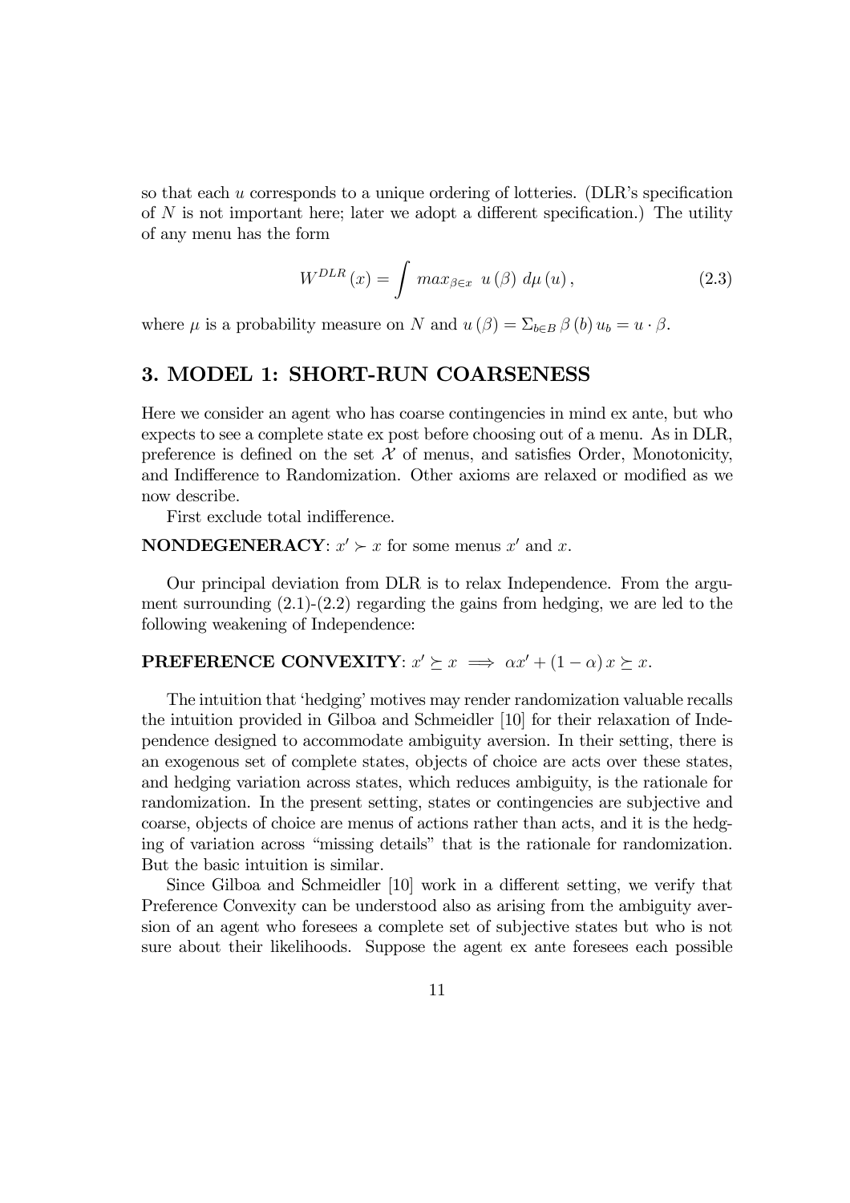so that each $u$ corresponds to a unique ordering of lotteries. (DLR's specification of $N$ is not important here; later we adopt a different specification.) The utility of any menu has the form

$$W^{DLR}(x) = \int max_{\beta \in x} \; u(\beta) \; d\mu(u), \tag{2.3}$$

where $\mu$ is a probability measure on $N$ and $u(\beta) = \Sigma_{b \in B} \, \beta(b) \, u_b = u \cdot \beta$.

# 3. MODEL 1: SHORT-RUN COARSENESS

Here we consider an agent who has coarse contingencies in mind ex ante, but who expects to see a complete state ex post before choosing out of a menu. As in DLR, preference is defined on the set $\mathcal{X}$ of menus, and satisfies Order, Monotonicity, and Indifference to Randomization. Other axioms are relaxed or modified as we now describe.

First exclude total indifference.

**NONDEGENERACY**: $x' \succ x$ for some menus $x'$ and $x$.

Our principal deviation from DLR is to relax Independence. From the argument surrounding (2.1)-(2.2) regarding the gains from hedging, we are led to the following weakening of Independence:

**PREFERENCE CONVEXITY**: $x' \succeq x \implies \alpha x' + (1 - \alpha) x \succeq x$.

The intuition that 'hedging' motives may render randomization valuable recalls the intuition provided in Gilboa and Schmeidler [10] for their relaxation of Independence designed to accommodate ambiguity aversion. In their setting, there is an exogenous set of complete states, objects of choice are acts over these states, and hedging variation across states, which reduces ambiguity, is the rationale for randomization. In the present setting, states or contingencies are subjective and coarse, objects of choice are menus of actions rather than acts, and it is the hedging of variation across "missing details" that is the rationale for randomization. But the basic intuition is similar.

Since Gilboa and Schmeidler [10] work in a different setting, we verify that Preference Convexity can be understood also as arising from the ambiguity aversion of an agent who foresees a complete set of subjective states but who is not sure about their likelihoods. Suppose the agent ex ante foresees each possible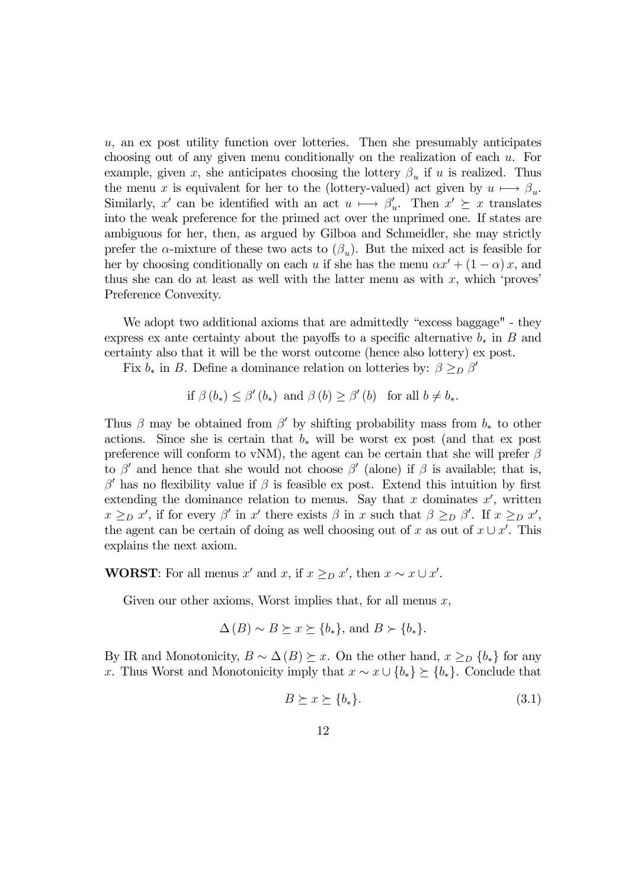$u$, an ex post utility function over lotteries. Then she presumably anticipates choosing out of any given menu conditionally on the realization of each $u$. For example, given $x$, she anticipates choosing the lottery $\beta_u$ if $u$ is realized. Thus the menu $x$ is equivalent for her to the (lottery-valued) act given by $u \longmapsto \beta_u$. Similarly, $x'$ can be identified with an act $u \longmapsto \beta'_u$. Then $x' \succeq x$ translates into the weak preference for the primed act over the unprimed one. If states are ambiguous for her, then, as argued by Gilboa and Schmeidler, she may strictly prefer the $\alpha$-mixture of these two acts to $(\beta_u)$. But the mixed act is feasible for her by choosing conditionally on each $u$ if she has the menu $\alpha x' + (1-\alpha)x$, and thus she can do at least as well with the latter menu as with $x$, which 'proves' Preference Convexity.

We adopt two additional axioms that are admittedly "excess baggage" - they express ex ante certainty about the payoffs to a specific alternative $b_*$ in $B$ and certainty also that it will be the worst outcome (hence also lottery) ex post.

Fix $b_*$ in $B$. Define a dominance relation on lotteries by: $\beta \geq_D \beta'$

$$\text{if } \beta(b_*) \leq \beta'(b_*) \text{ and } \beta(b) \geq \beta'(b) \quad \text{for all } b \neq b_*.$$

Thus $\beta$ may be obtained from $\beta'$ by shifting probability mass from $b_*$ to other actions. Since she is certain that $b_*$ will be worst ex post (and that ex post preference will conform to vNM), the agent can be certain that she will prefer $\beta$ to $\beta'$ and hence that she would not choose $\beta'$ (alone) if $\beta$ is available; that is, $\beta'$ has no flexibility value if $\beta$ is feasible ex post. Extend this intuition by first extending the dominance relation to menus. Say that $x$ dominates $x'$, written $x \geq_D x'$, if for every $\beta'$ in $x'$ there exists $\beta$ in $x$ such that $\beta \geq_D \beta'$. If $x \geq_D x'$, the agent can be certain of doing as well choosing out of $x$ as out of $x \cup x'$. This explains the next axiom.

**WORST**: For all menus $x'$ and $x$, if $x \geq_D x'$, then $x \sim x \cup x'$.

Given our other axioms, Worst implies that, for all menus $x$,

$$\Delta(B) \sim B \succeq x \succeq \{b_*\}, \text{ and } B \succ \{b_*\}.$$

By IR and Monotonicity, $B \sim \Delta(B) \succeq x$. On the other hand, $x \geq_D \{b_*\}$ for any $x$. Thus Worst and Monotonicity imply that $x \sim x \cup \{b_*\} \succeq \{b_*\}$. Conclude that

$$B \succeq x \succeq \{b_*\}. \tag{3.1}$$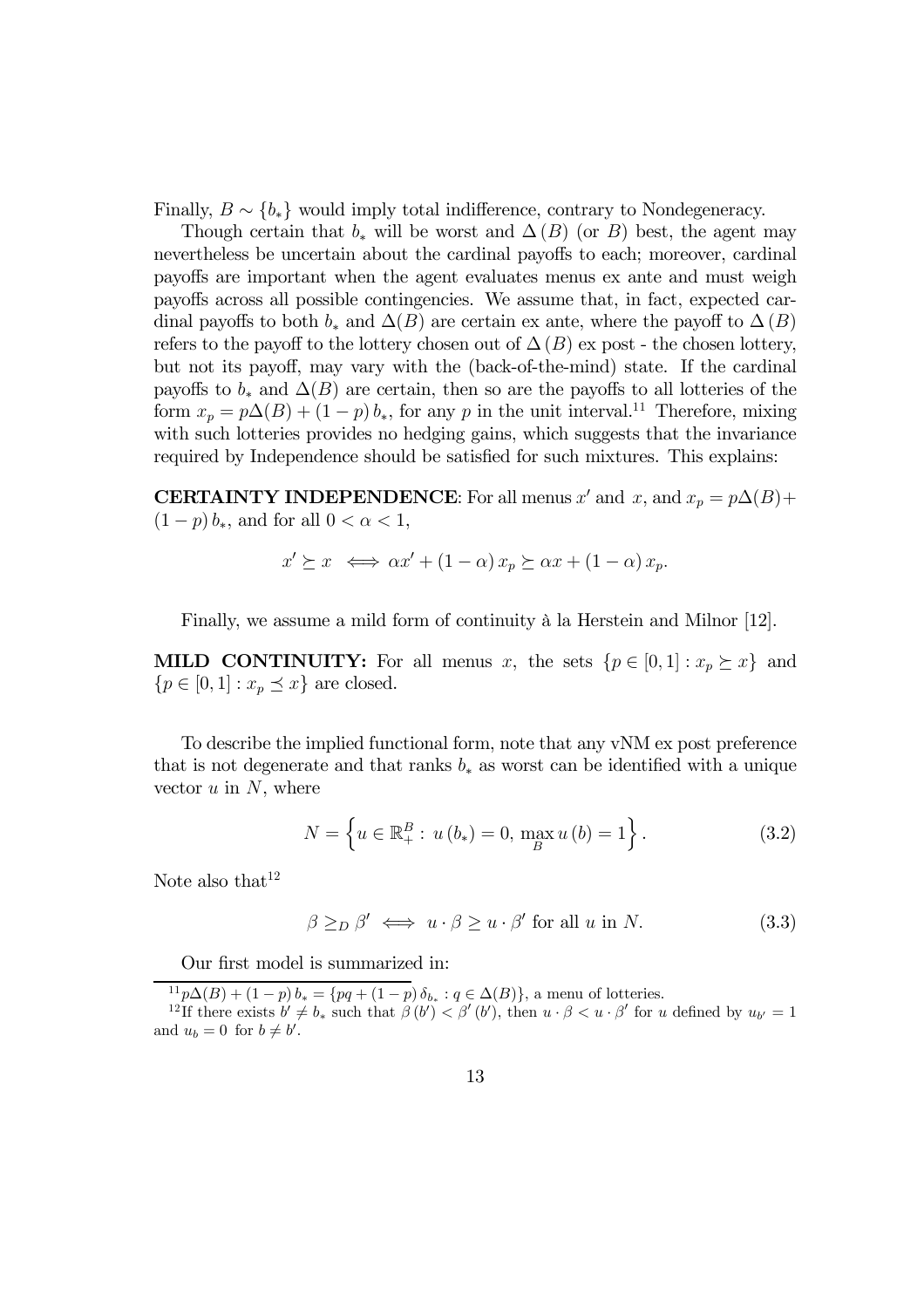Finally, $B \sim \{b_*\}$ would imply total indifference, contrary to Nondegeneracy.

Though certain that $b_*$ will be worst and $\Delta(B)$ (or $B$) best, the agent may nevertheless be uncertain about the cardinal payoffs to each; moreover, cardinal payoffs are important when the agent evaluates menus ex ante and must weigh payoffs across all possible contingencies. We assume that, in fact, expected cardinal payoffs to both $b_*$ and $\Delta(B)$ are certain ex ante, where the payoff to $\Delta(B)$ refers to the payoff to the lottery chosen out of $\Delta(B)$ ex post - the chosen lottery, but not its payoff, may vary with the (back-of-the-mind) state. If the cardinal payoffs to $b_*$ and $\Delta(B)$ are certain, then so are the payoffs to all lotteries of the form $x_p = p\Delta(B) + (1-p)\, b_*$, for any $p$ in the unit interval.[11] Therefore, mixing with such lotteries provides no hedging gains, which suggests that the invariance required by Independence should be satisfied for such mixtures. This explains:

**CERTAINTY INDEPENDENCE**: For all menus $x'$ and $x$, and $x_p = p\Delta(B) + (1-p)\, b_*$, and for all $0 < \alpha < 1$,

$$x' \succeq x \iff \alpha x' + (1-\alpha)\, x_p \succeq \alpha x + (1-\alpha)\, x_p.$$

Finally, we assume a mild form of continuity à la Herstein and Milnor [12].

**MILD CONTINUITY:** For all menus $x$, the sets $\{p \in [0,1] : x_p \succeq x\}$ and $\{p \in [0,1] : x_p \preceq x\}$ are closed.

To describe the implied functional form, note that any vNM ex post preference that is not degenerate and that ranks $b_*$ as worst can be identified with a unique vector $u$ in $N$, where

$$N = \left\{ u \in \mathbb{R}^B_+ : \, u(b_*) = 0, \, \max_B u(b) = 1 \right\}. \tag{3.2}$$

Note also that[12]

$$\beta \geq_D \beta' \iff u \cdot \beta \geq u \cdot \beta' \text{ for all } u \text{ in } N. \tag{3.3}$$

Our first model is summarized in:

---

[11] $p\Delta(B) + (1-p)\, b_* = \{pq + (1-p)\, \delta_{b_*} : q \in \Delta(B)\}$, a menu of lotteries.

[12] If there exists $b' \neq b_*$ such that $\beta(b') < \beta'(b')$, then $u \cdot \beta < u \cdot \beta'$ for $u$ defined by $u_{b'} = 1$ and $u_b = 0$ for $b \neq b'$.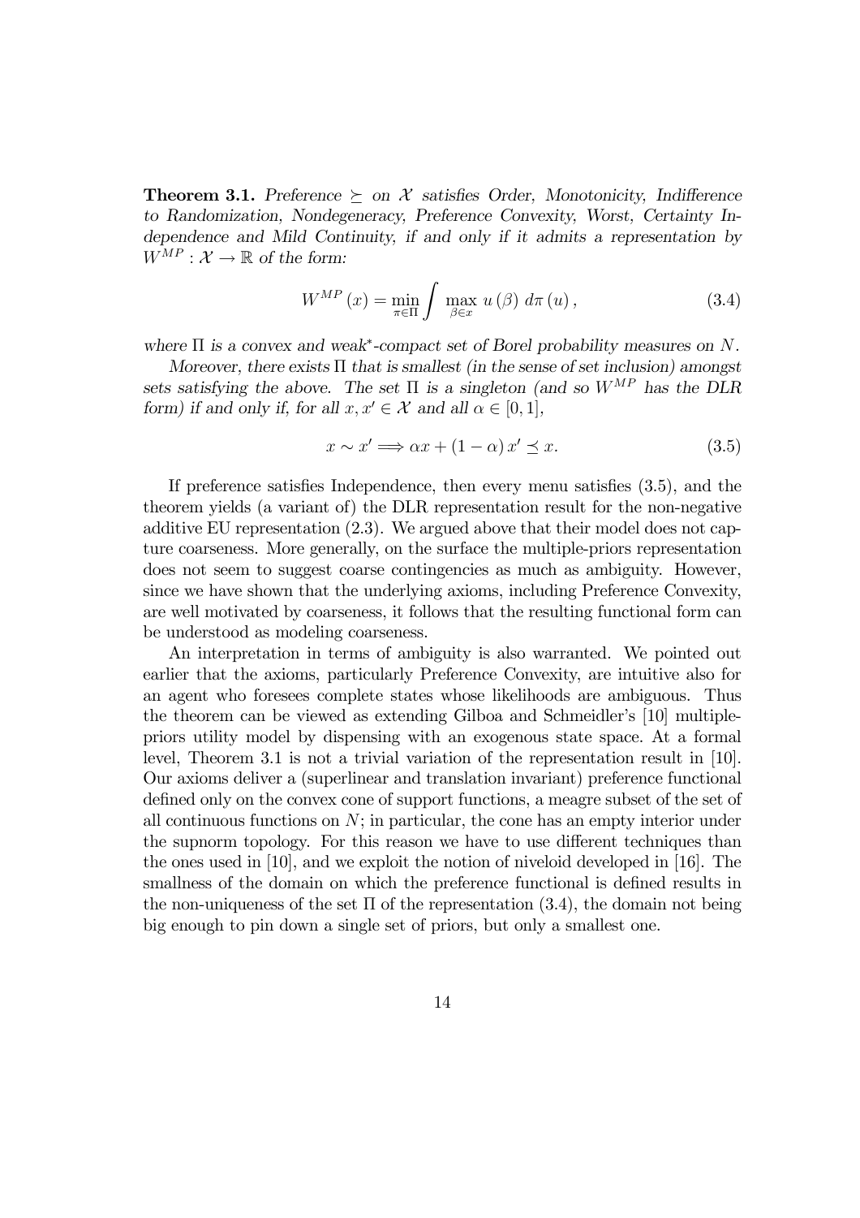**Theorem 3.1.** *Preference $\succeq$ on $\mathcal{X}$ satisfies Order, Monotonicity, Indifference to Randomization, Nondegeneracy, Preference Convexity, Worst, Certainty Independence and Mild Continuity, if and only if it admits a representation by $W^{MP} : \mathcal{X} \to \mathbb{R}$ of the form:*

$$W^{MP}(x) = \min_{\pi \in \Pi} \int \max_{\beta \in x} u(\beta) \, d\pi(u), \tag{3.4}$$

*where $\Pi$ is a convex and weak\*-compact set of Borel probability measures on $N$.*

*Moreover, there exists $\Pi$ that is smallest (in the sense of set inclusion) amongst sets satisfying the above. The set $\Pi$ is a singleton (and so $W^{MP}$ has the DLR form) if and only if, for all $x, x' \in \mathcal{X}$ and all $\alpha \in [0,1]$,*

$$x \sim x' \Longrightarrow \alpha x + (1-\alpha) x' \preceq x. \tag{3.5}$$

If preference satisfies Independence, then every menu satisfies (3.5), and the theorem yields (a variant of) the DLR representation result for the non-negative additive EU representation (2.3). We argued above that their model does not capture coarseness. More generally, on the surface the multiple-priors representation does not seem to suggest coarse contingencies as much as ambiguity. However, since we have shown that the underlying axioms, including Preference Convexity, are well motivated by coarseness, it follows that the resulting functional form can be understood as modeling coarseness.

An interpretation in terms of ambiguity is also warranted. We pointed out earlier that the axioms, particularly Preference Convexity, are intuitive also for an agent who foresees complete states whose likelihoods are ambiguous. Thus the theorem can be viewed as extending Gilboa and Schmeidler's [10] multiple-priors utility model by dispensing with an exogenous state space. At a formal level, Theorem 3.1 is not a trivial variation of the representation result in [10]. Our axioms deliver a (superlinear and translation invariant) preference functional defined only on the convex cone of support functions, a meagre subset of the set of all continuous functions on $N$; in particular, the cone has an empty interior under the supnorm topology. For this reason we have to use different techniques than the ones used in [10], and we exploit the notion of niveloid developed in [16]. The smallness of the domain on which the preference functional is defined results in the non-uniqueness of the set $\Pi$ of the representation (3.4), the domain not being big enough to pin down a single set of priors, but only a smallest one.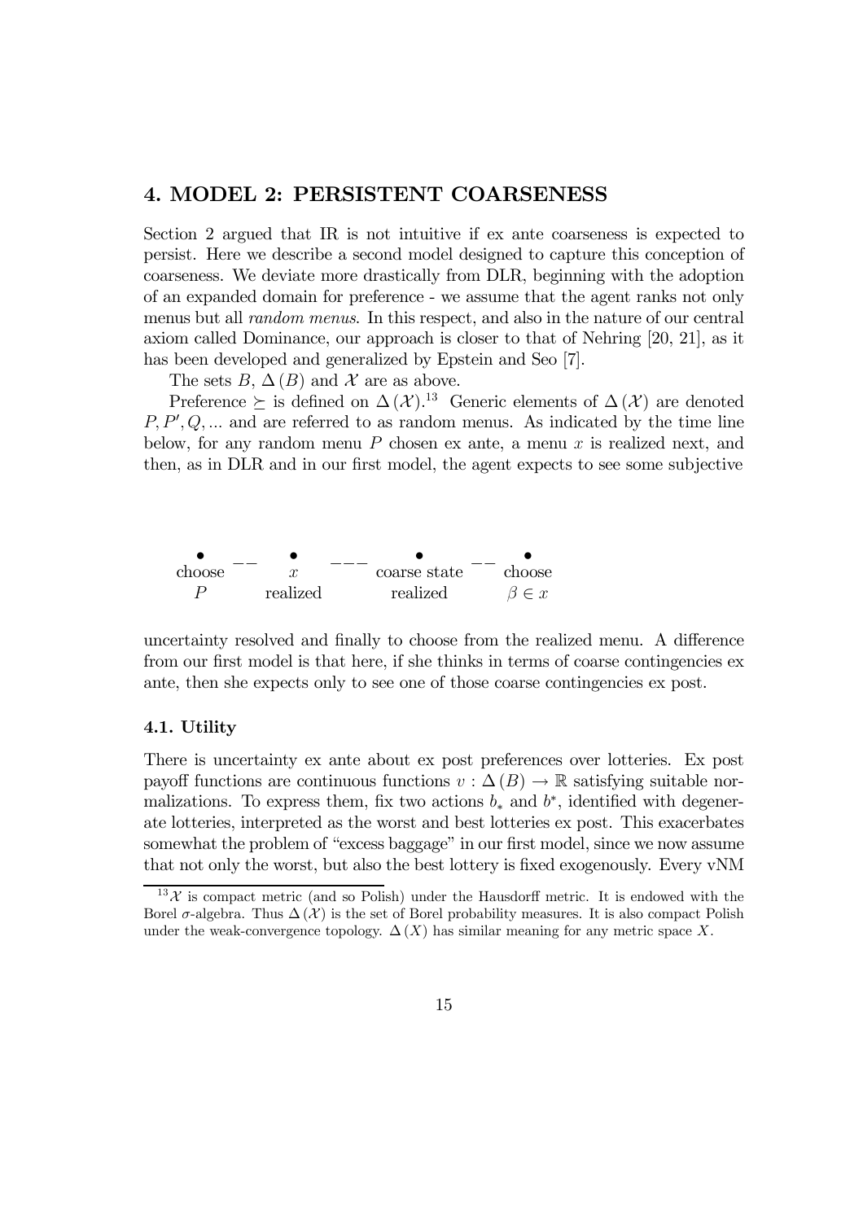## 4. MODEL 2: PERSISTENT COARSENESS

Section 2 argued that IR is not intuitive if ex ante coarseness is expected to persist. Here we describe a second model designed to capture this conception of coarseness. We deviate more drastically from DLR, beginning with the adoption of an expanded domain for preference - we assume that the agent ranks not only menus but all *random menus*. In this respect, and also in the nature of our central axiom called Dominance, our approach is closer to that of Nehring [20, 21], as it has been developed and generalized by Epstein and Seo [7].

The sets $B$, $\Delta(B)$ and $\mathcal{X}$ are as above.

Preference $\succeq$ is defined on $\Delta(\mathcal{X})$.[13] Generic elements of $\Delta(\mathcal{X})$ are denoted $P, P', Q, \ldots$ and are referred to as random menus. As indicated by the time line below, for any random menu $P$ chosen ex ante, a menu $x$ is realized next, and then, as in DLR and in our first model, the agent expects to see some subjective

| • | | • | | • | | • |
|---|---|---|---|---|---|---|
| choose | -- | $x$ | --- | coarse state | -- | choose |
| $P$ | | realized | | realized | | $\beta \in x$ |

uncertainty resolved and finally to choose from the realized menu. A difference from our first model is that here, if she thinks in terms of coarse contingencies ex ante, then she expects only to see one of those coarse contingencies ex post.

### 4.1. Utility

There is uncertainty ex ante about ex post preferences over lotteries. Ex post payoff functions are continuous functions $v : \Delta(B) \to \mathbb{R}$ satisfying suitable normalizations. To express them, fix two actions $b_*$ and $b^*$, identified with degenerate lotteries, interpreted as the worst and best lotteries ex post. This exacerbates somewhat the problem of "excess baggage" in our first model, since we now assume that not only the worst, but also the best lottery is fixed exogenously. Every vNM

[13] $\mathcal{X}$ is compact metric (and so Polish) under the Hausdorff metric. It is endowed with the Borel $\sigma$-algebra. Thus $\Delta(\mathcal{X})$ is the set of Borel probability measures. It is also compact Polish under the weak-convergence topology. $\Delta(X)$ has similar meaning for any metric space $X$.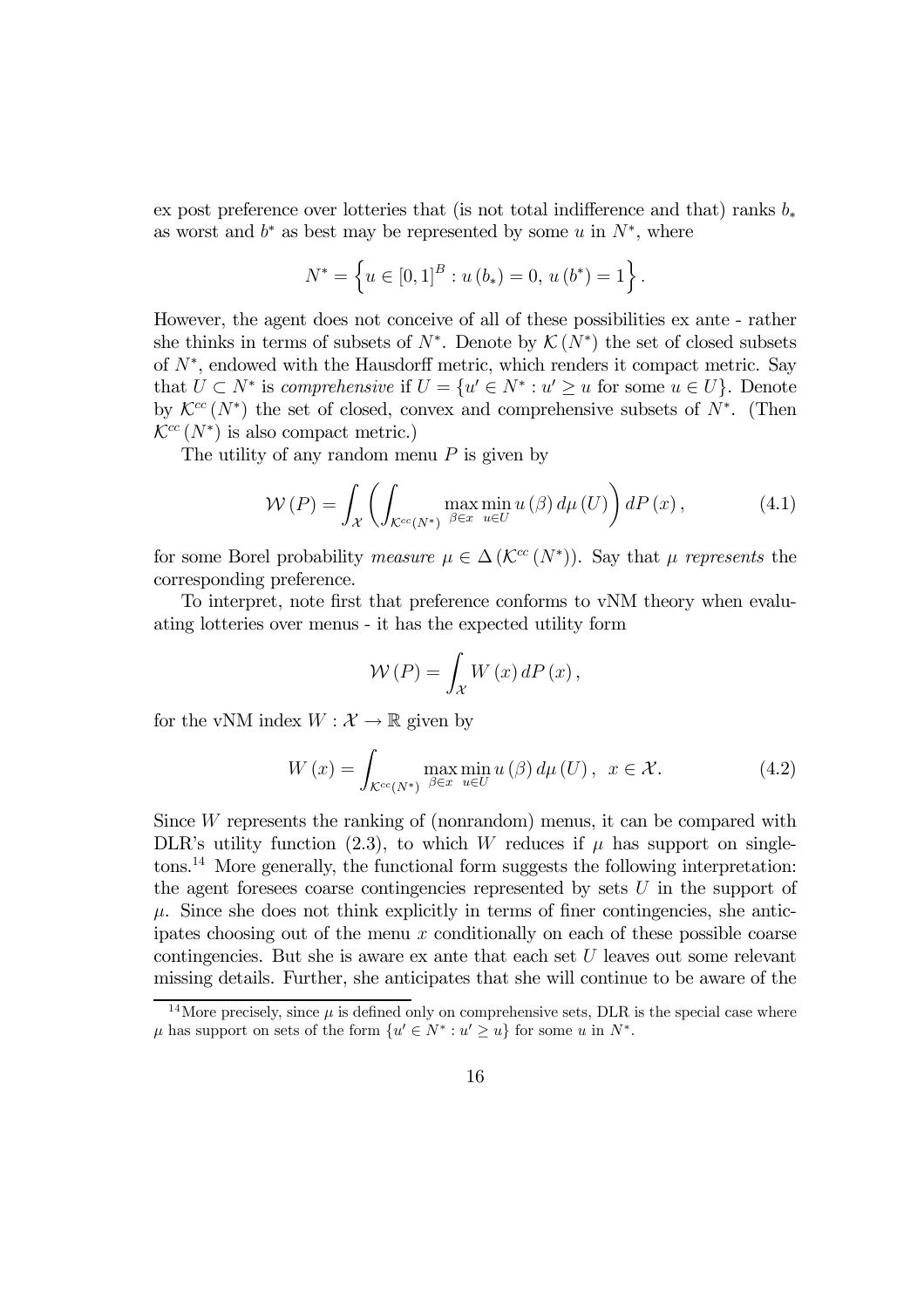ex post preference over lotteries that (is not total indifference and that) ranks $b_*$ as worst and $b^*$ as best may be represented by some $u$ in $N^*$, where

$$N^* = \left\{ u \in [0,1]^B : u(b_*) = 0,\, u(b^*) = 1 \right\}.$$

However, the agent does not conceive of all of these possibilities ex ante - rather she thinks in terms of subsets of $N^*$. Denote by $\mathcal{K}(N^*)$ the set of closed subsets of $N^*$, endowed with the Hausdorff metric, which renders it compact metric. Say that $U \subset N^*$ is *comprehensive* if $U = \{u' \in N^* : u' \geq u \text{ for some } u \in U\}$. Denote by $\mathcal{K}^{cc}(N^*)$ the set of closed, convex and comprehensive subsets of $N^*$. (Then $\mathcal{K}^{cc}(N^*)$ is also compact metric.)

The utility of any random menu $P$ is given by

$$\mathcal{W}(P) = \int_{\mathcal{X}} \left( \int_{\mathcal{K}^{cc}(N^*)} \max_{\beta \in x} \min_{u \in U} u(\beta)\, d\mu(U) \right) dP(x), \tag{4.1}$$

for some Borel probability *measure* $\mu \in \Delta(\mathcal{K}^{cc}(N^*))$. Say that $\mu$ *represents* the corresponding preference.

To interpret, note first that preference conforms to vNM theory when evaluating lotteries over menus - it has the expected utility form

$$\mathcal{W}(P) = \int_{\mathcal{X}} W(x)\, dP(x),$$

for the vNM index $W : \mathcal{X} \rightarrow \mathbb{R}$ given by

$$W(x) = \int_{\mathcal{K}^{cc}(N^*)} \max_{\beta \in x} \min_{u \in U} u(\beta)\, d\mu(U), \quad x \in \mathcal{X}. \tag{4.2}$$

Since $W$ represents the ranking of (nonrandom) menus, it can be compared with DLR's utility function (2.3), to which $W$ reduces if $\mu$ has support on singletons.[14] More generally, the functional form suggests the following interpretation: the agent foresees coarse contingencies represented by sets $U$ in the support of $\mu$. Since she does not think explicitly in terms of finer contingencies, she anticipates choosing out of the menu $x$ conditionally on each of these possible coarse contingencies. But she is aware ex ante that each set $U$ leaves out some relevant missing details. Further, she anticipates that she will continue to be aware of the

[14] More precisely, since $\mu$ is defined only on comprehensive sets, DLR is the special case where $\mu$ has support on sets of the form $\{u' \in N^* : u' \geq u\}$ for some $u$ in $N^*$.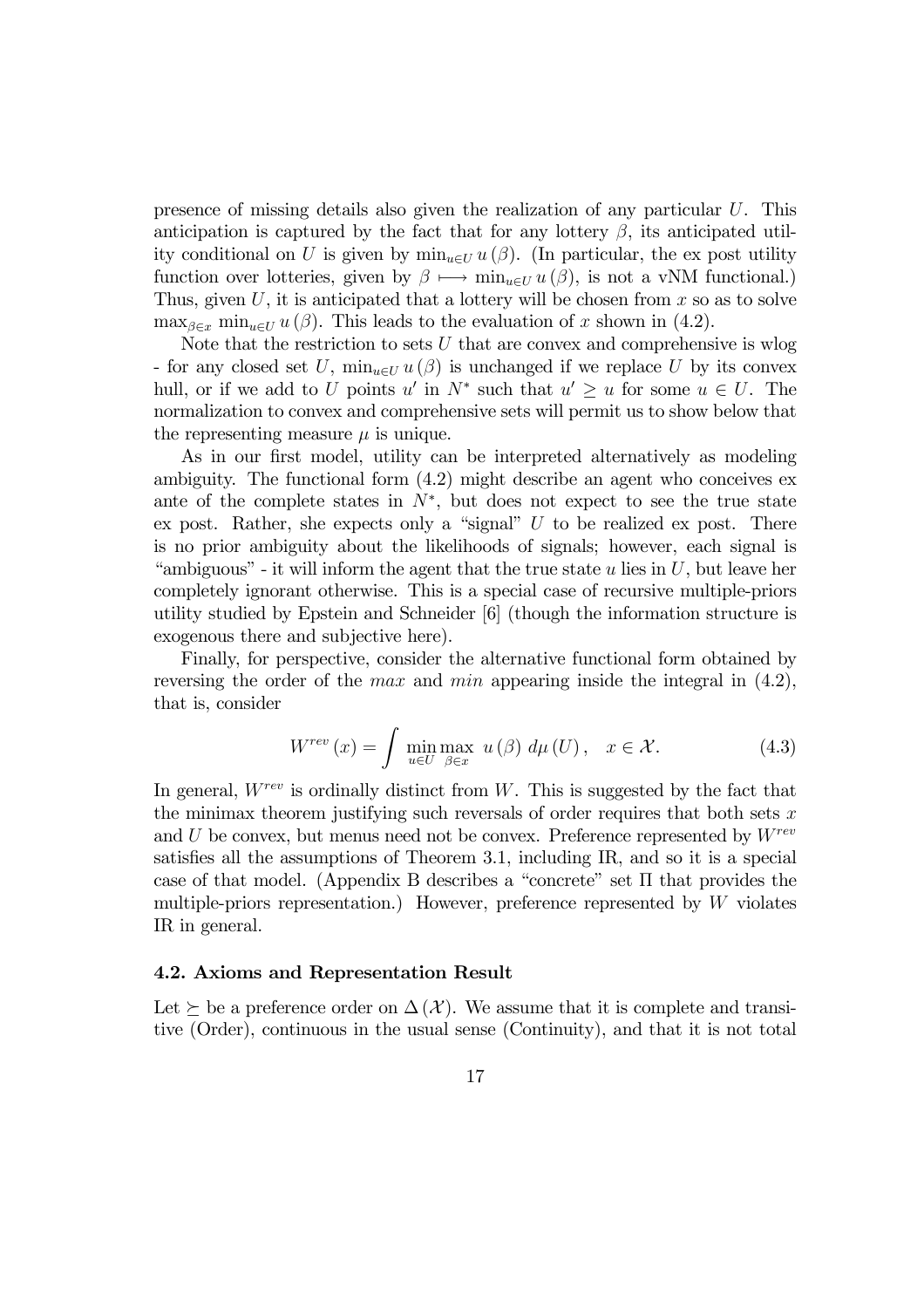presence of missing details also given the realization of any particular $U$. This anticipation is captured by the fact that for any lottery $\beta$, its anticipated utility conditional on $U$ is given by $\min_{u \in U} u(\beta)$. (In particular, the ex post utility function over lotteries, given by $\beta \longmapsto \min_{u \in U} u(\beta)$, is not a vNM functional.) Thus, given $U$, it is anticipated that a lottery will be chosen from $x$ so as to solve $\max_{\beta \in x} \min_{u \in U} u(\beta)$. This leads to the evaluation of $x$ shown in (4.2).

Note that the restriction to sets $U$ that are convex and comprehensive is wlog - for any closed set $U$, $\min_{u \in U} u(\beta)$ is unchanged if we replace $U$ by its convex hull, or if we add to $U$ points $u'$ in $N^*$ such that $u' \geq u$ for some $u \in U$. The normalization to convex and comprehensive sets will permit us to show below that the representing measure $\mu$ is unique.

As in our first model, utility can be interpreted alternatively as modeling ambiguity. The functional form (4.2) might describe an agent who conceives ex ante of the complete states in $N^*$, but does not expect to see the true state ex post. Rather, she expects only a "signal" $U$ to be realized ex post. There is no prior ambiguity about the likelihoods of signals; however, each signal is "ambiguous" - it will inform the agent that the true state $u$ lies in $U$, but leave her completely ignorant otherwise. This is a special case of recursive multiple-priors utility studied by Epstein and Schneider [6] (though the information structure is exogenous there and subjective here).

Finally, for perspective, consider the alternative functional form obtained by reversing the order of the *max* and *min* appearing inside the integral in (4.2), that is, consider

$$W^{rev}(x) = \int \min_{u \in U} \max_{\beta \in x} \ u(\beta) \ d\mu(U), \quad x \in \mathcal{X}. \tag{4.3}$$

In general, $W^{rev}$ is ordinally distinct from $W$. This is suggested by the fact that the minimax theorem justifying such reversals of order requires that both sets $x$ and $U$ be convex, but menus need not be convex. Preference represented by $W^{rev}$ satisfies all the assumptions of Theorem 3.1, including IR, and so it is a special case of that model. (Appendix B describes a "concrete" set $\Pi$ that provides the multiple-priors representation.) However, preference represented by $W$ violates IR in general.

### 4.2. Axioms and Representation Result

Let $\succeq$ be a preference order on $\Delta(\mathcal{X})$. We assume that it is complete and transitive (Order), continuous in the usual sense (Continuity), and that it is not total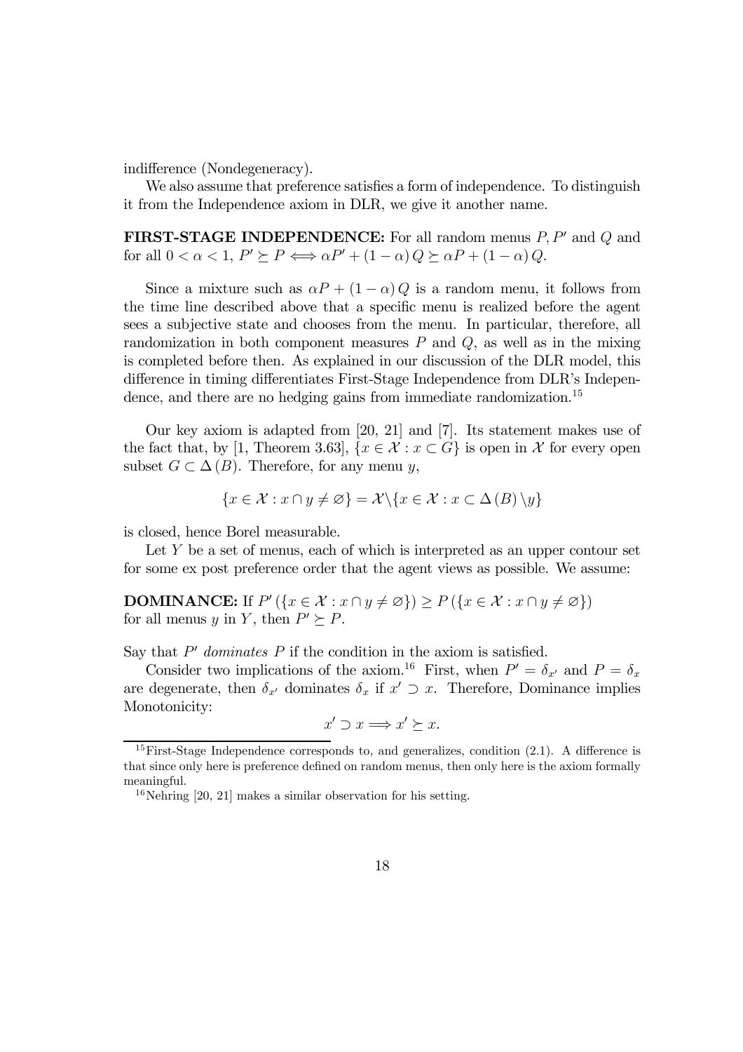indifference (Nondegeneracy).

We also assume that preference satisfies a form of independence. To distinguish it from the Independence axiom in DLR, we give it another name.

**FIRST-STAGE INDEPENDENCE:** For all random menus $P, P'$ and $Q$ and for all $0 < \alpha < 1$, $P' \succeq P \Longleftrightarrow \alpha P' + (1-\alpha) Q \succeq \alpha P + (1-\alpha) Q$.

Since a mixture such as $\alpha P + (1-\alpha) Q$ is a random menu, it follows from the time line described above that a specific menu is realized before the agent sees a subjective state and chooses from the menu. In particular, therefore, all randomization in both component measures $P$ and $Q$, as well as in the mixing is completed before then. As explained in our discussion of the DLR model, this difference in timing differentiates First-Stage Independence from DLR's Independence, and there are no hedging gains from immediate randomization.[15]

Our key axiom is adapted from [20, 21] and [7]. Its statement makes use of the fact that, by [1, Theorem 3.63], $\{x \in \mathcal{X} : x \subset G\}$ is open in $\mathcal{X}$ for every open subset $G \subset \Delta(B)$. Therefore, for any menu $y$,

$$\{x \in \mathcal{X} : x \cap y \neq \varnothing\} = \mathcal{X} \backslash \{x \in \mathcal{X} : x \subset \Delta(B) \backslash y\}$$

is closed, hence Borel measurable.

Let $Y$ be a set of menus, each of which is interpreted as an upper contour set for some ex post preference order that the agent views as possible. We assume:

**DOMINANCE:** If $P'(\{x \in \mathcal{X} : x \cap y \neq \varnothing\}) \geq P(\{x \in \mathcal{X} : x \cap y \neq \varnothing\})$ for all menus $y$ in $Y$, then $P' \succeq P$.

Say that $P'$ *dominates* $P$ if the condition in the axiom is satisfied.

Consider two implications of the axiom.[16] First, when $P' = \delta_{x'}$ and $P = \delta_x$ are degenerate, then $\delta_{x'}$ dominates $\delta_x$ if $x' \supset x$. Therefore, Dominance implies Monotonicity:

$$x' \supset x \Longrightarrow x' \succeq x.$$

---

[15] First-Stage Independence corresponds to, and generalizes, condition (2.1). A difference is that since only here is preference defined on random menus, then only here is the axiom formally meaningful.

[16] Nehring [20, 21] makes a similar observation for his setting.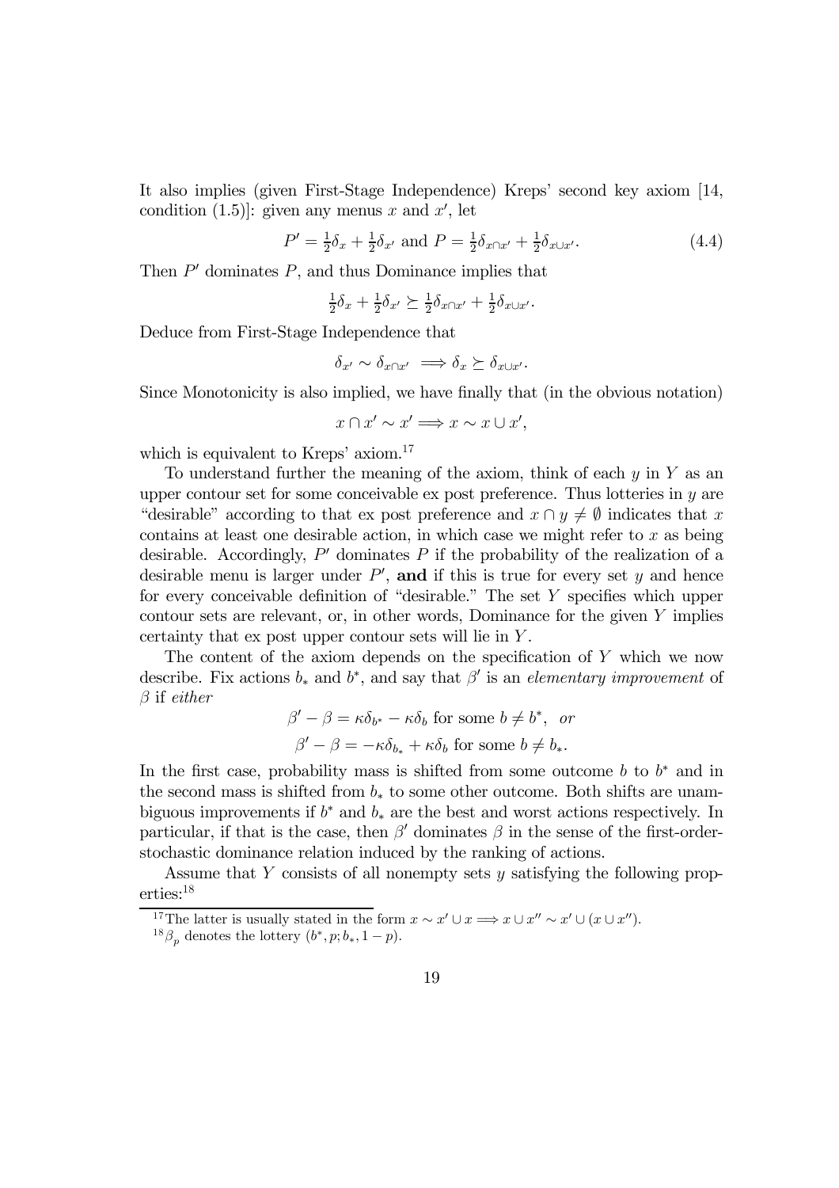It also implies (given First-Stage Independence) Kreps' second key axiom [14, condition (1.5)]: given any menus $x$ and $x'$, let

$$P' = \tfrac{1}{2}\delta_x + \tfrac{1}{2}\delta_{x'} \text{ and } P = \tfrac{1}{2}\delta_{x\cap x'} + \tfrac{1}{2}\delta_{x\cup x'}. \tag{4.4}$$

Then $P'$ dominates $P$, and thus Dominance implies that

$$\tfrac{1}{2}\delta_x + \tfrac{1}{2}\delta_{x'} \succeq \tfrac{1}{2}\delta_{x\cap x'} + \tfrac{1}{2}\delta_{x\cup x'}.$$

Deduce from First-Stage Independence that

$$\delta_{x'} \sim \delta_{x\cap x'} \implies \delta_x \succeq \delta_{x\cup x'}.$$

Since Monotonicity is also implied, we have finally that (in the obvious notation)

$$x \cap x' \sim x' \Longrightarrow x \sim x \cup x',$$

which is equivalent to Kreps' axiom.[17]

To understand further the meaning of the axiom, think of each $y$ in $Y$ as an upper contour set for some conceivable ex post preference. Thus lotteries in $y$ are "desirable" according to that ex post preference and $x \cap y \neq \emptyset$ indicates that $x$ contains at least one desirable action, in which case we might refer to $x$ as being desirable. Accordingly, $P'$ dominates $P$ if the probability of the realization of a desirable menu is larger under $P'$, **and** if this is true for every set $y$ and hence for every conceivable definition of "desirable." The set $Y$ specifies which upper contour sets are relevant, or, in other words, Dominance for the given $Y$ implies certainty that ex post upper contour sets will lie in $Y$.

The content of the axiom depends on the specification of $Y$ which we now describe. Fix actions $b_*$ and $b^*$, and say that $\beta'$ is an *elementary improvement* of $\beta$ if *either*

$$\beta' - \beta = \kappa\delta_{b^*} - \kappa\delta_b \text{ for some } b \neq b^*, \ \ \textit{or}$$
$$\beta' - \beta = -\kappa\delta_{b_*} + \kappa\delta_b \text{ for some } b \neq b_*.$$

In the first case, probability mass is shifted from some outcome $b$ to $b^*$ and in the second mass is shifted from $b_*$ to some other outcome. Both shifts are unambiguous improvements if $b^*$ and $b_*$ are the best and worst actions respectively. In particular, if that is the case, then $\beta'$ dominates $\beta$ in the sense of the first-order-stochastic dominance relation induced by the ranking of actions.

Assume that $Y$ consists of all nonempty sets $y$ satisfying the following properties:[18]

[17] The latter is usually stated in the form $x \sim x' \cup x \Longrightarrow x \cup x'' \sim x' \cup (x \cup x'')$.

[18] $\beta_p$ denotes the lottery $(b^*, p; b_*, 1-p)$.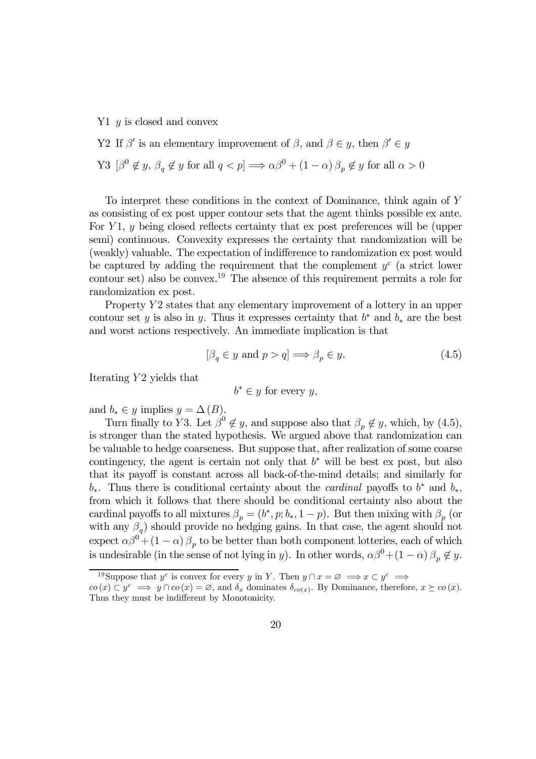Y1 $y$ is closed and convex

Y2 If $\beta'$ is an elementary improvement of $\beta$, and $\beta \in y$, then $\beta' \in y$

Y3 $[\beta^0 \notin y,\, \beta_q \notin y$ for all $q < p] \Longrightarrow \alpha\beta^0 + (1-\alpha)\,\beta_p \notin y$ for all $\alpha > 0$

To interpret these conditions in the context of Dominance, think again of $Y$ as consisting of ex post upper contour sets that the agent thinks possible ex ante. For $Y1$, $y$ being closed reflects certainty that ex post preferences will be (upper semi) continuous. Convexity expresses the certainty that randomization will be (weakly) valuable. The expectation of indifference to randomization ex post would be captured by adding the requirement that the complement $y^c$ (a strict lower contour set) also be convex.[19] The absence of this requirement permits a role for randomization ex post.

Property $Y2$ states that any elementary improvement of a lottery in an upper contour set $y$ is also in $y$. Thus it expresses certainty that $b^*$ and $b_*$ are the best and worst actions respectively. An immediate implication is that

$$[\beta_q \in y \text{ and } p > q] \Longrightarrow \beta_p \in y. \tag{4.5}$$

Iterating $Y2$ yields that

$$b^* \in y \text{ for every } y,$$

and $b_* \in y$ implies $y = \Delta(B)$.

Turn finally to $Y3$. Let $\beta^0 \notin y$, and suppose also that $\beta_p \notin y$, which, by (4.5), is stronger than the stated hypothesis. We argued above that randomization can be valuable to hedge coarseness. But suppose that, after realization of some coarse contingency, the agent is certain not only that $b^*$ will be best ex post, but also that its payoff is constant across all back-of-the-mind details; and similarly for $b_*$. Thus there is conditional certainty about the *cardinal* payoffs to $b^*$ and $b_*$, from which it follows that there should be conditional certainty also about the cardinal payoffs to all mixtures $\beta_p = (b^*, p; b_*, 1-p)$. But then mixing with $\beta_p$ (or with any $\beta_q$) should provide no hedging gains. In that case, the agent should not expect $\alpha\beta^0 + (1-\alpha)\,\beta_p$ to be better than both component lotteries, each of which is undesirable (in the sense of not lying in $y$). In other words, $\alpha\beta^0 + (1-\alpha)\,\beta_p \notin y$.

[19] Suppose that $y^c$ is convex for every $y$ in $Y$. Then $y \cap x = \varnothing \implies x \subset y^c \implies co(x) \subset y^c \implies y \cap co(x) = \varnothing$, and $\delta_x$ dominates $\delta_{co(x)}$. By Dominance, therefore, $x \succeq co(x)$. Thus they must be indifferent by Monotonicity.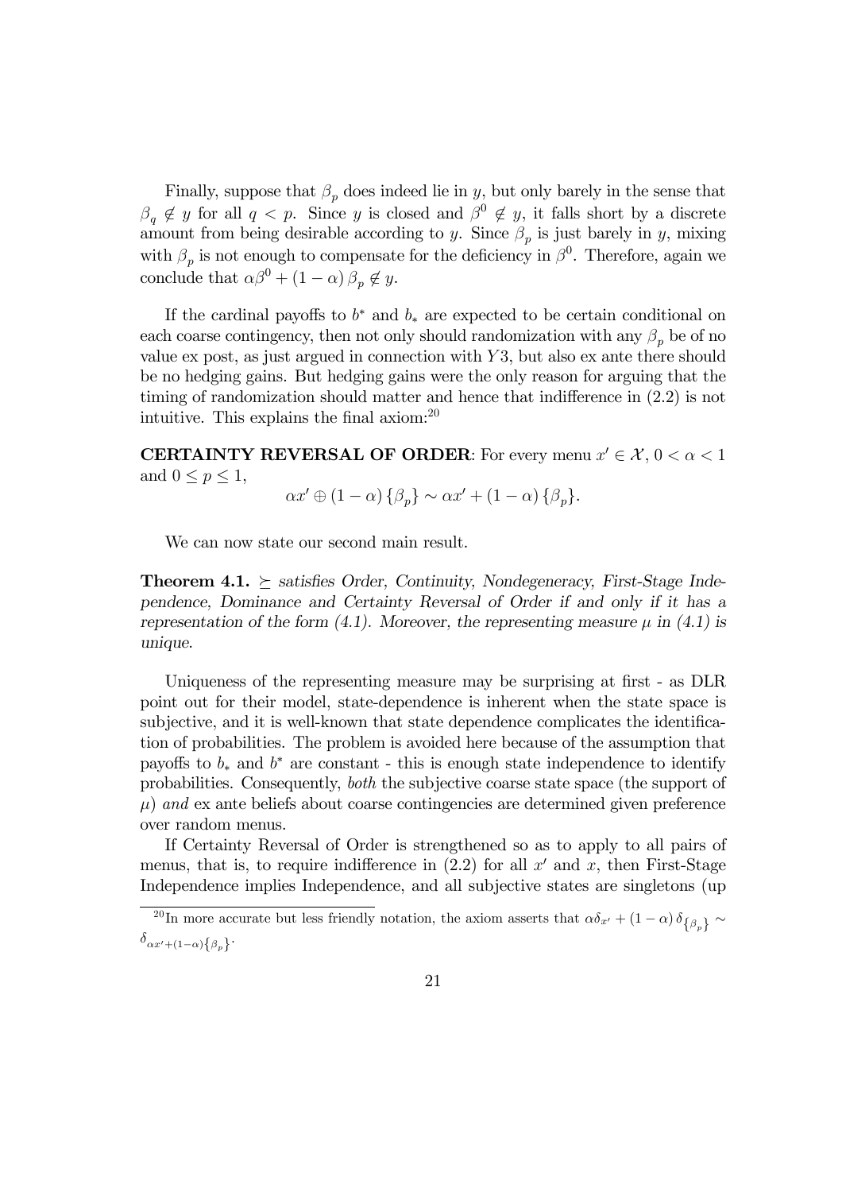Finally, suppose that $\beta_p$ does indeed lie in $y$, but only barely in the sense that $\beta_q \notin y$ for all $q < p$. Since $y$ is closed and $\beta^0 \notin y$, it falls short by a discrete amount from being desirable according to $y$. Since $\beta_p$ is just barely in $y$, mixing with $\beta_p$ is not enough to compensate for the deficiency in $\beta^0$. Therefore, again we conclude that $\alpha\beta^0 + (1-\alpha)\beta_p \notin y$.

If the cardinal payoffs to $b^*$ and $b_*$ are expected to be certain conditional on each coarse contingency, then not only should randomization with any $\beta_p$ be of no value ex post, as just argued in connection with $Y3$, but also ex ante there should be no hedging gains. But hedging gains were the only reason for arguing that the timing of randomization should matter and hence that indifference in (2.2) is not intuitive. This explains the final axiom:[20]

**CERTAINTY REVERSAL OF ORDER**: For every menu $x' \in \mathcal{X}$, $0 < \alpha < 1$ and $0 \leq p \leq 1$,

$$\alpha x' \oplus (1-\alpha)\{\beta_p\} \sim \alpha x' + (1-\alpha)\{\beta_p\}.$$

We can now state our second main result.

**Theorem 4.1.** *$\succeq$ satisfies Order, Continuity, Nondegeneracy, First-Stage Independence, Dominance and Certainty Reversal of Order if and only if it has a representation of the form (4.1). Moreover, the representing measure $\mu$ in (4.1) is unique.*

Uniqueness of the representing measure may be surprising at first - as DLR point out for their model, state-dependence is inherent when the state space is subjective, and it is well-known that state dependence complicates the identification of probabilities. The problem is avoided here because of the assumption that payoffs to $b_*$ and $b^*$ are constant - this is enough state independence to identify probabilities. Consequently, *both* the subjective coarse state space (the support of $\mu$) *and* ex ante beliefs about coarse contingencies are determined given preference over random menus.

If Certainty Reversal of Order is strengthened so as to apply to all pairs of menus, that is, to require indifference in (2.2) for all $x'$ and $x$, then First-Stage Independence implies Independence, and all subjective states are singletons (up

[20] In more accurate but less friendly notation, the axiom asserts that $\alpha\delta_{x'} + (1-\alpha)\delta_{\{\beta_p\}} \sim \delta_{\alpha x' + (1-\alpha)\{\beta_p\}}$.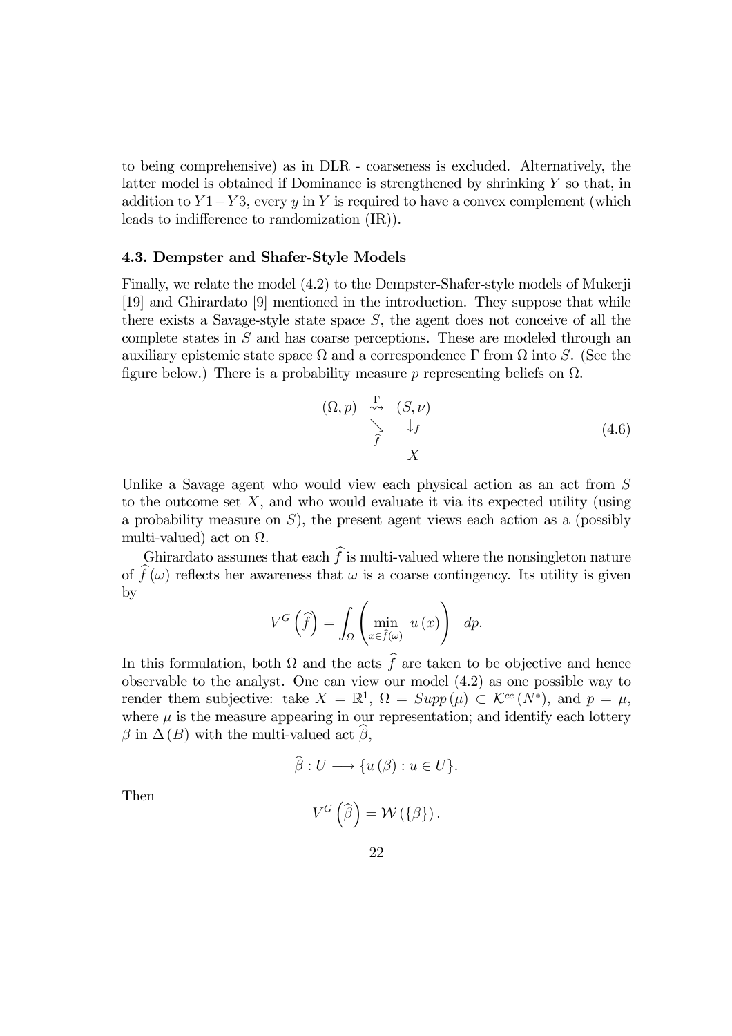to being comprehensive) as in DLR - coarseness is excluded. Alternatively, the latter model is obtained if Dominance is strengthened by shrinking $Y$ so that, in addition to $Y1-Y3$, every $y$ in $Y$ is required to have a convex complement (which leads to indifference to randomization (IR)).

### 4.3. Dempster and Shafer-Style Models

Finally, we relate the model (4.2) to the Dempster-Shafer-style models of Mukerji [19] and Ghirardato [9] mentioned in the introduction. They suppose that while there exists a Savage-style state space $S$, the agent does not conceive of all the complete states in $S$ and has coarse perceptions. These are modeled through an auxiliary epistemic state space $\Omega$ and a correspondence $\Gamma$ from $\Omega$ into $S$. (See the figure below.) There is a probability measure $p$ representing beliefs on $\Omega$.

$$
\begin{array}{ccc}
(\Omega, p) & \overset{\Gamma}{\rightsquigarrow} & (S, \nu) \\
 & \underset{\widehat{f}}{\searrow} & \downarrow_f \\
 & & X
\end{array}
\tag{4.6}
$$

Unlike a Savage agent who would view each physical action as an act from $S$ to the outcome set $X$, and who would evaluate it via its expected utility (using a probability measure on $S$), the present agent views each action as a (possibly multi-valued) act on $\Omega$.

Ghirardato assumes that each $\widehat{f}$ is multi-valued where the nonsingleton nature of $\widehat{f}(\omega)$ reflects her awareness that $\omega$ is a coarse contingency. Its utility is given by

$$
V^G\left(\widehat{f}\right) = \int_\Omega \left( \min_{x \in \widehat{f}(\omega)} u(x) \right) \; dp.
$$

In this formulation, both $\Omega$ and the acts $\widehat{f}$ are taken to be objective and hence observable to the analyst. One can view our model (4.2) as one possible way to render them subjective: take $X = \mathbb{R}^1$, $\Omega = Supp(\mu) \subset \mathcal{K}^{cc}(N^*)$, and $p = \mu$, where $\mu$ is the measure appearing in our representation; and identify each lottery $\beta$ in $\Delta(B)$ with the multi-valued act $\widehat{\beta}$,

$$
\widehat{\beta} : U \longrightarrow \{u(\beta) : u \in U\}.
$$

Then

$$
V^G\left(\widehat{\beta}\right) = \mathcal{W}(\{\beta\}).
$$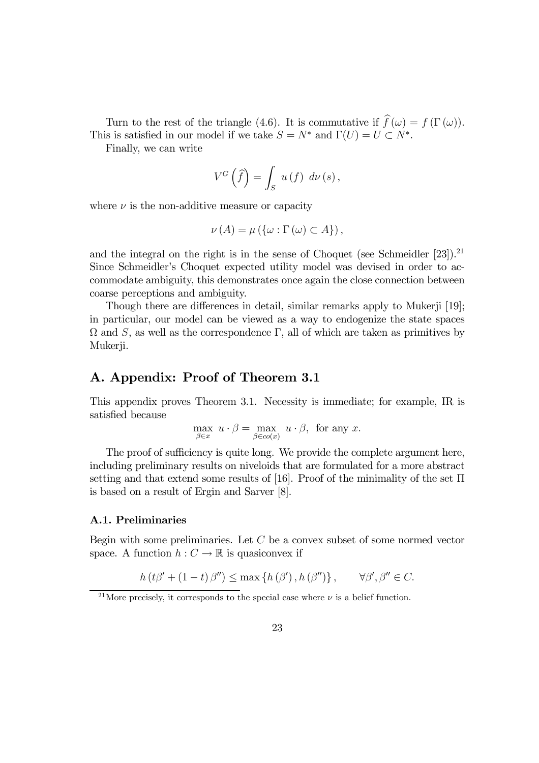Turn to the rest of the triangle (4.6). It is commutative if $\widehat{f}(\omega) = f(\Gamma(\omega))$. This is satisfied in our model if we take $S = N^*$ and $\Gamma(U) = U \subset N^*$.

Finally, we can write

$$V^G\left(\widehat{f}\right) = \int_S u(f) \; d\nu(s),$$

where $\nu$ is the non-additive measure or capacity

$$\nu(A) = \mu(\{\omega : \Gamma(\omega) \subset A\}),$$

and the integral on the right is in the sense of Choquet (see Schmeidler [23]).[21] Since Schmeidler's Choquet expected utility model was devised in order to accommodate ambiguity, this demonstrates once again the close connection between coarse perceptions and ambiguity.

Though there are differences in detail, similar remarks apply to Mukerji [19]; in particular, our model can be viewed as a way to endogenize the state spaces $\Omega$ and $S$, as well as the correspondence $\Gamma$, all of which are taken as primitives by Mukerji.

# A. Appendix: Proof of Theorem 3.1

This appendix proves Theorem 3.1. Necessity is immediate; for example, IR is satisfied because

$$\max_{\beta \in x} \; u \cdot \beta = \max_{\beta \in co(x)} \; u \cdot \beta, \text{ for any } x.$$

The proof of sufficiency is quite long. We provide the complete argument here, including preliminary results on niveloids that are formulated for a more abstract setting and that extend some results of [16]. Proof of the minimality of the set $\Pi$ is based on a result of Ergin and Sarver [8].

### A.1. Preliminaries

Begin with some preliminaries. Let $C$ be a convex subset of some normed vector space. A function $h : C \to \mathbb{R}$ is quasiconvex if

$$h(t\beta' + (1-t)\beta'') \leq \max\{h(\beta'), h(\beta'')\}, \qquad \forall \beta', \beta'' \in C.$$

[21] More precisely, it corresponds to the special case where $\nu$ is a belief function.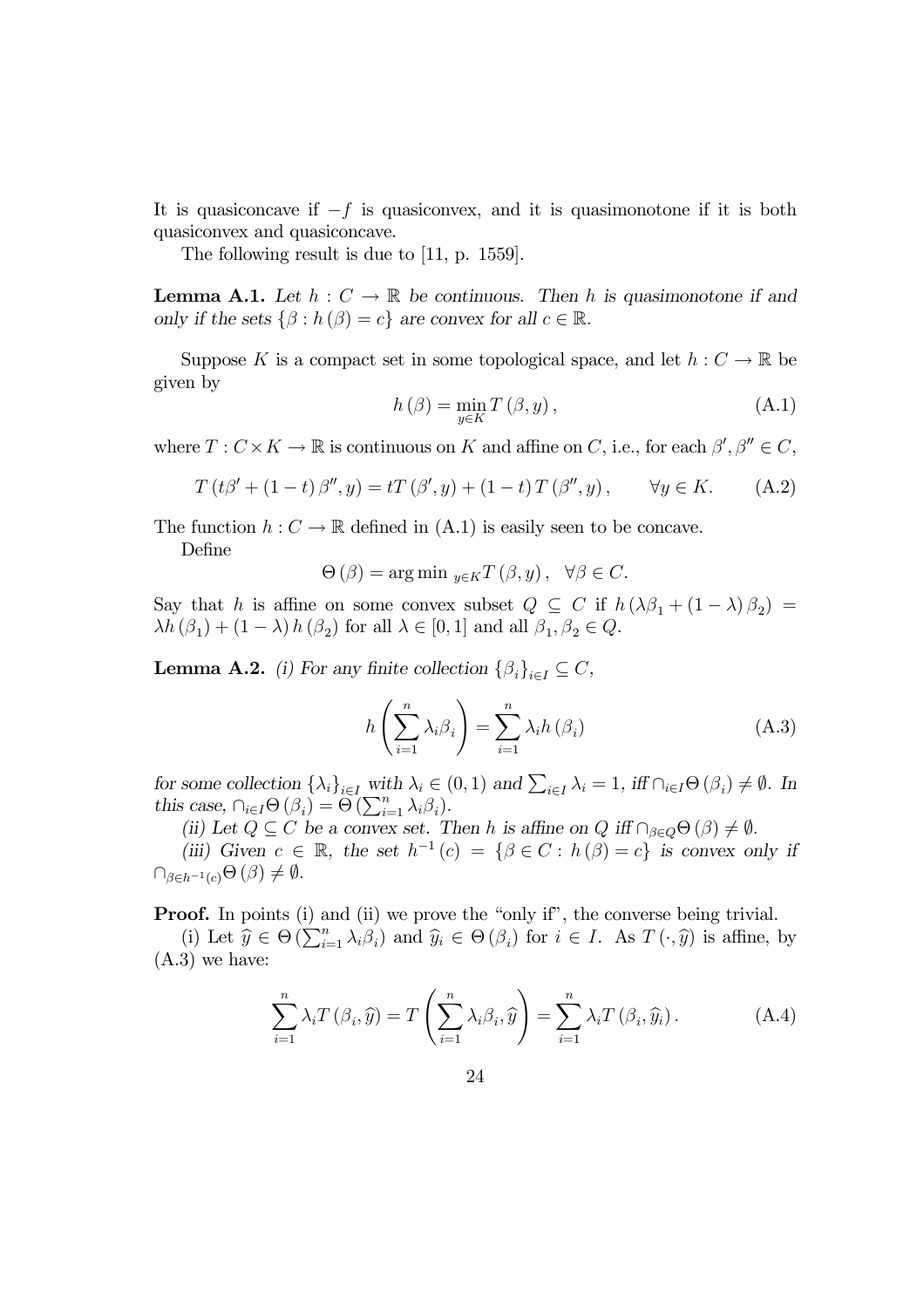It is quasiconcave if $-f$ is quasiconvex, and it is quasimonotone if it is both quasiconvex and quasiconcave.

The following result is due to [11, p. 1559].

**Lemma A.1.** *Let $h : C \to \mathbb{R}$ be continuous. Then $h$ is quasimonotone if and only if the sets $\{\beta : h(\beta) = c\}$ are convex for all $c \in \mathbb{R}$.*

Suppose $K$ is a compact set in some topological space, and let $h : C \to \mathbb{R}$ be given by

$$h(\beta) = \min_{y \in K} T(\beta, y), \tag{A.1}$$

where $T : C \times K \to \mathbb{R}$ is continuous on $K$ and affine on $C$, i.e., for each $\beta', \beta'' \in C$,

$$T(t\beta' + (1-t)\beta'', y) = tT(\beta', y) + (1-t)T(\beta'', y), \qquad \forall y \in K. \tag{A.2}$$

The function $h : C \to \mathbb{R}$ defined in (A.1) is easily seen to be concave.

Define

$$\Theta(\beta) = \arg\min{}_{y \in K} T(\beta, y), \quad \forall \beta \in C.$$

Say that $h$ is affine on some convex subset $Q \subseteq C$ if $h(\lambda\beta_1 + (1-\lambda)\beta_2) = \lambda h(\beta_1) + (1-\lambda)h(\beta_2)$ for all $\lambda \in [0,1]$ and all $\beta_1, \beta_2 \in Q$.

**Lemma A.2.** *(i) For any finite collection $\{\beta_i\}_{i \in I} \subseteq C$,*

$$h\left(\sum_{i=1}^{n} \lambda_i \beta_i\right) = \sum_{i=1}^{n} \lambda_i h(\beta_i) \tag{A.3}$$

*for some collection $\{\lambda_i\}_{i \in I}$ with $\lambda_i \in (0,1)$ and $\sum_{i \in I} \lambda_i = 1$, iff $\cap_{i \in I} \Theta(\beta_i) \neq \emptyset$. In this case, $\cap_{i \in I} \Theta(\beta_i) = \Theta\left(\sum_{i=1}^{n} \lambda_i \beta_i\right)$.*

*(ii) Let $Q \subseteq C$ be a convex set. Then $h$ is affine on $Q$ iff $\cap_{\beta \in Q} \Theta(\beta) \neq \emptyset$.*

*(iii) Given $c \in \mathbb{R}$, the set $h^{-1}(c) = \{\beta \in C : h(\beta) = c\}$ is convex only if $\cap_{\beta \in h^{-1}(c)} \Theta(\beta) \neq \emptyset$.*

**Proof.** In points (i) and (ii) we prove the "only if", the converse being trivial.

(i) Let $\widehat{y} \in \Theta\left(\sum_{i=1}^{n} \lambda_i \beta_i\right)$ and $\widehat{y}_i \in \Theta(\beta_i)$ for $i \in I$. As $T(\cdot, \widehat{y})$ is affine, by (A.3) we have:

$$\sum_{i=1}^{n} \lambda_i T(\beta_i, \widehat{y}) = T\left(\sum_{i=1}^{n} \lambda_i \beta_i, \widehat{y}\right) = \sum_{i=1}^{n} \lambda_i T(\beta_i, \widehat{y}_i). \tag{A.4}$$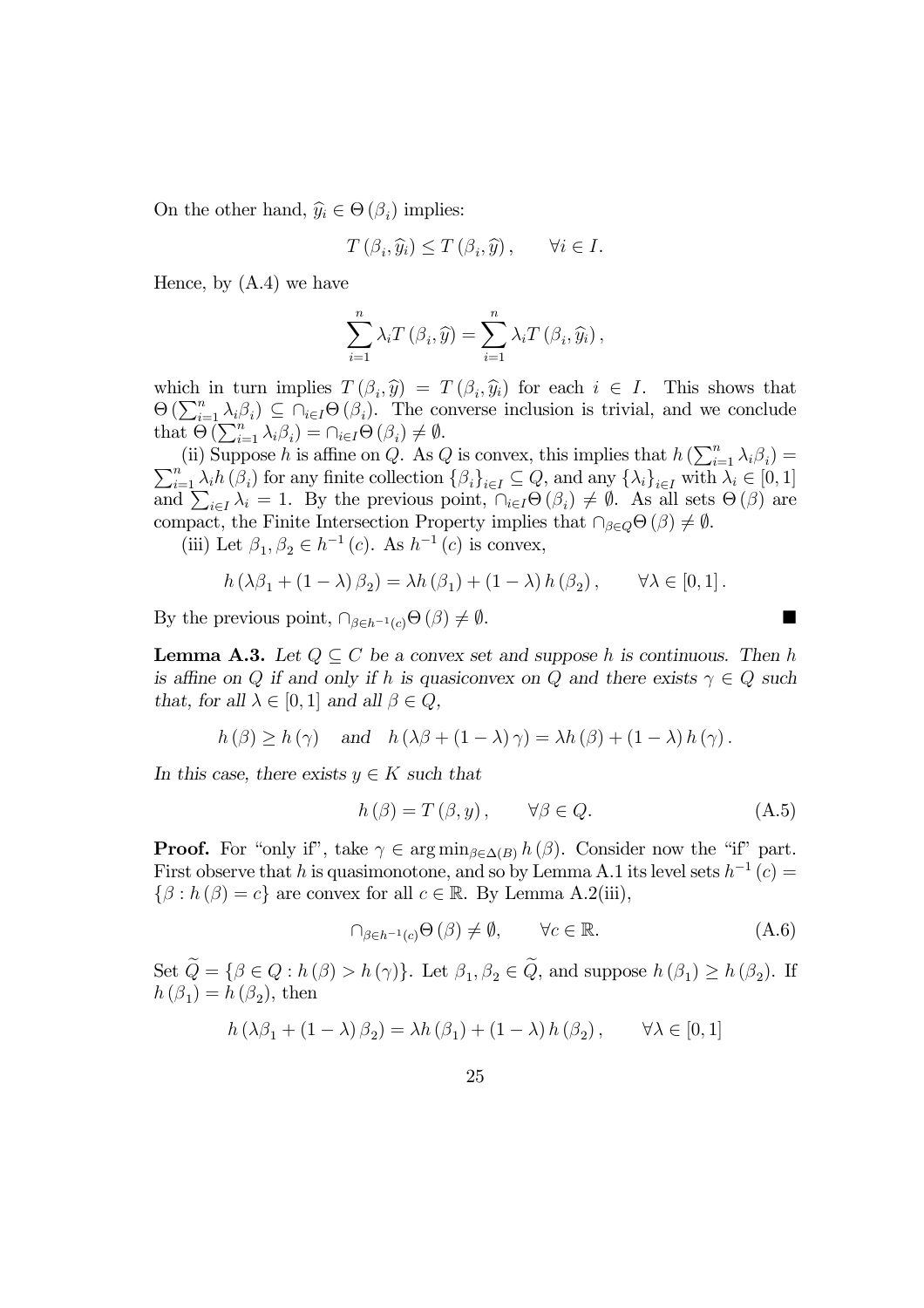On the other hand, $\widehat{y}_i \in \Theta(\beta_i)$ implies:

$$T(\beta_i, \widehat{y}_i) \leq T(\beta_i, \widehat{y}), \qquad \forall i \in I.$$

Hence, by (A.4) we have

$$\sum_{i=1}^{n} \lambda_i T(\beta_i, \widehat{y}) = \sum_{i=1}^{n} \lambda_i T(\beta_i, \widehat{y}_i),$$

which in turn implies $T(\beta_i, \widehat{y}) = T(\beta_i, \widehat{y}_i)$ for each $i \in I$. This shows that $\Theta\left(\sum_{i=1}^{n} \lambda_i \beta_i\right) \subseteq \cap_{i \in I} \Theta(\beta_i)$. The converse inclusion is trivial, and we conclude that $\Theta\left(\sum_{i=1}^{n} \lambda_i \beta_i\right) = \cap_{i \in I} \Theta(\beta_i) \neq \emptyset$.

(ii) Suppose $h$ is affine on $Q$. As $Q$ is convex, this implies that $h\left(\sum_{i=1}^{n} \lambda_i \beta_i\right) = \sum_{i=1}^{n} \lambda_i h(\beta_i)$ for any finite collection $\{\beta_i\}_{i \in I} \subseteq Q$, and any $\{\lambda_i\}_{i \in I}$ with $\lambda_i \in [0,1]$ and $\sum_{i \in I} \lambda_i = 1$. By the previous point, $\cap_{i \in I} \Theta(\beta_i) \neq \emptyset$. As all sets $\Theta(\beta)$ are compact, the Finite Intersection Property implies that $\cap_{\beta \in Q} \Theta(\beta) \neq \emptyset$.

(iii) Let $\beta_1, \beta_2 \in h^{-1}(c)$. As $h^{-1}(c)$ is convex,

$$h(\lambda \beta_1 + (1-\lambda)\beta_2) = \lambda h(\beta_1) + (1-\lambda) h(\beta_2), \qquad \forall \lambda \in [0,1].$$

By the previous point, $\cap_{\beta \in h^{-1}(c)} \Theta(\beta) \neq \emptyset$. ■

**Lemma A.3.** *Let $Q \subseteq C$ be a convex set and suppose $h$ is continuous. Then $h$ is affine on $Q$ if and only if $h$ is quasiconvex on $Q$ and there exists $\gamma \in Q$ such that, for all $\lambda \in [0,1]$ and all $\beta \in Q$,*

$$h(\beta) \geq h(\gamma) \quad \text{and} \quad h(\lambda \beta + (1-\lambda)\gamma) = \lambda h(\beta) + (1-\lambda) h(\gamma).$$

*In this case, there exists $y \in K$ such that*

$$h(\beta) = T(\beta, y), \qquad \forall \beta \in Q. \tag{A.5}$$

**Proof.** For "only if", take $\gamma \in \arg\min_{\beta \in \Delta(B)} h(\beta)$. Consider now the "if" part. First observe that $h$ is quasimonotone, and so by Lemma A.1 its level sets $h^{-1}(c) = \{\beta : h(\beta) = c\}$ are convex for all $c \in \mathbb{R}$. By Lemma A.2(iii),

$$\cap_{\beta \in h^{-1}(c)} \Theta(\beta) \neq \emptyset, \qquad \forall c \in \mathbb{R}. \tag{A.6}$$

Set $\widetilde{Q} = \{\beta \in Q : h(\beta) > h(\gamma)\}$. Let $\beta_1, \beta_2 \in \widetilde{Q}$, and suppose $h(\beta_1) \geq h(\beta_2)$. If $h(\beta_1) = h(\beta_2)$, then

$$h(\lambda \beta_1 + (1-\lambda)\beta_2) = \lambda h(\beta_1) + (1-\lambda) h(\beta_2), \qquad \forall \lambda \in [0,1]$$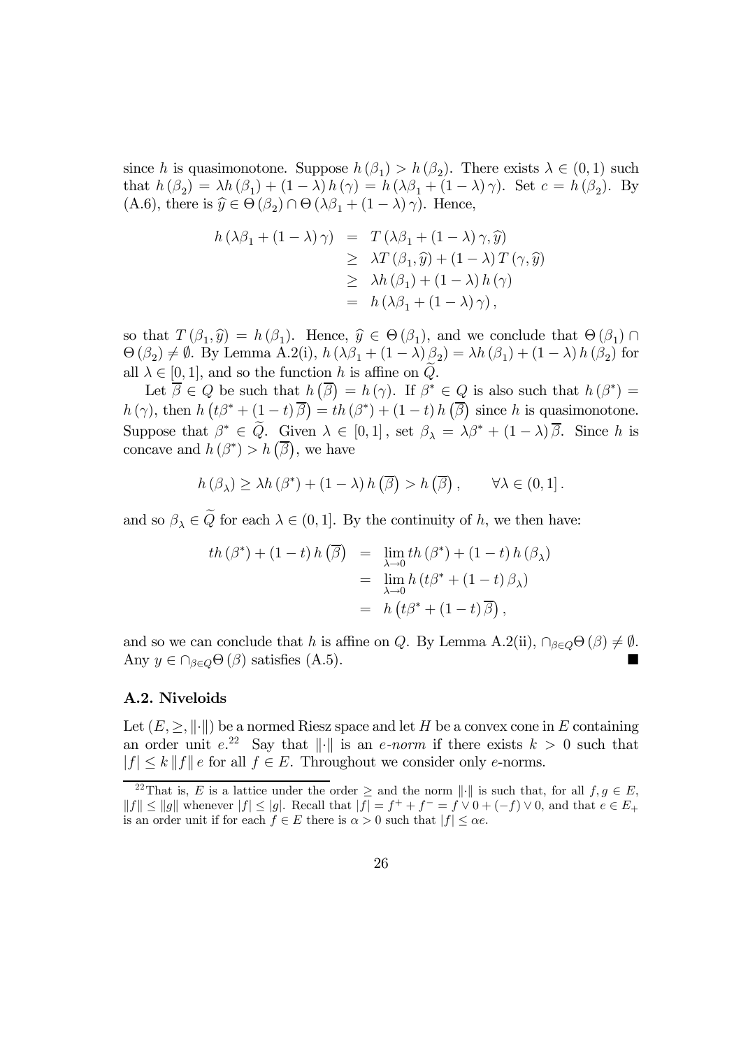since $h$ is quasimonotone. Suppose $h(\beta_1) > h(\beta_2)$. There exists $\lambda \in (0,1)$ such that $h(\beta_2) = \lambda h(\beta_1) + (1-\lambda) h(\gamma) = h(\lambda\beta_1 + (1-\lambda)\gamma)$. Set $c = h(\beta_2)$. By (A.6), there is $\widehat{y} \in \Theta(\beta_2) \cap \Theta(\lambda\beta_1 + (1-\lambda)\gamma)$. Hence,

$$
\begin{aligned}
h(\lambda\beta_1 + (1-\lambda)\gamma) &= T(\lambda\beta_1 + (1-\lambda)\gamma, \widehat{y}) \\
&\geq \lambda T(\beta_1, \widehat{y}) + (1-\lambda) T(\gamma, \widehat{y}) \\
&\geq \lambda h(\beta_1) + (1-\lambda) h(\gamma) \\
&= h(\lambda\beta_1 + (1-\lambda)\gamma),
\end{aligned}
$$

so that $T(\beta_1, \widehat{y}) = h(\beta_1)$. Hence, $\widehat{y} \in \Theta(\beta_1)$, and we conclude that $\Theta(\beta_1) \cap \Theta(\beta_2) \neq \emptyset$. By Lemma A.2(i), $h(\lambda\beta_1 + (1-\lambda)\beta_2) = \lambda h(\beta_1) + (1-\lambda) h(\beta_2)$ for all $\lambda \in [0,1]$, and so the function $h$ is affine on $\widetilde{Q}$.

Let $\overline{\beta} \in Q$ be such that $h(\overline{\beta}) = h(\gamma)$. If $\beta^* \in Q$ is also such that $h(\beta^*) = h(\gamma)$, then $h(t\beta^* + (1-t)\overline{\beta}) = th(\beta^*) + (1-t) h(\overline{\beta})$ since $h$ is quasimonotone. Suppose that $\beta^* \in \widetilde{Q}$. Given $\lambda \in [0,1]$, set $\beta_\lambda = \lambda\beta^* + (1-\lambda)\overline{\beta}$. Since $h$ is concave and $h(\beta^*) > h(\overline{\beta})$, we have

$$
h(\beta_\lambda) \geq \lambda h(\beta^*) + (1-\lambda) h(\overline{\beta}) > h(\overline{\beta}), \qquad \forall \lambda \in (0,1].
$$

and so $\beta_\lambda \in \widetilde{Q}$ for each $\lambda \in (0,1]$. By the continuity of $h$, we then have:

$$
\begin{aligned}
th(\beta^*) + (1-t) h(\overline{\beta}) &= \lim_{\lambda \to 0} th(\beta^*) + (1-t) h(\beta_\lambda) \\
&= \lim_{\lambda \to 0} h(t\beta^* + (1-t)\beta_\lambda) \\
&= h(t\beta^* + (1-t)\overline{\beta}),
\end{aligned}
$$

and so we can conclude that $h$ is affine on $Q$. By Lemma A.2(ii), $\cap_{\beta \in Q} \Theta(\beta) \neq \emptyset$. Any $y \in \cap_{\beta \in Q} \Theta(\beta)$ satisfies (A.5). ■

### A.2. Niveloids

Let $(E, \geq, \|\cdot\|)$ be a normed Riesz space and let $H$ be a convex cone in $E$ containing an order unit $e$.[22] Say that $\|\cdot\|$ is an *e-norm* if there exists $k > 0$ such that $|f| \leq k \|f\| e$ for all $f \in E$. Throughout we consider only $e$-norms.

[22] That is, $E$ is a lattice under the order $\geq$ and the norm $\|\cdot\|$ is such that, for all $f, g \in E$, $\|f\| \leq \|g\|$ whenever $|f| \leq |g|$. Recall that $|f| = f^+ + f^- = f \vee 0 + (-f) \vee 0$, and that $e \in E_+$ is an order unit if for each $f \in E$ there is $\alpha > 0$ such that $|f| \leq \alpha e$.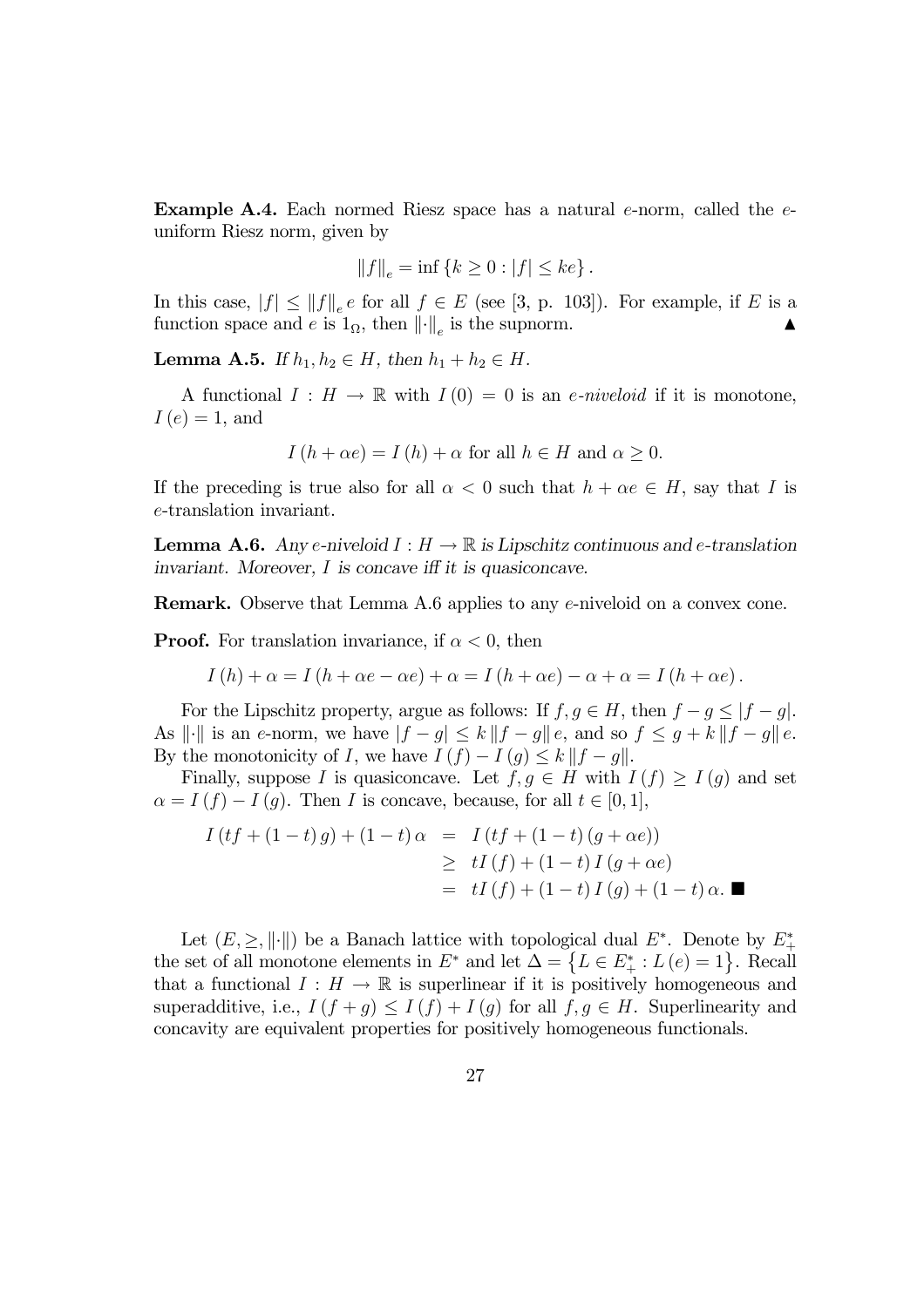**Example A.4.** Each normed Riesz space has a natural $e$-norm, called the $e$-uniform Riesz norm, given by

$$\|f\|_e = \inf \{k \geq 0 : |f| \leq ke\}.$$

In this case, $|f| \leq \|f\|_e e$ for all $f \in E$ (see [3, p. 103]). For example, if $E$ is a function space and $e$ is $1_\Omega$, then $\|\cdot\|_e$ is the supnorm. ▲

**Lemma A.5.** *If $h_1, h_2 \in H$, then $h_1 + h_2 \in H$.*

A functional $I : H \to \mathbb{R}$ with $I(0) = 0$ is an *$e$-niveloid* if it is monotone, $I(e) = 1$, and

$$I(h + \alpha e) = I(h) + \alpha \text{ for all } h \in H \text{ and } \alpha \geq 0.$$

If the preceding is true also for all $\alpha < 0$ such that $h + \alpha e \in H$, say that $I$ is $e$-translation invariant.

**Lemma A.6.** *Any $e$-niveloid $I : H \to \mathbb{R}$ is Lipschitz continuous and $e$-translation invariant. Moreover, $I$ is concave iff it is quasiconcave.*

**Remark.** Observe that Lemma A.6 applies to any $e$-niveloid on a convex cone.

**Proof.** For translation invariance, if $\alpha < 0$, then

$$I(h) + \alpha = I(h + \alpha e - \alpha e) + \alpha = I(h + \alpha e) - \alpha + \alpha = I(h + \alpha e).$$

For the Lipschitz property, argue as follows: If $f, g \in H$, then $f - g \leq |f - g|$. As $\|\cdot\|$ is an $e$-norm, we have $|f - g| \leq k \|f - g\| e$, and so $f \leq g + k \|f - g\| e$. By the monotonicity of $I$, we have $I(f) - I(g) \leq k \|f - g\|$.

Finally, suppose $I$ is quasiconcave. Let $f, g \in H$ with $I(f) \geq I(g)$ and set $\alpha = I(f) - I(g)$. Then $I$ is concave, because, for all $t \in [0, 1]$,

$$\begin{aligned} I(tf + (1-t)g) + (1-t)\alpha &= I(tf + (1-t)(g + \alpha e)) \\ &\geq tI(f) + (1-t)I(g + \alpha e) \\ &= tI(f) + (1-t)I(g) + (1-t)\alpha. \; \blacksquare \end{aligned}$$

Let $(E, \geq, \|\cdot\|)$ be a Banach lattice with topological dual $E^*$. Denote by $E_+^*$ the set of all monotone elements in $E^*$ and let $\Delta = \{L \in E_+^* : L(e) = 1\}$. Recall that a functional $I : H \to \mathbb{R}$ is superlinear if it is positively homogeneous and superadditive, i.e., $I(f + g) \leq I(f) + I(g)$ for all $f, g \in H$. Superlinearity and concavity are equivalent properties for positively homogeneous functionals.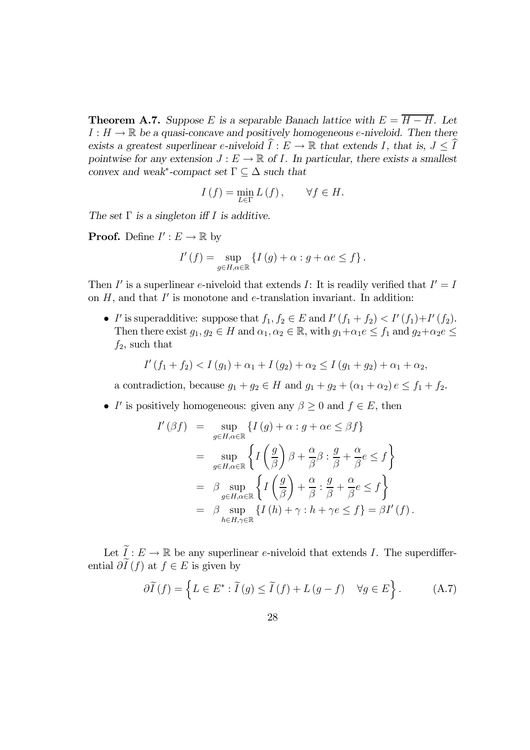**Theorem A.7.** *Suppose $E$ is a separable Banach lattice with $E = \overline{H - H}$. Let $I : H \to \mathbb{R}$ be a quasi-concave and positively homogeneous $e$-niveloid. Then there exists a greatest superlinear $e$-niveloid $\widehat{I} : E \to \mathbb{R}$ that extends $I$, that is, $J \leq \widehat{I}$ pointwise for any extension $J : E \to \mathbb{R}$ of $I$. In particular, there exists a smallest convex and weak\*-compact set $\Gamma \subseteq \Delta$ such that*

$$I(f) = \min_{L \in \Gamma} L(f), \qquad \forall f \in H.$$

*The set $\Gamma$ is a singleton iff $I$ is additive.*

**Proof.** Define $I' : E \to \mathbb{R}$ by

$$I'(f) = \sup_{g \in H, \alpha \in \mathbb{R}} \{I(g) + \alpha : g + \alpha e \leq f\}.$$

Then $I'$ is a superlinear $e$-niveloid that extends $I$: It is readily verified that $I' = I$ on $H$, and that $I'$ is monotone and $e$-translation invariant. In addition:

- $I'$ is superadditive: suppose that $f_1, f_2 \in E$ and $I'(f_1 + f_2) < I'(f_1) + I'(f_2)$. Then there exist $g_1, g_2 \in H$ and $\alpha_1, \alpha_2 \in \mathbb{R}$, with $g_1 + \alpha_1 e \leq f_1$ and $g_2 + \alpha_2 e \leq f_2$, such that

$$I'(f_1 + f_2) < I(g_1) + \alpha_1 + I(g_2) + \alpha_2 \leq I(g_1 + g_2) + \alpha_1 + \alpha_2,$$

a contradiction, because $g_1 + g_2 \in H$ and $g_1 + g_2 + (\alpha_1 + \alpha_2) e \leq f_1 + f_2$.

- $I'$ is positively homogeneous: given any $\beta \geq 0$ and $f \in E$, then

$$\begin{aligned}
I'(\beta f) &= \sup_{g \in H, \alpha \in \mathbb{R}} \{I(g) + \alpha : g + \alpha e \leq \beta f\} \\
&= \sup_{g \in H, \alpha \in \mathbb{R}} \left\{ I\left(\frac{g}{\beta}\right) \beta + \frac{\alpha}{\beta} \beta : \frac{g}{\beta} + \frac{\alpha}{\beta} e \leq f \right\} \\
&= \beta \sup_{g \in H, \alpha \in \mathbb{R}} \left\{ I\left(\frac{g}{\beta}\right) + \frac{\alpha}{\beta} : \frac{g}{\beta} + \frac{\alpha}{\beta} e \leq f \right\} \\
&= \beta \sup_{h \in H, \gamma \in \mathbb{R}} \{I(h) + \gamma : h + \gamma e \leq f\} = \beta I'(f).
\end{aligned}$$

Let $\widetilde{I} : E \to \mathbb{R}$ be any superlinear $e$-niveloid that extends $I$. The superdifferential $\partial \widetilde{I}(f)$ at $f \in E$ is given by

$$\partial \widetilde{I}(f) = \left\{ L \in E^* : \widetilde{I}(g) \leq \widetilde{I}(f) + L(g - f) \quad \forall g \in E \right\}. \tag{A.7}$$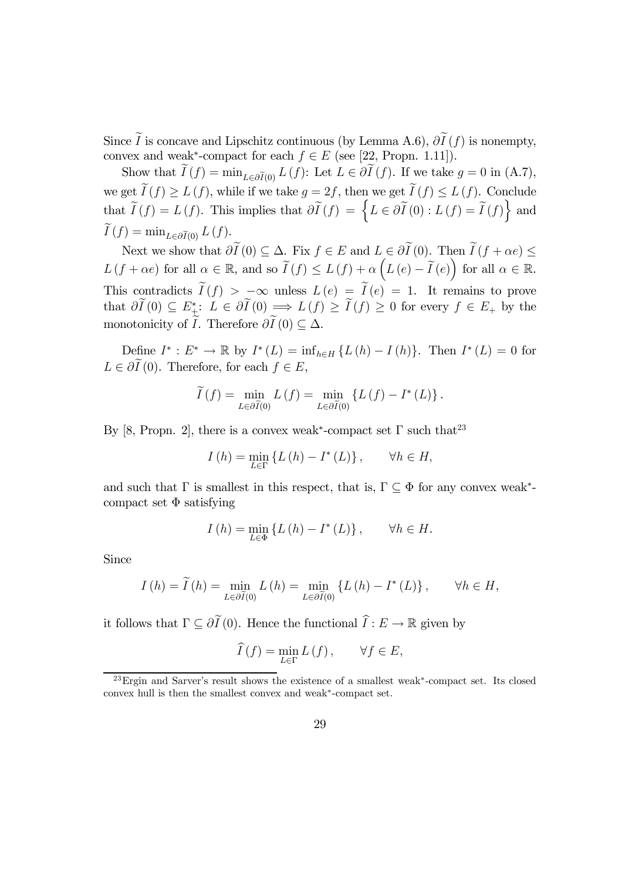Since $\widetilde{I}$ is concave and Lipschitz continuous (by Lemma A.6), $\partial\widetilde{I}(f)$ is nonempty, convex and weak*-compact for each $f \in E$ (see [22, Propn. 1.11]).

Show that $\widetilde{I}(f) = \min_{L\in\partial\widetilde{I}(0)} L(f)$: Let $L \in \partial\widetilde{I}(f)$. If we take $g = 0$ in (A.7), we get $\widetilde{I}(f) \geq L(f)$, while if we take $g = 2f$, then we get $\widetilde{I}(f) \leq L(f)$. Conclude that $\widetilde{I}(f) = L(f)$. This implies that $\partial\widetilde{I}(f) = \left\{L \in \partial\widetilde{I}(0) : L(f) = \widetilde{I}(f)\right\}$ and $\widetilde{I}(f) = \min_{L\in\partial\widetilde{I}(0)} L(f)$.

Next we show that $\partial\widetilde{I}(0) \subseteq \Delta$. Fix $f \in E$ and $L \in \partial\widetilde{I}(0)$. Then $\widetilde{I}(f + \alpha e) \leq L(f + \alpha e)$ for all $\alpha \in \mathbb{R}$, and so $\widetilde{I}(f) \leq L(f) + \alpha\left(L(e) - \widetilde{I}(e)\right)$ for all $\alpha \in \mathbb{R}$. This contradicts $\widetilde{I}(f) > -\infty$ unless $L(e) = \widetilde{I}(e) = 1$. It remains to prove that $\partial\widetilde{I}(0) \subseteq E_+^*$: $L \in \partial\widetilde{I}(0) \Longrightarrow L(f) \geq \widetilde{I}(f) \geq 0$ for every $f \in E_+$ by the monotonicity of $\widetilde{I}$. Therefore $\partial\widetilde{I}(0) \subseteq \Delta$.

Define $I^* : E^* \to \mathbb{R}$ by $I^*(L) = \inf_{h\in H}\{L(h) - I(h)\}$. Then $I^*(L) = 0$ for $L \in \partial\widetilde{I}(0)$. Therefore, for each $f \in E$,

$$\widetilde{I}(f) = \min_{L\in\partial\widetilde{I}(0)} L(f) = \min_{L\in\partial\widetilde{I}(0)} \{L(f) - I^*(L)\}.$$

By [8, Propn. 2], there is a convex weak*-compact set $\Gamma$ such that[23]

$$I(h) = \min_{L\in\Gamma}\{L(h) - I^*(L)\}, \qquad \forall h \in H,$$

and such that $\Gamma$ is smallest in this respect, that is, $\Gamma \subseteq \Phi$ for any convex weak*-compact set $\Phi$ satisfying

$$I(h) = \min_{L\in\Phi}\{L(h) - I^*(L)\}, \qquad \forall h \in H.$$

Since

$$I(h) = \widetilde{I}(h) = \min_{L\in\partial\widetilde{I}(0)} L(h) = \min_{L\in\partial\widetilde{I}(0)}\{L(h) - I^*(L)\}, \qquad \forall h \in H,$$

it follows that $\Gamma \subseteq \partial\widetilde{I}(0)$. Hence the functional $\widehat{I} : E \to \mathbb{R}$ given by

$$\widehat{I}(f) = \min_{L\in\Gamma} L(f), \qquad \forall f \in E,$$

---

[23] Ergin and Sarver's result shows the existence of a smallest weak*-compact set. Its closed convex hull is then the smallest convex and weak*-compact set.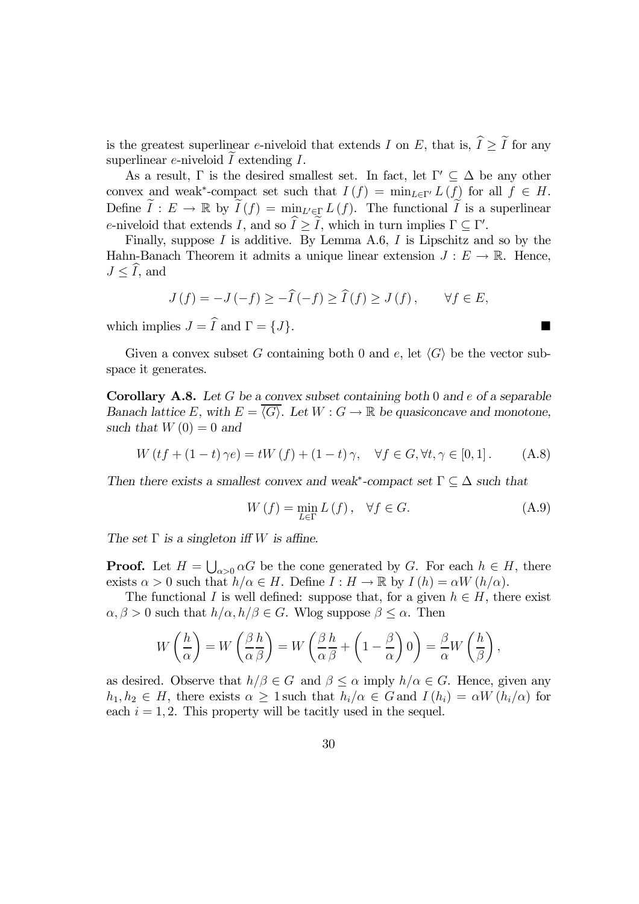is the greatest superlinear $e$-niveloid that extends $I$ on $E$, that is, $\widehat{I} \geq \widetilde{I}$ for any superlinear $e$-niveloid $\widetilde{I}$ extending $I$.

As a result, $\Gamma$ is the desired smallest set. In fact, let $\Gamma' \subseteq \Delta$ be any other convex and weak*-compact set such that $I(f) = \min_{L \in \Gamma'} L(f)$ for all $f \in H$. Define $\widetilde{I} : E \to \mathbb{R}$ by $\widetilde{I}(f) = \min_{L' \in \Gamma} L(f)$. The functional $\widetilde{I}$ is a superlinear $e$-niveloid that extends $I$, and so $\widehat{I} \geq \widetilde{I}$, which in turn implies $\Gamma \subseteq \Gamma'$.

Finally, suppose $I$ is additive. By Lemma A.6, $I$ is Lipschitz and so by the Hahn-Banach Theorem it admits a unique linear extension $J : E \to \mathbb{R}$. Hence, $J \leq \widehat{I}$, and

$$J(f) = -J(-f) \geq -\widehat{I}(-f) \geq \widehat{I}(f) \geq J(f), \qquad \forall f \in E,$$

which implies $J = \widehat{I}$ and $\Gamma = \{J\}$. ■

Given a convex subset $G$ containing both 0 and $e$, let $\langle G \rangle$ be the vector subspace it generates.

**Corollary A.8.** *Let $G$ be a convex subset containing both 0 and $e$ of a separable Banach lattice $E$, with $E = \overline{\langle G \rangle}$. Let $W : G \to \mathbb{R}$ be quasiconcave and monotone, such that $W(0) = 0$ and*

$$W(tf + (1-t)\gamma e) = tW(f) + (1-t)\gamma, \quad \forall f \in G, \forall t, \gamma \in [0,1]. \tag{A.8}$$

*Then there exists a smallest convex and weak*-compact set $\Gamma \subseteq \Delta$ such that*

$$W(f) = \min_{L \in \Gamma} L(f), \quad \forall f \in G. \tag{A.9}$$

*The set $\Gamma$ is a singleton iff $W$ is affine.*

**Proof.** Let $H = \bigcup_{\alpha > 0} \alpha G$ be the cone generated by $G$. For each $h \in H$, there exists $\alpha > 0$ such that $h/\alpha \in H$. Define $I : H \to \mathbb{R}$ by $I(h) = \alpha W(h/\alpha)$.

The functional $I$ is well defined: suppose that, for a given $h \in H$, there exist $\alpha, \beta > 0$ such that $h/\alpha, h/\beta \in G$. Wlog suppose $\beta \leq \alpha$. Then

$$W\left(\frac{h}{\alpha}\right) = W\left(\frac{\beta}{\alpha}\frac{h}{\beta}\right) = W\left(\frac{\beta}{\alpha}\frac{h}{\beta} + \left(1 - \frac{\beta}{\alpha}\right)0\right) = \frac{\beta}{\alpha} W\left(\frac{h}{\beta}\right),$$

as desired. Observe that $h/\beta \in G$ and $\beta \leq \alpha$ imply $h/\alpha \in G$. Hence, given any $h_1, h_2 \in H$, there exists $\alpha \geq 1$ such that $h_i/\alpha \in G$ and $I(h_i) = \alpha W(h_i/\alpha)$ for each $i = 1, 2$. This property will be tacitly used in the sequel.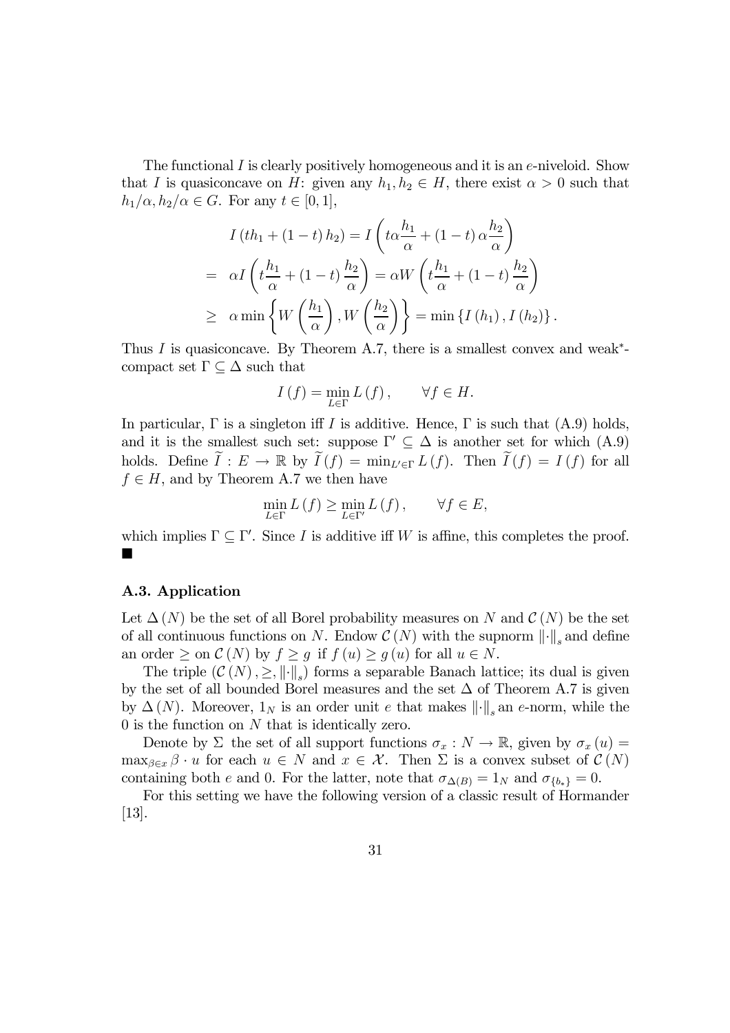The functional $I$ is clearly positively homogeneous and it is an $e$-niveloid. Show that $I$ is quasiconcave on $H$: given any $h_1, h_2 \in H$, there exist $\alpha > 0$ such that $h_1/\alpha, h_2/\alpha \in G$. For any $t \in [0,1]$,

$$
\begin{aligned}
& I\left(th_1 + (1-t)h_2\right) = I\left(t\alpha\frac{h_1}{\alpha} + (1-t)\alpha\frac{h_2}{\alpha}\right) \\
= \;& \alpha I\left(t\frac{h_1}{\alpha} + (1-t)\frac{h_2}{\alpha}\right) = \alpha W\left(t\frac{h_1}{\alpha} + (1-t)\frac{h_2}{\alpha}\right) \\
\geq \;& \alpha \min\left\{W\left(\frac{h_1}{\alpha}\right), W\left(\frac{h_2}{\alpha}\right)\right\} = \min\left\{I(h_1), I(h_2)\right\}.
\end{aligned}
$$

Thus $I$ is quasiconcave. By Theorem A.7, there is a smallest convex and weak*-compact set $\Gamma \subseteq \Delta$ such that

$$
I(f) = \min_{L \in \Gamma} L(f), \qquad \forall f \in H.
$$

In particular, $\Gamma$ is a singleton iff $I$ is additive. Hence, $\Gamma$ is such that (A.9) holds, and it is the smallest such set: suppose $\Gamma' \subseteq \Delta$ is another set for which (A.9) holds. Define $\widetilde{I} : E \to \mathbb{R}$ by $\widetilde{I}(f) = \min_{L' \in \Gamma} L(f)$. Then $\widetilde{I}(f) = I(f)$ for all $f \in H$, and by Theorem A.7 we then have

$$
\min_{L \in \Gamma} L(f) \geq \min_{L \in \Gamma'} L(f), \qquad \forall f \in E,
$$

which implies $\Gamma \subseteq \Gamma'$. Since $I$ is additive iff $W$ is affine, this completes the proof. ■

### A.3. Application

Let $\Delta(N)$ be the set of all Borel probability measures on $N$ and $\mathcal{C}(N)$ be the set of all continuous functions on $N$. Endow $\mathcal{C}(N)$ with the supnorm $\|\cdot\|_s$ and define an order $\geq$ on $\mathcal{C}(N)$ by $f \geq g$ if $f(u) \geq g(u)$ for all $u \in N$.

The triple $(\mathcal{C}(N), \geq, \|\cdot\|_s)$ forms a separable Banach lattice; its dual is given by the set of all bounded Borel measures and the set $\Delta$ of Theorem A.7 is given by $\Delta(N)$. Moreover, $1_N$ is an order unit $e$ that makes $\|\cdot\|_s$ an $e$-norm, while the $0$ is the function on $N$ that is identically zero.

Denote by $\Sigma$ the set of all support functions $\sigma_x : N \to \mathbb{R}$, given by $\sigma_x(u) = \max_{\beta \in x} \beta \cdot u$ for each $u \in N$ and $x \in \mathcal{X}$. Then $\Sigma$ is a convex subset of $\mathcal{C}(N)$ containing both $e$ and $0$. For the latter, note that $\sigma_{\Delta(B)} = 1_N$ and $\sigma_{\{b_*\}} = 0$.

For this setting we have the following version of a classic result of Hormander [13].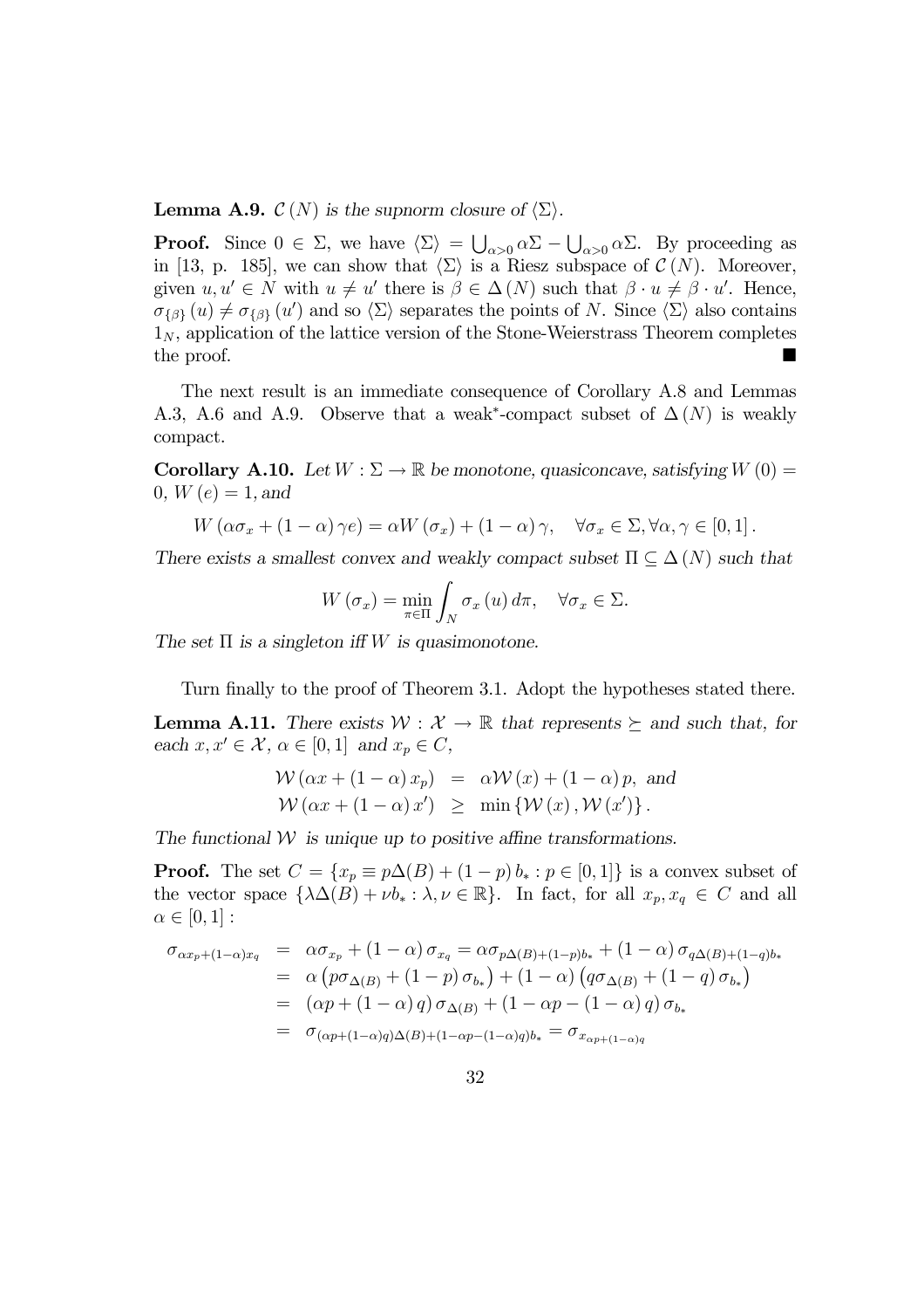**Lemma A.9.** *$\mathcal{C}(N)$ is the supnorm closure of $\langle\Sigma\rangle$.*

**Proof.** Since $0 \in \Sigma$, we have $\langle\Sigma\rangle = \bigcup_{\alpha>0} \alpha\Sigma - \bigcup_{\alpha>0} \alpha\Sigma$. By proceeding as in [13, p. 185], we can show that $\langle\Sigma\rangle$ is a Riesz subspace of $\mathcal{C}(N)$. Moreover, given $u, u' \in N$ with $u \neq u'$ there is $\beta \in \Delta(N)$ such that $\beta \cdot u \neq \beta \cdot u'$. Hence, $\sigma_{\{\beta\}}(u) \neq \sigma_{\{\beta\}}(u')$ and so $\langle\Sigma\rangle$ separates the points of $N$. Since $\langle\Sigma\rangle$ also contains $1_N$, application of the lattice version of the Stone-Weierstrass Theorem completes the proof. ■

The next result is an immediate consequence of Corollary A.8 and Lemmas A.3, A.6 and A.9. Observe that a weak*-compact subset of $\Delta(N)$ is weakly compact.

**Corollary A.10.** *Let $W : \Sigma \to \mathbb{R}$ be monotone, quasiconcave, satisfying $W(0) = 0$, $W(e) = 1$, and*

$$W(\alpha\sigma_x + (1-\alpha)\gamma e) = \alpha W(\sigma_x) + (1-\alpha)\gamma, \quad \forall \sigma_x \in \Sigma, \forall \alpha, \gamma \in [0,1].$$

*There exists a smallest convex and weakly compact subset $\Pi \subseteq \Delta(N)$ such that*

$$W(\sigma_x) = \min_{\pi\in\Pi} \int_N \sigma_x(u)\, d\pi, \quad \forall \sigma_x \in \Sigma.$$

*The set $\Pi$ is a singleton iff $W$ is quasimonotone.*

Turn finally to the proof of Theorem 3.1. Adopt the hypotheses stated there.

**Lemma A.11.** *There exists $\mathcal{W} : \mathcal{X} \to \mathbb{R}$ that represents $\succeq$ and such that, for each $x, x' \in \mathcal{X}$, $\alpha \in [0,1]$ and $x_p \in C$,*

$$\begin{aligned}
\mathcal{W}(\alpha x + (1-\alpha)x_p) &= \alpha\mathcal{W}(x) + (1-\alpha)p, \text{ and} \\
\mathcal{W}(\alpha x + (1-\alpha)x') &\geq \min\{\mathcal{W}(x), \mathcal{W}(x')\}.
\end{aligned}$$

*The functional $\mathcal{W}$ is unique up to positive affine transformations.*

**Proof.** The set $C = \{x_p \equiv p\Delta(B) + (1-p)b_* : p \in [0,1]\}$ is a convex subset of the vector space $\{\lambda\Delta(B) + \nu b_* : \lambda, \nu \in \mathbb{R}\}$. In fact, for all $x_p, x_q \in C$ and all $\alpha \in [0,1]$ :

$$\begin{aligned}
\sigma_{\alpha x_p + (1-\alpha)x_q} &= \alpha\sigma_{x_p} + (1-\alpha)\sigma_{x_q} = \alpha\sigma_{p\Delta(B)+(1-p)b_*} + (1-\alpha)\sigma_{q\Delta(B)+(1-q)b_*} \\
&= \alpha\left(p\sigma_{\Delta(B)} + (1-p)\sigma_{b_*}\right) + (1-\alpha)\left(q\sigma_{\Delta(B)} + (1-q)\sigma_{b_*}\right) \\
&= (\alpha p + (1-\alpha)q)\sigma_{\Delta(B)} + (1 - \alpha p - (1-\alpha)q)\sigma_{b_*} \\
&= \sigma_{(\alpha p+(1-\alpha)q)\Delta(B)+(1-\alpha p-(1-\alpha)q)b_*} = \sigma_{x_{\alpha p+(1-\alpha)q}}
\end{aligned}$$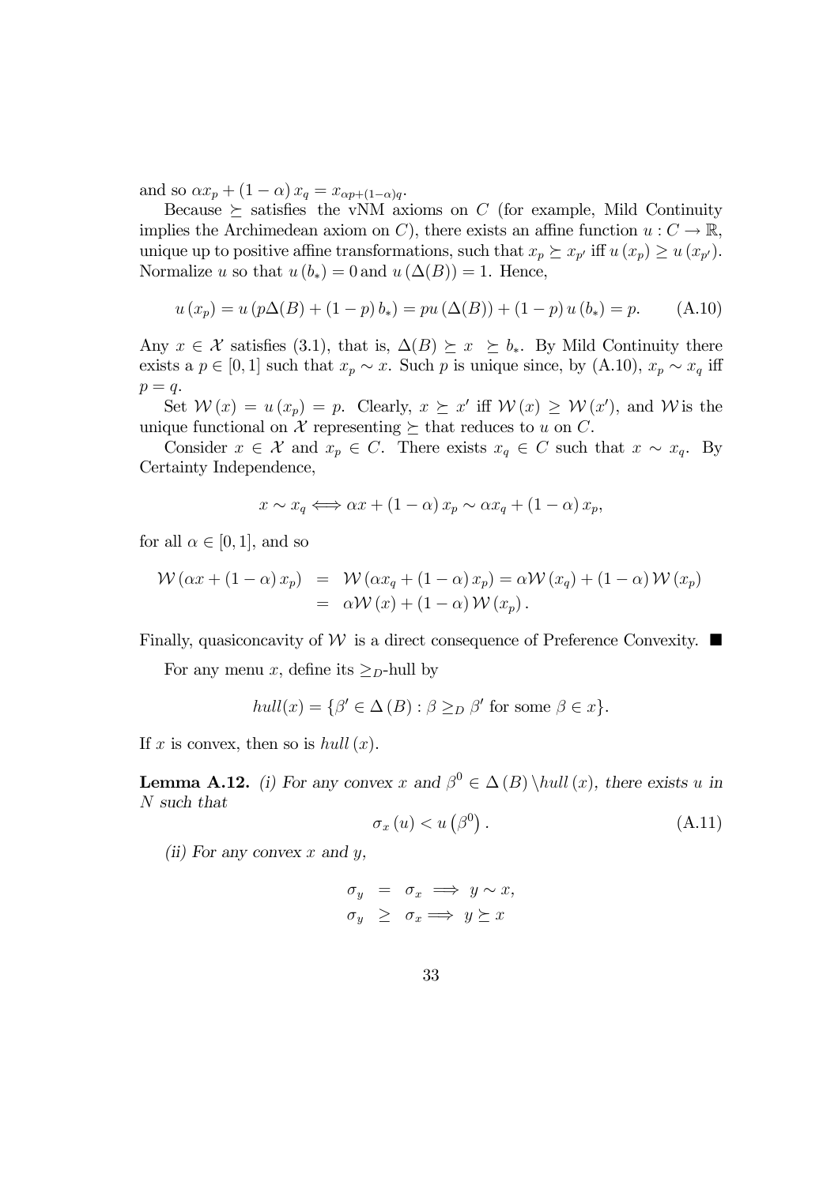and so $\alpha x_p + (1-\alpha) x_q = x_{\alpha p + (1-\alpha) q}$.

Because $\succeq$ satisfies the vNM axioms on $C$ (for example, Mild Continuity implies the Archimedean axiom on $C$), there exists an affine function $u : C \to \mathbb{R}$, unique up to positive affine transformations, such that $x_p \succeq x_{p'}$ iff $u(x_p) \geq u(x_{p'})$. Normalize $u$ so that $u(b_*) = 0$ and $u(\Delta(B)) = 1$. Hence,

$$u(x_p) = u(p\Delta(B) + (1-p) b_*) = pu(\Delta(B)) + (1-p) u(b_*) = p. \qquad \text{(A.10)}$$

Any $x \in \mathcal{X}$ satisfies (3.1), that is, $\Delta(B) \succeq x \succeq b_*$. By Mild Continuity there exists a $p \in [0,1]$ such that $x_p \sim x$. Such $p$ is unique since, by (A.10), $x_p \sim x_q$ iff $p = q$.

Set $\mathcal{W}(x) = u(x_p) = p$. Clearly, $x \succeq x'$ iff $\mathcal{W}(x) \geq \mathcal{W}(x')$, and $\mathcal{W}$ is the unique functional on $\mathcal{X}$ representing $\succeq$ that reduces to $u$ on $C$.

Consider $x \in \mathcal{X}$ and $x_p \in C$. There exists $x_q \in C$ such that $x \sim x_q$. By Certainty Independence,

$$x \sim x_q \Longleftrightarrow \alpha x + (1-\alpha) x_p \sim \alpha x_q + (1-\alpha) x_p,$$

for all $\alpha \in [0,1]$, and so

$$\begin{aligned}
\mathcal{W}(\alpha x + (1-\alpha) x_p) &= \mathcal{W}(\alpha x_q + (1-\alpha) x_p) = \alpha \mathcal{W}(x_q) + (1-\alpha) \mathcal{W}(x_p) \\
&= \alpha \mathcal{W}(x) + (1-\alpha) \mathcal{W}(x_p).
\end{aligned}$$

Finally, quasiconcavity of $\mathcal{W}$ is a direct consequence of Preference Convexity. ■

For any menu $x$, define its $\geq_D$-hull by

$$hull(x) = \{\beta' \in \Delta(B) : \beta \geq_D \beta' \text{ for some } \beta \in x\}.$$

If $x$ is convex, then so is $hull(x)$.

**Lemma A.12.** *(i) For any convex $x$ and $\beta^0 \in \Delta(B) \setminus hull(x)$, there exists $u$ in $N$ such that*

$$\sigma_x(u) < u(\beta^0). \qquad \text{(A.11)}$$

*(ii) For any convex $x$ and $y$,*

$$\begin{aligned}
\sigma_y &= \sigma_x \Longrightarrow y \sim x, \\
\sigma_y &\geq \sigma_x \Longrightarrow y \succeq x
\end{aligned}$$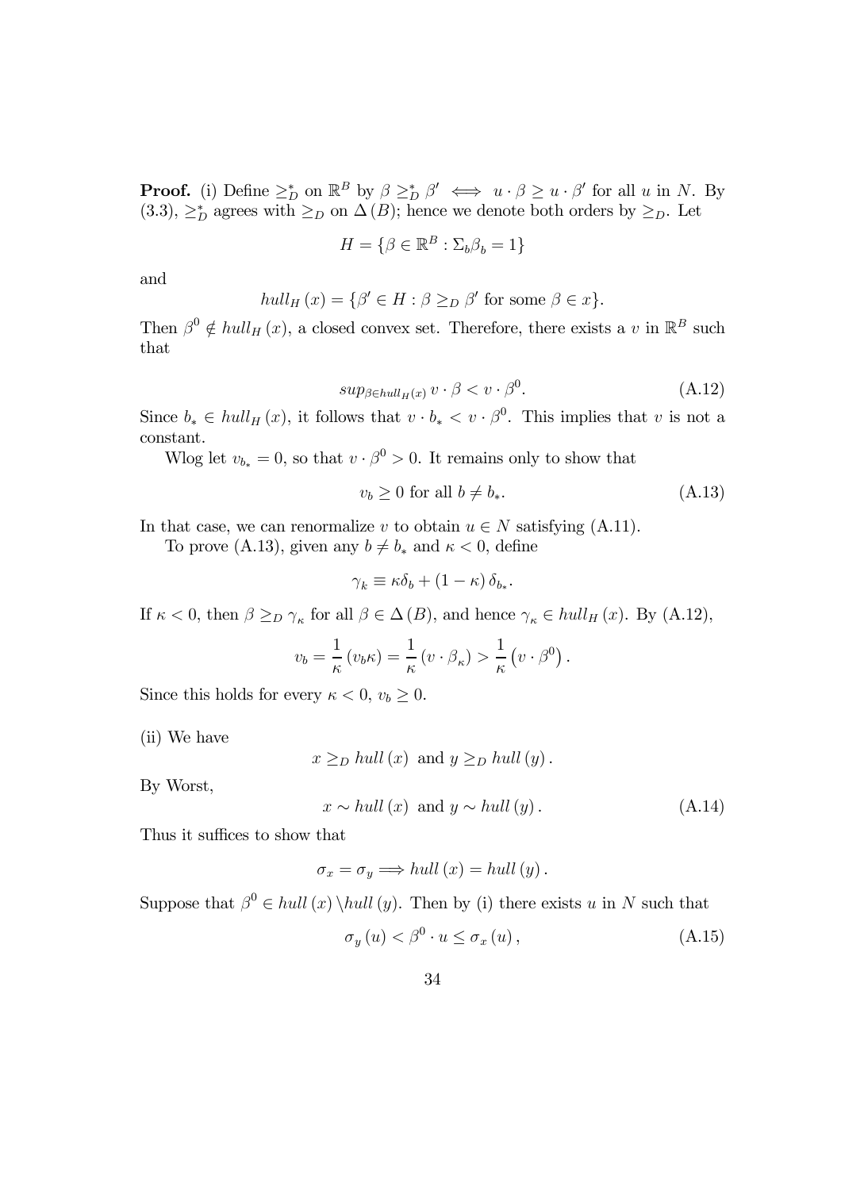**Proof.** (i) Define $\geq_D^*$ on $\mathbb{R}^B$ by $\beta \geq_D^* \beta' \iff u \cdot \beta \geq u \cdot \beta'$ for all $u$ in $N$. By (3.3), $\geq_D^*$ agrees with $\geq_D$ on $\Delta(B)$; hence we denote both orders by $\geq_D$. Let

$$H = \{\beta \in \mathbb{R}^B : \Sigma_b \beta_b = 1\}$$

and

$$hull_H(x) = \{\beta' \in H : \beta \geq_D \beta' \text{ for some } \beta \in x\}.$$

Then $\beta^0 \notin hull_H(x)$, a closed convex set. Therefore, there exists a $v$ in $\mathbb{R}^B$ such that

$$sup_{\beta \in hull_H(x)} v \cdot \beta < v \cdot \beta^0. \tag{A.12}$$

Since $b_* \in hull_H(x)$, it follows that $v \cdot b_* < v \cdot \beta^0$. This implies that $v$ is not a constant.

Wlog let $v_{b_*} = 0$, so that $v \cdot \beta^0 > 0$. It remains only to show that

$$v_b \geq 0 \text{ for all } b \neq b_*. \tag{A.13}$$

In that case, we can renormalize $v$ to obtain $u \in N$ satisfying (A.11).

To prove (A.13), given any $b \neq b_*$ and $\kappa < 0$, define

$$\gamma_k \equiv \kappa \delta_b + (1 - \kappa)\, \delta_{b_*}.$$

If $\kappa < 0$, then $\beta \geq_D \gamma_\kappa$ for all $\beta \in \Delta(B)$, and hence $\gamma_\kappa \in hull_H(x)$. By (A.12),

$$v_b = \frac{1}{\kappa}(v_b \kappa) = \frac{1}{\kappa}(v \cdot \beta_\kappa) > \frac{1}{\kappa}\left(v \cdot \beta^0\right).$$

Since this holds for every $\kappa < 0$, $v_b \geq 0$.

(ii) We have

$$x \geq_D hull(x) \text{ and } y \geq_D hull(y).$$

By Worst,

$$x \sim hull(x) \text{ and } y \sim hull(y). \tag{A.14}$$

Thus it suffices to show that

$$\sigma_x = \sigma_y \Longrightarrow hull(x) = hull(y).$$

Suppose that $\beta^0 \in hull(x) \setminus hull(y)$. Then by (i) there exists $u$ in $N$ such that

$$\sigma_y(u) < \beta^0 \cdot u \leq \sigma_x(u), \tag{A.15}$$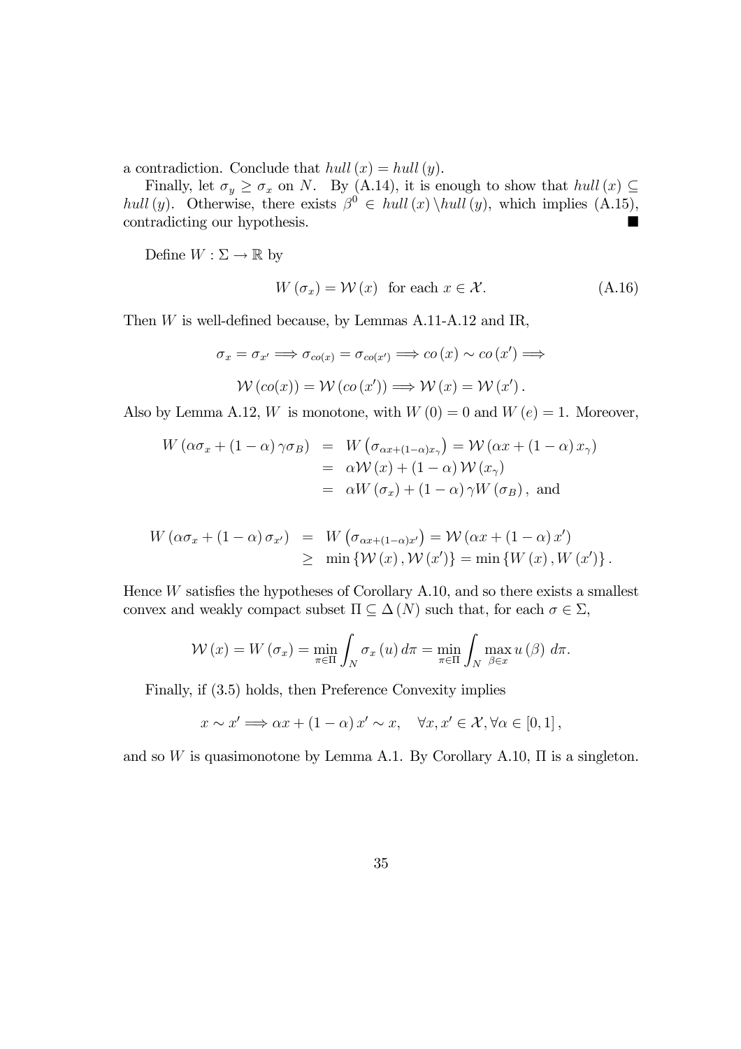a contradiction. Conclude that $hull\,(x) = hull\,(y)$.

Finally, let $\sigma_y \geq \sigma_x$ on $N$. By (A.14), it is enough to show that $hull\,(x) \subseteq hull\,(y)$. Otherwise, there exists $\beta^0 \in hull\,(x) \backslash hull\,(y)$, which implies (A.15), contradicting our hypothesis. ■

Define $W : \Sigma \to \mathbb{R}$ by

$$W\left(\sigma_x\right) = \mathcal{W}\left(x\right) \quad \text{for each } x \in \mathcal{X}. \tag{A.16}$$

Then $W$ is well-defined because, by Lemmas A.11-A.12 and IR,

$$\sigma_x = \sigma_{x'} \Longrightarrow \sigma_{co(x)} = \sigma_{co(x')} \Longrightarrow co\,(x) \sim co\,(x') \Longrightarrow$$

$$\mathcal{W}\left(co(x)\right) = \mathcal{W}\left(co\,(x')\right) \Longrightarrow \mathcal{W}\left(x\right) = \mathcal{W}\left(x'\right).$$

Also by Lemma A.12, $W$ is monotone, with $W\left(0\right) = 0$ and $W\left(e\right) = 1$. Moreover,

$$\begin{aligned} W\left(\alpha\sigma_x + (1-\alpha)\,\gamma\sigma_B\right) &= W\left(\sigma_{\alpha x + (1-\alpha)x_\gamma}\right) = \mathcal{W}\left(\alpha x + (1-\alpha)\,x_\gamma\right) \\ &= \alpha\mathcal{W}\left(x\right) + (1-\alpha)\,\mathcal{W}\left(x_\gamma\right) \\ &= \alpha W\left(\sigma_x\right) + (1-\alpha)\,\gamma W\left(\sigma_B\right), \text{ and} \end{aligned}$$

$$\begin{aligned} W\left(\alpha\sigma_x + (1-\alpha)\,\sigma_{x'}\right) &= W\left(\sigma_{\alpha x + (1-\alpha)x'}\right) = \mathcal{W}\left(\alpha x + (1-\alpha)\,x'\right) \\ &\geq \min\left\{\mathcal{W}\left(x\right), \mathcal{W}\left(x'\right)\right\} = \min\left\{W\left(x\right), W\left(x'\right)\right\}. \end{aligned}$$

Hence $W$ satisfies the hypotheses of Corollary A.10, and so there exists a smallest convex and weakly compact subset $\Pi \subseteq \Delta\left(N\right)$ such that, for each $\sigma \in \Sigma$,

$$\mathcal{W}\left(x\right) = W\left(\sigma_x\right) = \min_{\pi\in\Pi} \int_N \sigma_x\left(u\right) d\pi = \min_{\pi\in\Pi} \int_N \max_{\beta\in x} u\left(\beta\right)\, d\pi.$$

Finally, if (3.5) holds, then Preference Convexity implies

$$x \sim x' \Longrightarrow \alpha x + (1-\alpha)\,x' \sim x, \quad \forall x, x' \in \mathcal{X}, \forall \alpha \in [0,1]\,,$$

and so $W$ is quasimonotone by Lemma A.1. By Corollary A.10, $\Pi$ is a singleton.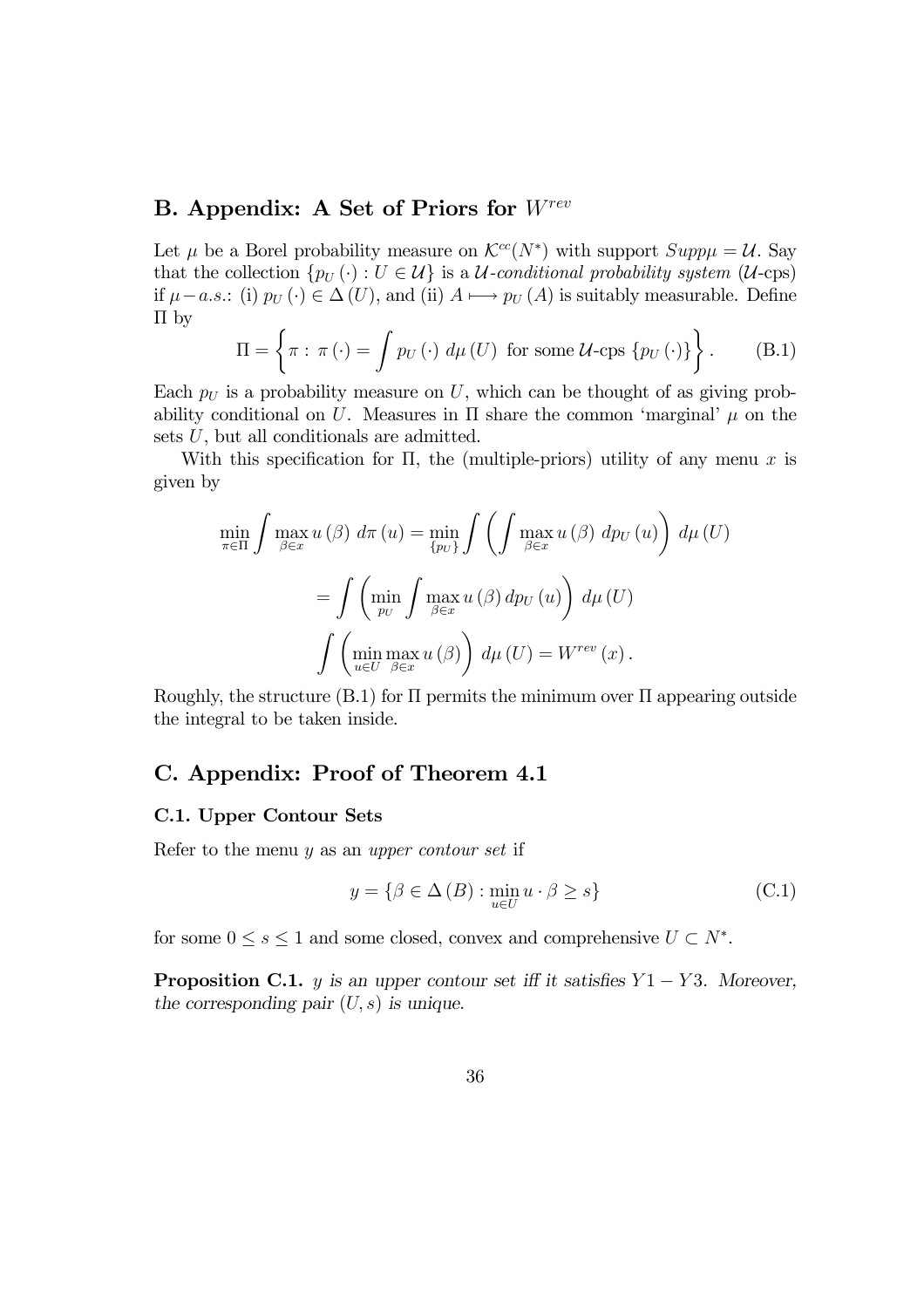## B. Appendix: A Set of Priors for $W^{rev}$

Let $\mu$ be a Borel probability measure on $\mathcal{K}^{cc}(N^*)$ with support $Supp\mu = \mathcal{U}$. Say that the collection $\{p_U(\cdot) : U \in \mathcal{U}\}$ is a *$\mathcal{U}$-conditional probability system* ($\mathcal{U}$-cps) if $\mu - a.s.$: (i) $p_U(\cdot) \in \Delta(U)$, and (ii) $A \longmapsto p_U(A)$ is suitably measurable. Define $\Pi$ by

$$\Pi = \left\{ \pi : \pi(\cdot) = \int p_U(\cdot)\ d\mu(U) \text{ for some } \mathcal{U}\text{-cps } \{p_U(\cdot)\} \right\}. \tag{B.1}$$

Each $p_U$ is a probability measure on $U$, which can be thought of as giving probability conditional on $U$. Measures in $\Pi$ share the common 'marginal' $\mu$ on the sets $U$, but all conditionals are admitted.

With this specification for $\Pi$, the (multiple-priors) utility of any menu $x$ is given by

$$\min_{\pi \in \Pi} \int \max_{\beta \in x} u(\beta)\ d\pi(u) = \min_{\{p_U\}} \int \left( \int \max_{\beta \in x} u(\beta)\ dp_U(u) \right) d\mu(U)$$

$$= \int \left( \min_{p_U} \int \max_{\beta \in x} u(\beta)\, dp_U(u) \right) d\mu(U)$$

$$\int \left( \min_{u \in U} \max_{\beta \in x} u(\beta) \right) d\mu(U) = W^{rev}(x).$$

Roughly, the structure (B.1) for $\Pi$ permits the minimum over $\Pi$ appearing outside the integral to be taken inside.

## C. Appendix: Proof of Theorem 4.1

### C.1. Upper Contour Sets

Refer to the menu $y$ as an *upper contour set* if

$$y = \{\beta \in \Delta(B) : \min_{u \in U} u \cdot \beta \geq s\} \tag{C.1}$$

for some $0 \leq s \leq 1$ and some closed, convex and comprehensive $U \subset N^*$.

**Proposition C.1.** *$y$ is an upper contour set iff it satisfies $Y1 - Y3$. Moreover, the corresponding pair $(U, s)$ is unique.*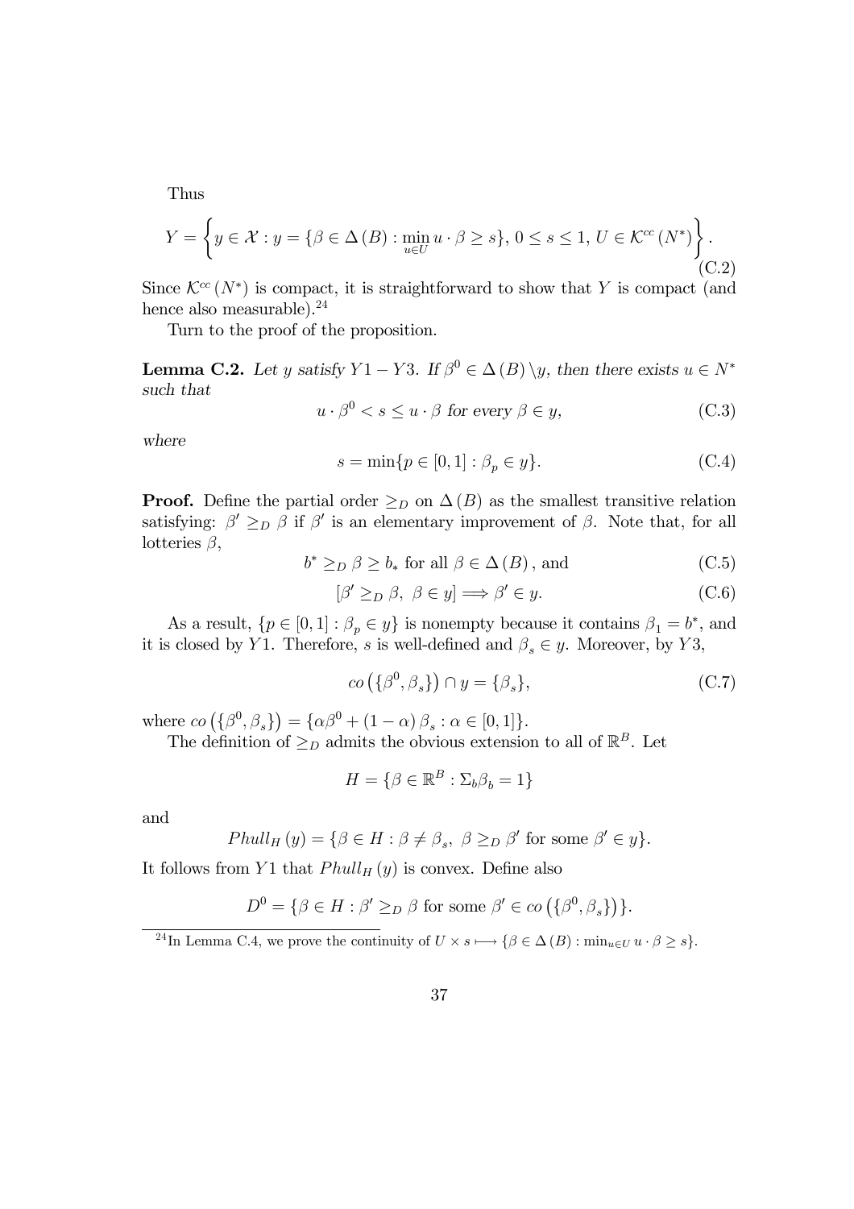Thus

$$Y = \left\{ y \in \mathcal{X} : y = \{\beta \in \Delta(B) : \min_{u \in U} u \cdot \beta \geq s\},\ 0 \leq s \leq 1,\ U \in \mathcal{K}^{cc}(N^*) \right\}. \tag{C.2}$$

Since $\mathcal{K}^{cc}(N^*)$ is compact, it is straightforward to show that $Y$ is compact (and hence also measurable).[24]

Turn to the proof of the proposition.

**Lemma C.2.** *Let $y$ satisfy $Y1 - Y3$. If $\beta^0 \in \Delta(B) \setminus y$, then there exists $u \in N^*$ such that*

$$u \cdot \beta^0 < s \leq u \cdot \beta \text{ for every } \beta \in y, \tag{C.3}$$

*where*

$$s = \min\{p \in [0,1] : \beta_p \in y\}. \tag{C.4}$$

**Proof.** Define the partial order $\geq_D$ on $\Delta(B)$ as the smallest transitive relation satisfying: $\beta' \geq_D \beta$ if $\beta'$ is an elementary improvement of $\beta$. Note that, for all lotteries $\beta$,

$$b^* \geq_D \beta \geq b_* \text{ for all } \beta \in \Delta(B), \text{ and} \tag{C.5}$$

$$[\beta' \geq_D \beta,\ \beta \in y] \Longrightarrow \beta' \in y. \tag{C.6}$$

As a result, $\{p \in [0,1] : \beta_p \in y\}$ is nonempty because it contains $\beta_1 = b^*$, and it is closed by $Y1$. Therefore, $s$ is well-defined and $\beta_s \in y$. Moreover, by $Y3$,

$$co\left(\{\beta^0, \beta_s\}\right) \cap y = \{\beta_s\}, \tag{C.7}$$

where $co\left(\{\beta^0, \beta_s\}\right) = \{\alpha\beta^0 + (1-\alpha)\beta_s : \alpha \in [0,1]\}$.

The definition of $\geq_D$ admits the obvious extension to all of $\mathbb{R}^B$. Let

$$H = \{\beta \in \mathbb{R}^B : \Sigma_b \beta_b = 1\}$$

and

$$Phull_H(y) = \{\beta \in H : \beta \neq \beta_s,\ \beta \geq_D \beta' \text{ for some } \beta' \in y\}.$$

It follows from $Y1$ that $Phull_H(y)$ is convex. Define also

$$D^0 = \{\beta \in H : \beta' \geq_D \beta \text{ for some } \beta' \in co\left(\{\beta^0, \beta_s\}\right)\}.$$

[24] In Lemma C.4, we prove the continuity of $U \times s \longmapsto \{\beta \in \Delta(B) : \min_{u \in U} u \cdot \beta \geq s\}$.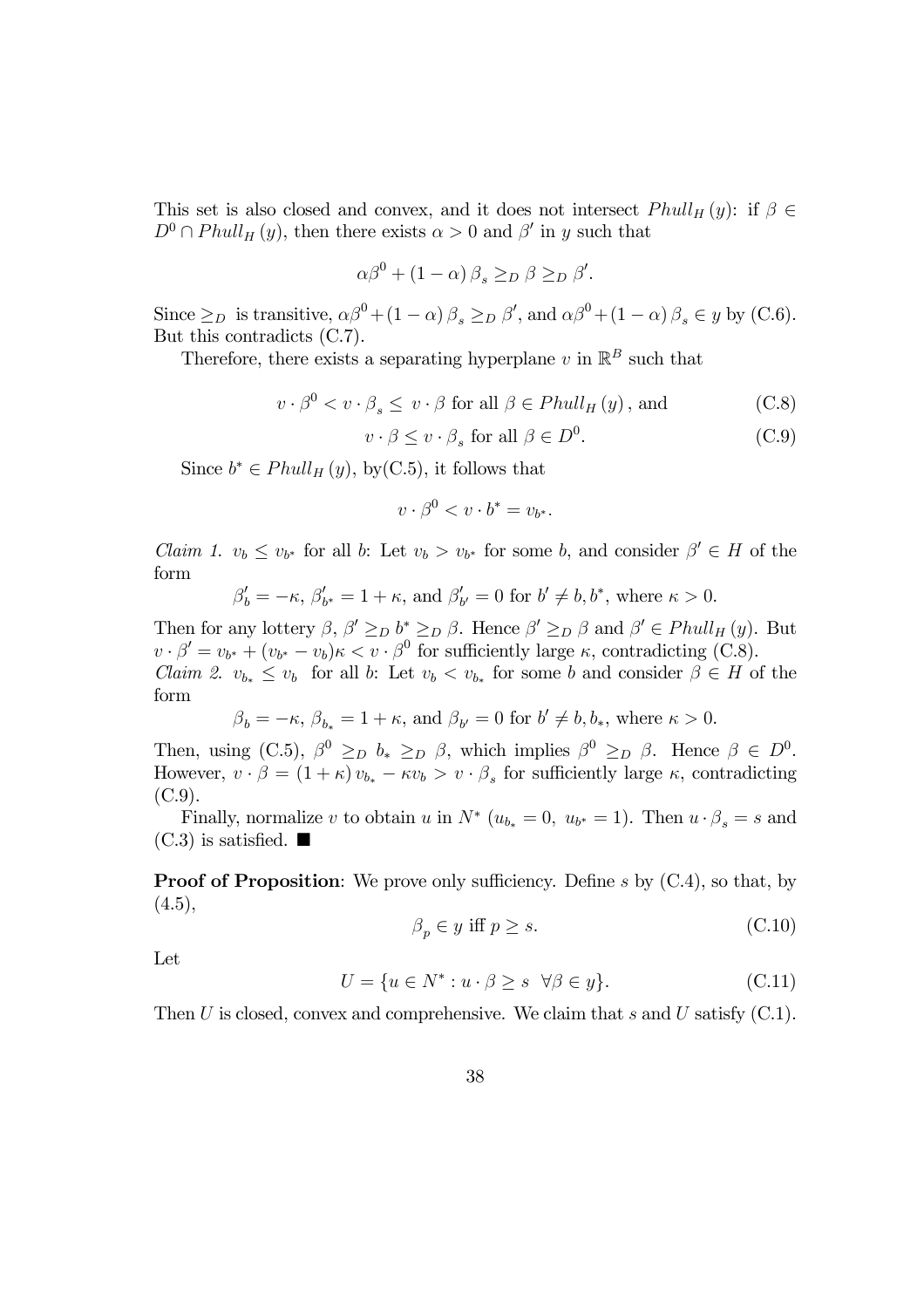This set is also closed and convex, and it does not intersect $Phull_H(y)$: if $\beta \in D^0 \cap Phull_H(y)$, then there exists $\alpha > 0$ and $\beta'$ in $y$ such that

$$\alpha\beta^0 + (1-\alpha)\beta_s \geq_D \beta \geq_D \beta'.$$

Since $\geq_D$ is transitive, $\alpha\beta^0 + (1-\alpha)\beta_s \geq_D \beta'$, and $\alpha\beta^0 + (1-\alpha)\beta_s \in y$ by (C.6). But this contradicts (C.7).

Therefore, there exists a separating hyperplane $v$ in $\mathbb{R}^B$ such that

$$v \cdot \beta^0 < v \cdot \beta_s \leq v \cdot \beta \text{ for all } \beta \in Phull_H(y), \text{ and} \tag{C.8}$$

$$v \cdot \beta \leq v \cdot \beta_s \text{ for all } \beta \in D^0. \tag{C.9}$$

Since $b^* \in Phull_H(y)$, by(C.5), it follows that

$$v \cdot \beta^0 < v \cdot b^* = v_{b^*}.$$

*Claim 1.* $v_b \leq v_{b^*}$ for all $b$: Let $v_b > v_{b^*}$ for some $b$, and consider $\beta' \in H$ of the form

$$\beta'_b = -\kappa,\ \beta'_{b^*} = 1 + \kappa, \text{ and } \beta'_{b'} = 0 \text{ for } b' \neq b, b^*, \text{ where } \kappa > 0.$$

Then for any lottery $\beta$, $\beta' \geq_D b^* \geq_D \beta$. Hence $\beta' \geq_D \beta$ and $\beta' \in Phull_H(y)$. But $v \cdot \beta' = v_{b^*} + (v_{b^*} - v_b)\kappa < v \cdot \beta^0$ for sufficiently large $\kappa$, contradicting (C.8).

*Claim 2.* $v_{b_*} \leq v_b$ for all $b$: Let $v_b < v_{b_*}$ for some $b$ and consider $\beta \in H$ of the form

$$\beta_b = -\kappa,\ \beta_{b_*} = 1 + \kappa, \text{ and } \beta_{b'} = 0 \text{ for } b' \neq b, b_*, \text{ where } \kappa > 0.$$

Then, using (C.5), $\beta^0 \geq_D b_* \geq_D \beta$, which implies $\beta^0 \geq_D \beta$. Hence $\beta \in D^0$. However, $v \cdot \beta = (1+\kappa) v_{b_*} - \kappa v_b > v \cdot \beta_s$ for sufficiently large $\kappa$, contradicting (C.9).

Finally, normalize $v$ to obtain $u$ in $N^*$ ($u_{b_*} = 0,\ u_{b^*} = 1$). Then $u \cdot \beta_s = s$ and (C.3) is satisfied. ■

**Proof of Proposition**: We prove only sufficiency. Define $s$ by (C.4), so that, by (4.5),

$$\beta_p \in y \text{ iff } p \geq s. \tag{C.10}$$

Let

$$U = \{u \in N^* : u \cdot \beta \geq s \ \ \forall \beta \in y\}. \tag{C.11}$$

Then $U$ is closed, convex and comprehensive. We claim that $s$ and $U$ satisfy (C.1).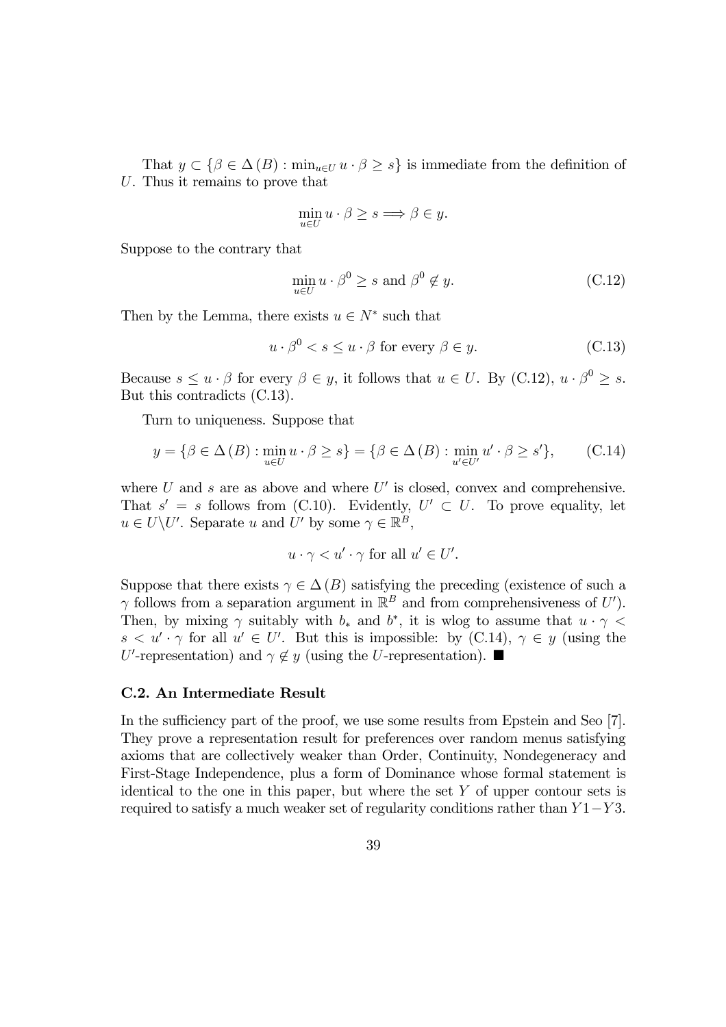That $y \subset \{\beta \in \Delta(B) : \min_{u \in U} u \cdot \beta \geq s\}$ is immediate from the definition of $U$. Thus it remains to prove that

$$\min_{u \in U} u \cdot \beta \geq s \Longrightarrow \beta \in y.$$

Suppose to the contrary that

$$\min_{u \in U} u \cdot \beta^0 \geq s \text{ and } \beta^0 \notin y. \tag{C.12}$$

Then by the Lemma, there exists $u \in N^*$ such that

$$u \cdot \beta^0 < s \leq u \cdot \beta \text{ for every } \beta \in y. \tag{C.13}$$

Because $s \leq u \cdot \beta$ for every $\beta \in y$, it follows that $u \in U$. By (C.12), $u \cdot \beta^0 \geq s$. But this contradicts (C.13).

Turn to uniqueness. Suppose that

$$y = \{\beta \in \Delta(B) : \min_{u \in U} u \cdot \beta \geq s\} = \{\beta \in \Delta(B) : \min_{u' \in U'} u' \cdot \beta \geq s'\}, \tag{C.14}$$

where $U$ and $s$ are as above and where $U'$ is closed, convex and comprehensive. That $s' = s$ follows from (C.10). Evidently, $U' \subset U$. To prove equality, let $u \in U \backslash U'$. Separate $u$ and $U'$ by some $\gamma \in \mathbb{R}^B$,

$$u \cdot \gamma < u' \cdot \gamma \text{ for all } u' \in U'.$$

Suppose that there exists $\gamma \in \Delta(B)$ satisfying the preceding (existence of such a $\gamma$ follows from a separation argument in $\mathbb{R}^B$ and from comprehensiveness of $U'$). Then, by mixing $\gamma$ suitably with $b_*$ and $b^*$, it is wlog to assume that $u \cdot \gamma < s < u' \cdot \gamma$ for all $u' \in U'$. But this is impossible: by (C.14), $\gamma \in y$ (using the $U'$-representation) and $\gamma \notin y$ (using the $U$-representation). ■

### C.2. An Intermediate Result

In the sufficiency part of the proof, we use some results from Epstein and Seo [7]. They prove a representation result for preferences over random menus satisfying axioms that are collectively weaker than Order, Continuity, Nondegeneracy and First-Stage Independence, plus a form of Dominance whose formal statement is identical to the one in this paper, but where the set $Y$ of upper contour sets is required to satisfy a much weaker set of regularity conditions rather than $Y1-Y3$.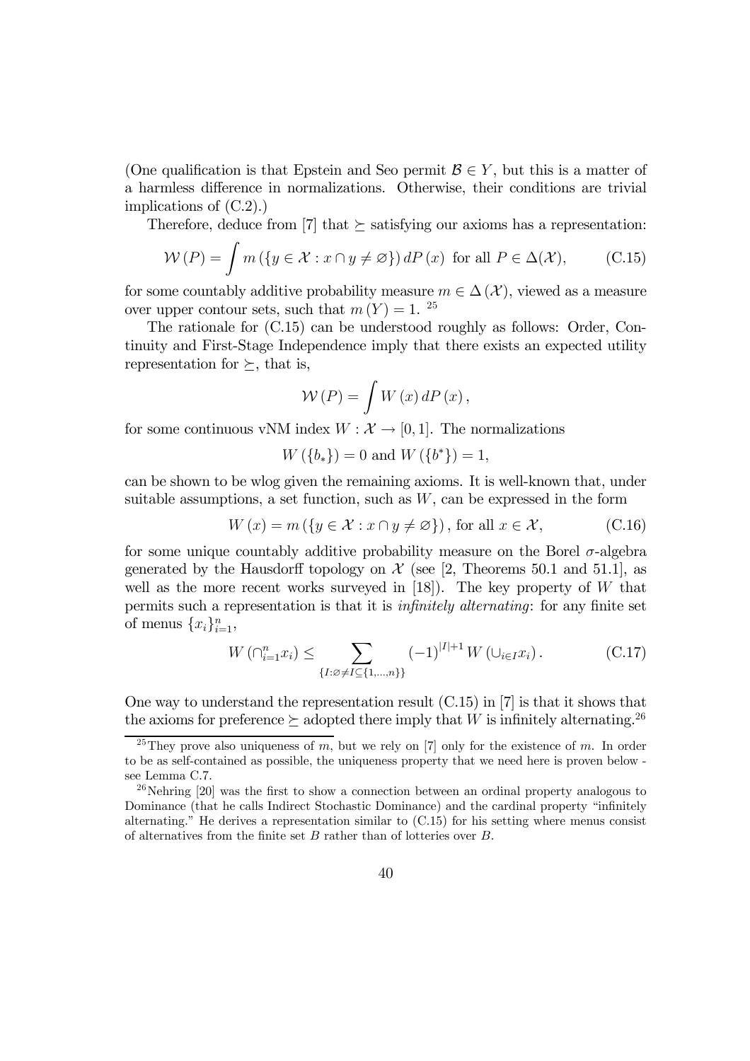(One qualification is that Epstein and Seo permit $\mathcal{B} \in Y$, but this is a matter of a harmless difference in normalizations. Otherwise, their conditions are trivial implications of (C.2).)

Therefore, deduce from [7] that $\succeq$ satisfying our axioms has a representation:

$$\mathcal{W}(P) = \int m(\{y \in \mathcal{X} : x \cap y \neq \varnothing\})\, dP(x) \text{ for all } P \in \Delta(\mathcal{X}), \tag{C.15}$$

for some countably additive probability measure $m \in \Delta(\mathcal{X})$, viewed as a measure over upper contour sets, such that $m(Y) = 1$. [25]

The rationale for (C.15) can be understood roughly as follows: Order, Continuity and First-Stage Independence imply that there exists an expected utility representation for $\succeq$, that is,

$$\mathcal{W}(P) = \int W(x)\, dP(x),$$

for some continuous vNM index $W : \mathcal{X} \to [0, 1]$. The normalizations

$$W(\{b_*\}) = 0 \text{ and } W(\{b^*\}) = 1,$$

can be shown to be wlog given the remaining axioms. It is well-known that, under suitable assumptions, a set function, such as $W$, can be expressed in the form

$$W(x) = m(\{y \in \mathcal{X} : x \cap y \neq \varnothing\}), \text{ for all } x \in \mathcal{X}, \tag{C.16}$$

for some unique countably additive probability measure on the Borel $\sigma$-algebra generated by the Hausdorff topology on $\mathcal{X}$ (see [2, Theorems 50.1 and 51.1], as well as the more recent works surveyed in [18]). The key property of $W$ that permits such a representation is that it is *infinitely alternating*: for any finite set of menus $\{x_i\}_{i=1}^n$,

$$W(\cap_{i=1}^n x_i) \leq \sum_{\{I : \varnothing \neq I \subseteq \{1,\ldots,n\}\}} (-1)^{|I|+1} W(\cup_{i \in I} x_i). \tag{C.17}$$

One way to understand the representation result (C.15) in [7] is that it shows that the axioms for preference $\succeq$ adopted there imply that $W$ is infinitely alternating.[26]

[25] They prove also uniqueness of $m$, but we rely on [7] only for the existence of $m$. In order to be as self-contained as possible, the uniqueness property that we need here is proven below - see Lemma C.7.

[26] Nehring [20] was the first to show a connection between an ordinal property analogous to Dominance (that he calls Indirect Stochastic Dominance) and the cardinal property "infinitely alternating." He derives a representation similar to (C.15) for his setting where menus consist of alternatives from the finite set $B$ rather than of lotteries over $B$.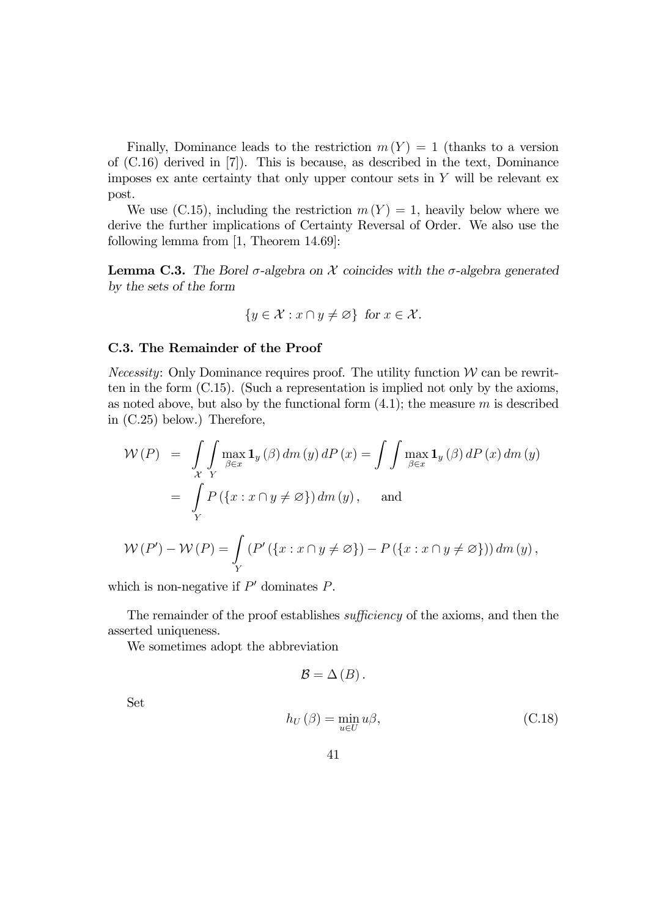Finally, Dominance leads to the restriction $m(Y) = 1$ (thanks to a version of (C.16) derived in [7]). This is because, as described in the text, Dominance imposes ex ante certainty that only upper contour sets in $Y$ will be relevant ex post.

We use (C.15), including the restriction $m(Y) = 1$, heavily below where we derive the further implications of Certainty Reversal of Order. We also use the following lemma from [1, Theorem 14.69]:

**Lemma C.3.** *The Borel $\sigma$-algebra on $\mathcal{X}$ coincides with the $\sigma$-algebra generated by the sets of the form*

$$\{y \in \mathcal{X} : x \cap y \neq \varnothing\} \text{ for } x \in \mathcal{X}.$$

### C.3. The Remainder of the Proof

*Necessity*: Only Dominance requires proof. The utility function $\mathcal{W}$ can be rewritten in the form (C.15). (Such a representation is implied not only by the axioms, as noted above, but also by the functional form (4.1); the measure $m$ is described in (C.25) below.) Therefore,

$$\begin{aligned}
\mathcal{W}(P) &= \int_{\mathcal{X}} \int_{Y} \max_{\beta \in x} \mathbf{1}_y(\beta)\, dm(y)\, dP(x) = \int \int \max_{\beta \in x} \mathbf{1}_y(\beta)\, dP(x)\, dm(y) \\
&= \int_{Y} P(\{x : x \cap y \neq \varnothing\})\, dm(y), \qquad \text{and}
\end{aligned}$$

$$\mathcal{W}(P') - \mathcal{W}(P) = \int_{Y} \left(P'(\{x : x \cap y \neq \varnothing\}) - P(\{x : x \cap y \neq \varnothing\})\right) dm(y),$$

which is non-negative if $P'$ dominates $P$.

The remainder of the proof establishes *sufficiency* of the axioms, and then the asserted uniqueness.

We sometimes adopt the abbreviation

$$\mathcal{B} = \Delta(B).$$

Set

$$h_U(\beta) = \min_{u \in U} u\beta, \tag{C.18}$$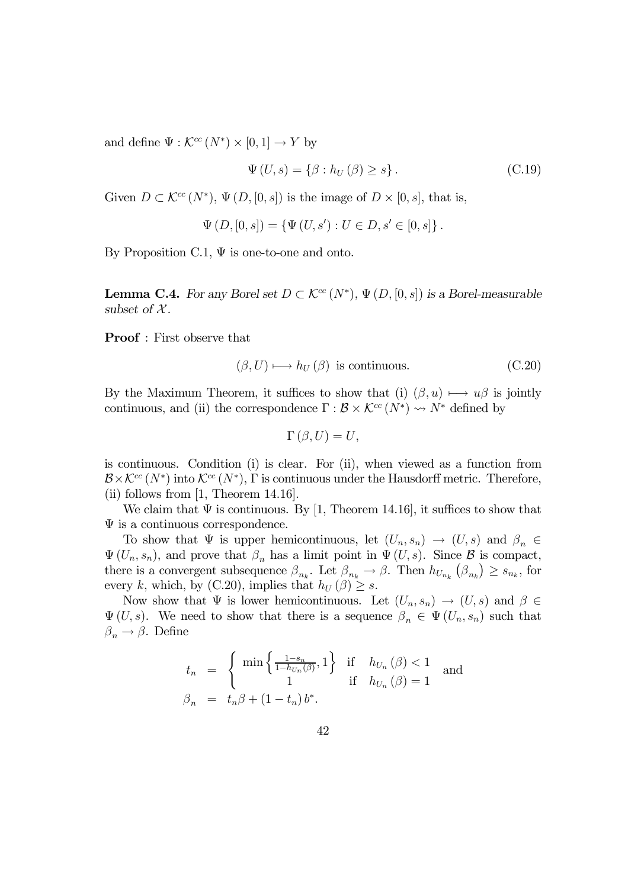and define $\Psi : \mathcal{K}^{cc}(N^*) \times [0,1] \rightarrow Y$ by

$$\Psi(U, s) = \{\beta : h_U(\beta) \geq s\}. \tag{C.19}$$

Given $D \subset \mathcal{K}^{cc}(N^*)$, $\Psi(D, [0,s])$ is the image of $D \times [0,s]$, that is,

$$\Psi(D, [0,s]) = \{\Psi(U, s') : U \in D, s' \in [0,s]\}.$$

By Proposition C.1, $\Psi$ is one-to-one and onto.

**Lemma C.4.** *For any Borel set $D \subset \mathcal{K}^{cc}(N^*)$, $\Psi(D, [0,s])$ is a Borel-measurable subset of $\mathcal{X}$.*

**Proof** : First observe that

$$(\beta, U) \longmapsto h_U(\beta) \text{ is continuous.} \tag{C.20}$$

By the Maximum Theorem, it suffices to show that (i) $(\beta, u) \longmapsto u\beta$ is jointly continuous, and (ii) the correspondence $\Gamma : \mathcal{B} \times \mathcal{K}^{cc}(N^*) \rightsquigarrow N^*$ defined by

$$\Gamma(\beta, U) = U,$$

is continuous. Condition (i) is clear. For (ii), when viewed as a function from $\mathcal{B} \times \mathcal{K}^{cc}(N^*)$ into $\mathcal{K}^{cc}(N^*)$, $\Gamma$ is continuous under the Hausdorff metric. Therefore, (ii) follows from [1, Theorem 14.16].

We claim that $\Psi$ is continuous. By [1, Theorem 14.16], it suffices to show that $\Psi$ is a continuous correspondence.

To show that $\Psi$ is upper hemicontinuous, let $(U_n, s_n) \rightarrow (U, s)$ and $\beta_n \in \Psi(U_n, s_n)$, and prove that $\beta_n$ has a limit point in $\Psi(U, s)$. Since $\mathcal{B}$ is compact, there is a convergent subsequence $\beta_{n_k}$. Let $\beta_{n_k} \rightarrow \beta$. Then $h_{U_{n_k}}(\beta_{n_k}) \geq s_{n_k}$, for every $k$, which, by (C.20), implies that $h_U(\beta) \geq s$.

Now show that $\Psi$ is lower hemicontinuous. Let $(U_n, s_n) \rightarrow (U, s)$ and $\beta \in \Psi(U, s)$. We need to show that there is a sequence $\beta_n \in \Psi(U_n, s_n)$ such that $\beta_n \rightarrow \beta$. Define

$$\begin{aligned} t_n &= \begin{cases} \min\left\{\frac{1-s_n}{1-h_{U_n}(\beta)}, 1\right\} & \text{if} \quad h_{U_n}(\beta) < 1 \\ 1 & \text{if} \quad h_{U_n}(\beta) = 1 \end{cases} \quad \text{and} \\ \beta_n &= t_n\beta + (1 - t_n)\, b^*. \end{aligned}$$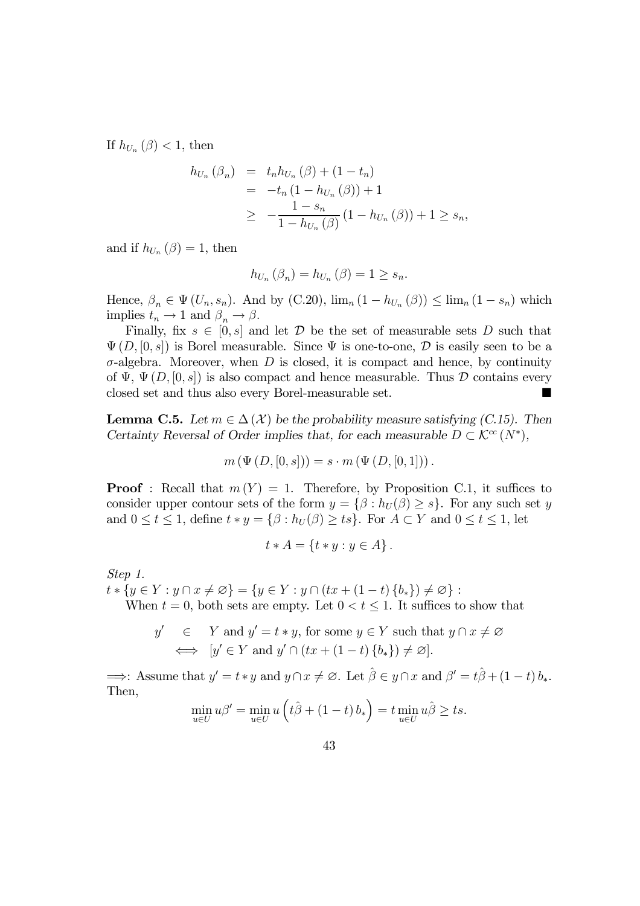If $h_{U_n}(\beta) < 1$, then

$$
\begin{aligned}
h_{U_n}(\beta_n) &= t_n h_{U_n}(\beta) + (1 - t_n) \\
&= -t_n (1 - h_{U_n}(\beta)) + 1 \\
&\geq -\frac{1 - s_n}{1 - h_{U_n}(\beta)} (1 - h_{U_n}(\beta)) + 1 \geq s_n,
\end{aligned}
$$

and if $h_{U_n}(\beta) = 1$, then

$$
h_{U_n}(\beta_n) = h_{U_n}(\beta) = 1 \geq s_n.
$$

Hence, $\beta_n \in \Psi(U_n, s_n)$. And by (C.20), $\lim_n (1 - h_{U_n}(\beta)) \leq \lim_n (1 - s_n)$ which implies $t_n \to 1$ and $\beta_n \to \beta$.

Finally, fix $s \in [0, s]$ and let $\mathcal{D}$ be the set of measurable sets $D$ such that $\Psi(D, [0, s])$ is Borel measurable. Since $\Psi$ is one-to-one, $\mathcal{D}$ is easily seen to be a $\sigma$-algebra. Moreover, when $D$ is closed, it is compact and hence, by continuity of $\Psi$, $\Psi(D, [0, s])$ is also compact and hence measurable. Thus $\mathcal{D}$ contains every closed set and thus also every Borel-measurable set. ■

**Lemma C.5.** *Let $m \in \Delta(\mathcal{X})$ be the probability measure satisfying (C.15). Then Certainty Reversal of Order implies that, for each measurable $D \subset \mathcal{K}^{cc}(N^*)$,*

$$
m(\Psi(D, [0, s])) = s \cdot m(\Psi(D, [0, 1])).
$$

**Proof** : Recall that $m(Y) = 1$. Therefore, by Proposition C.1, it suffices to consider upper contour sets of the form $y = \{\beta : h_U(\beta) \geq s\}$. For any such set $y$ and $0 \leq t \leq 1$, define $t * y = \{\beta : h_U(\beta) \geq ts\}$. For $A \subset Y$ and $0 \leq t \leq 1$, let

$$
t * A = \{t * y : y \in A\}.
$$

*Step 1.*
$t * \{y \in Y : y \cap x \neq \varnothing\} = \{y \in Y : y \cap (tx + (1 - t)\{b_*\}) \neq \varnothing\}$ :
When $t = 0$, both sets are empty. Let $0 < t \leq 1$. It suffices to show that

$$
\begin{aligned}
y' \quad &\in \quad Y \text{ and } y' = t * y, \text{ for some } y \in Y \text{ such that } y \cap x \neq \varnothing \\
&\iff \quad [y' \in Y \text{ and } y' \cap (tx + (1 - t)\{b_*\}) \neq \varnothing].
\end{aligned}
$$

$\Longrightarrow$: Assume that $y' = t * y$ and $y \cap x \neq \varnothing$. Let $\hat{\beta} \in y \cap x$ and $\beta' = t\hat{\beta} + (1 - t) b_*$. Then,

$$
\min_{u \in U} u\beta' = \min_{u \in U} u \left( t\hat{\beta} + (1 - t) b_* \right) = t \min_{u \in U} u\hat{\beta} \geq ts.
$$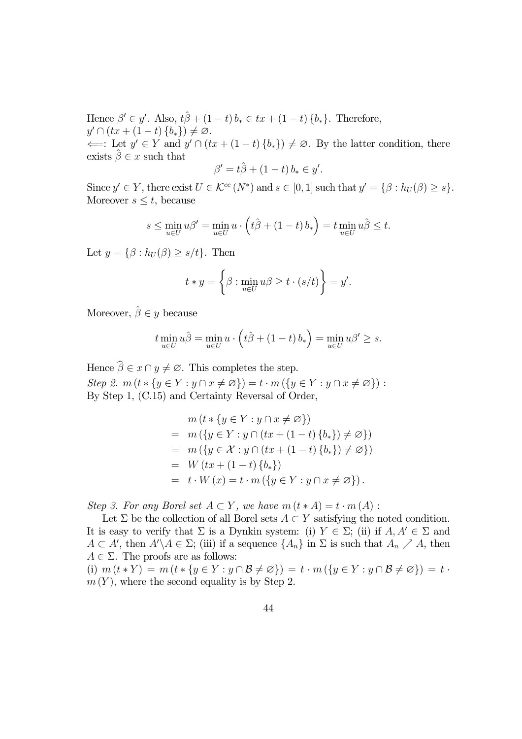Hence $\beta' \in y'$. Also, $t\hat{\beta} + (1-t)\, b_* \in tx + (1-t)\{b_*\}$. Therefore, $y' \cap (tx + (1-t)\{b_*\}) \neq \varnothing$.

$\Longleftarrow$: Let $y' \in Y$ and $y' \cap (tx + (1-t)\{b_*\}) \neq \varnothing$. By the latter condition, there exists $\hat{\beta} \in x$ such that

$$\beta' = t\hat{\beta} + (1-t)\, b_* \in y'.$$

Since $y' \in Y$, there exist $U \in \mathcal{K}^{cc}(N^*)$ and $s \in [0,1]$ such that $y' = \{\beta : h_U(\beta) \geq s\}$. Moreover $s \leq t$, because

$$s \leq \min_{u \in U} u\beta' = \min_{u \in U} u \cdot \left(t\hat{\beta} + (1-t)\, b_*\right) = t \min_{u \in U} u\hat{\beta} \leq t.$$

Let $y = \{\beta : h_U(\beta) \geq s/t\}$. Then

$$t * y = \left\{\beta : \min_{u \in U} u\beta \geq t \cdot (s/t)\right\} = y'.$$

Moreover, $\hat{\beta} \in y$ because

$$t \min_{u \in U} u\hat{\beta} = \min_{u \in U} u \cdot \left(t\hat{\beta} + (1-t)\, b_*\right) = \min_{u \in U} u\beta' \geq s.$$

Hence $\widehat{\beta} \in x \cap y \neq \varnothing$. This completes the step.

*Step 2.* $m\left(t * \{y \in Y : y \cap x \neq \varnothing\}\right) = t \cdot m\left(\{y \in Y : y \cap x \neq \varnothing\}\right)$ :
By Step 1, (C.15) and Certainty Reversal of Order,

$$\begin{aligned}
& m\left(t * \{y \in Y : y \cap x \neq \varnothing\}\right) \\
= \; & m\left(\{y \in Y : y \cap (tx + (1-t)\{b_*\}) \neq \varnothing\}\right) \\
= \; & m\left(\{y \in \mathcal{X} : y \cap (tx + (1-t)\{b_*\}) \neq \varnothing\}\right) \\
= \; & W\left(tx + (1-t)\{b_*\}\right) \\
= \; & t \cdot W(x) = t \cdot m\left(\{y \in Y : y \cap x \neq \varnothing\}\right).
\end{aligned}$$

*Step 3. For any Borel set $A \subset Y$, we have $m(t * A) = t \cdot m(A)$* :

Let $\Sigma$ be the collection of all Borel sets $A \subset Y$ satisfying the noted condition. It is easy to verify that $\Sigma$ is a Dynkin system: (i) $Y \in \Sigma$; (ii) if $A, A' \in \Sigma$ and $A \subset A'$, then $A' \backslash A \in \Sigma$; (iii) if a sequence $\{A_n\}$ in $\Sigma$ is such that $A_n \nearrow A$, then $A \in \Sigma$. The proofs are as follows:

(i) $m(t * Y) = m\left(t * \{y \in Y : y \cap \mathcal{B} \neq \varnothing\}\right) = t \cdot m\left(\{y \in Y : y \cap \mathcal{B} \neq \varnothing\}\right) = t \cdot m(Y)$, where the second equality is by Step 2.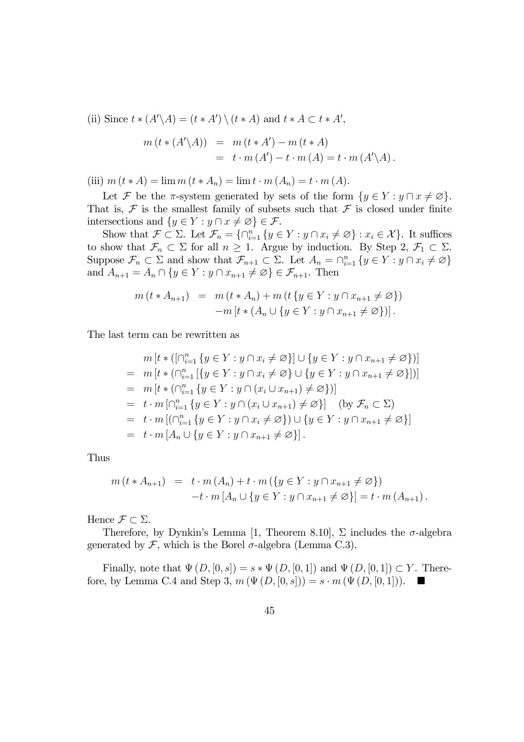(ii) Since $t * (A' \backslash A) = (t * A') \setminus (t * A)$ and $t * A \subset t * A'$,

$$
\begin{aligned}
m\left(t * (A' \backslash A)\right) &= m\left(t * A'\right) - m\left(t * A\right) \\
&= t \cdot m\left(A'\right) - t \cdot m\left(A\right) = t \cdot m\left(A' \backslash A\right).
\end{aligned}
$$

(iii) $m\left(t * A\right) = \lim m\left(t * A_n\right) = \lim t \cdot m\left(A_n\right) = t \cdot m\left(A\right)$.

Let $\mathcal{F}$ be the $\pi$-system generated by sets of the form $\{y \in Y : y \cap x \neq \varnothing\}$. That is, $\mathcal{F}$ is the smallest family of subsets such that $\mathcal{F}$ is closed under finite intersections and $\{y \in Y : y \cap x \neq \varnothing\} \in \mathcal{F}$.

Show that $\mathcal{F} \subset \Sigma$. Let $\mathcal{F}_n = \{\cap_{i=1}^n \{y \in Y : y \cap x_i \neq \varnothing\} : x_i \in \mathcal{X}\}$. It suffices to show that $\mathcal{F}_n \subset \Sigma$ for all $n \geq 1$. Argue by induction. By Step 2, $\mathcal{F}_1 \subset \Sigma$. Suppose $\mathcal{F}_n \subset \Sigma$ and show that $\mathcal{F}_{n+1} \subset \Sigma$. Let $A_n = \cap_{i=1}^n \{y \in Y : y \cap x_i \neq \varnothing\}$ and $A_{n+1} = A_n \cap \{y \in Y : y \cap x_{n+1} \neq \varnothing\} \in \mathcal{F}_{n+1}$. Then

$$
\begin{aligned}
m\left(t * A_{n+1}\right) &= m\left(t * A_n\right) + m\left(t \{y \in Y : y \cap x_{n+1} \neq \varnothing\}\right) \\
&\quad - m\left[t * \left(A_n \cup \{y \in Y : y \cap x_{n+1} \neq \varnothing\}\right)\right].
\end{aligned}
$$

The last term can be rewritten as

$$
\begin{aligned}
& m\left[t * \left(\left[\cap_{i=1}^n \{y \in Y : y \cap x_i \neq \varnothing\}\right] \cup \{y \in Y : y \cap x_{n+1} \neq \varnothing\}\right)\right] \\
=\; & m\left[t * \left(\cap_{i=1}^n \left[\{y \in Y : y \cap x_i \neq \varnothing\} \cup \{y \in Y : y \cap x_{n+1} \neq \varnothing\}\right]\right)\right] \\
=\; & m\left[t * \left(\cap_{i=1}^n \{y \in Y : y \cap (x_i \cup x_{n+1}) \neq \varnothing\}\right)\right] \\
=\; & t \cdot m\left[\cap_{i=1}^n \{y \in Y : y \cap (x_i \cup x_{n+1}) \neq \varnothing\}\right] \quad (\text{by } \mathcal{F}_n \subset \Sigma) \\
=\; & t \cdot m\left[\left(\cap_{i=1}^n \{y \in Y : y \cap x_i \neq \varnothing\}\right) \cup \{y \in Y : y \cap x_{n+1} \neq \varnothing\}\right] \\
=\; & t \cdot m\left[A_n \cup \{y \in Y : y \cap x_{n+1} \neq \varnothing\}\right].
\end{aligned}
$$

Thus

$$
\begin{aligned}
m\left(t * A_{n+1}\right) &= t \cdot m\left(A_n\right) + t \cdot m\left(\{y \in Y : y \cap x_{n+1} \neq \varnothing\}\right) \\
&\quad - t \cdot m\left[A_n \cup \{y \in Y : y \cap x_{n+1} \neq \varnothing\}\right] = t \cdot m\left(A_{n+1}\right).
\end{aligned}
$$

Hence $\mathcal{F} \subset \Sigma$.

Therefore, by Dynkin's Lemma [1, Theorem 8.10], $\Sigma$ includes the $\sigma$-algebra generated by $\mathcal{F}$, which is the Borel $\sigma$-algebra (Lemma C.3).

Finally, note that $\Psi\left(D, [0, s]\right) = s * \Psi\left(D, [0, 1]\right)$ and $\Psi\left(D, [0, 1]\right) \subset Y$. Therefore, by Lemma C.4 and Step 3, $m\left(\Psi\left(D, [0, s]\right)\right) = s \cdot m\left(\Psi\left(D, [0, 1]\right)\right)$. ■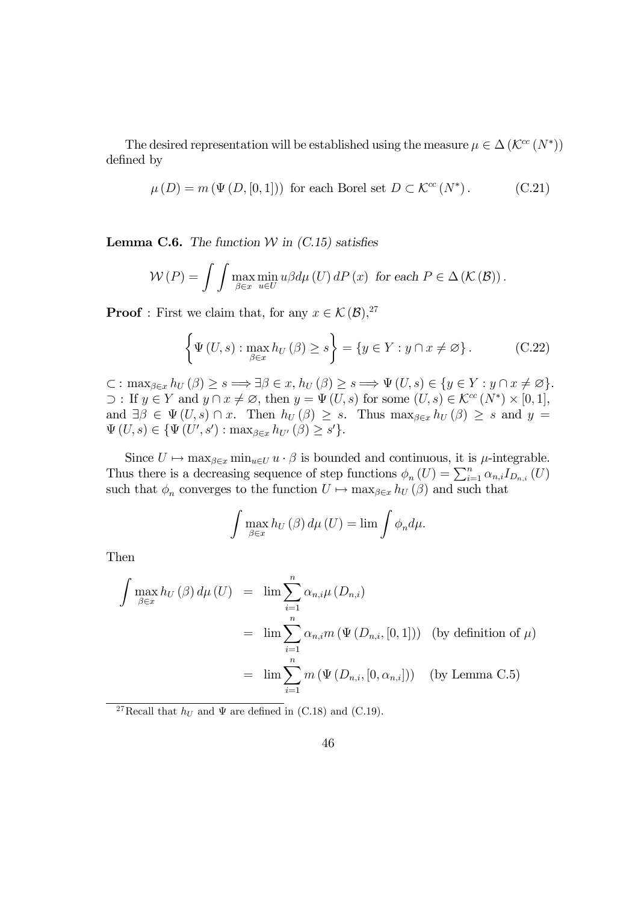The desired representation will be established using the measure $\mu \in \Delta(\mathcal{K}^{cc}(N^*))$ defined by

$$\mu(D) = m(\Psi(D, [0,1])) \text{ for each Borel set } D \subset \mathcal{K}^{cc}(N^*). \tag{C.21}$$

**Lemma C.6.** *The function $\mathcal{W}$ in (C.15) satisfies*

$$\mathcal{W}(P) = \int \int \max_{\beta \in x} \min_{u \in U} u\beta d\mu(U) \, dP(x) \text{ for each } P \in \Delta(\mathcal{K}(\mathcal{B})).$$

**Proof** : First we claim that, for any $x \in \mathcal{K}(\mathcal{B})$,[27]

$$\left\{ \Psi(U,s) : \max_{\beta \in x} h_U(\beta) \geq s \right\} = \{ y \in Y : y \cap x \neq \varnothing \}. \tag{C.22}$$

$\subset$ : $\max_{\beta \in x} h_U(\beta) \geq s \Longrightarrow \exists \beta \in x, h_U(\beta) \geq s \Longrightarrow \Psi(U,s) \in \{y \in Y : y \cap x \neq \varnothing\}$.
$\supset$ : If $y \in Y$ and $y \cap x \neq \varnothing$, then $y = \Psi(U,s)$ for some $(U,s) \in \mathcal{K}^{cc}(N^*) \times [0,1]$, and $\exists \beta \in \Psi(U,s) \cap x$. Then $h_U(\beta) \geq s$. Thus $\max_{\beta \in x} h_U(\beta) \geq s$ and $y = \Psi(U,s) \in \{\Psi(U',s') : \max_{\beta \in x} h_{U'}(\beta) \geq s'\}$.

Since $U \mapsto \max_{\beta \in x} \min_{u \in U} u \cdot \beta$ is bounded and continuous, it is $\mu$-integrable. Thus there is a decreasing sequence of step functions $\phi_n(U) = \sum_{i=1}^{n} \alpha_{n,i} I_{D_{n,i}}(U)$ such that $\phi_n$ converges to the function $U \mapsto \max_{\beta \in x} h_U(\beta)$ and such that

$$\int \max_{\beta \in x} h_U(\beta) \, d\mu(U) = \lim \int \phi_n d\mu.$$

Then

$$\begin{aligned}
\int \max_{\beta \in x} h_U(\beta) \, d\mu(U) &= \lim \sum_{i=1}^{n} \alpha_{n,i} \mu(D_{n,i}) \\
&= \lim \sum_{i=1}^{n} \alpha_{n,i} m(\Psi(D_{n,i}, [0,1])) \quad \text{(by definition of } \mu) \\
&= \lim \sum_{i=1}^{n} m(\Psi(D_{n,i}, [0, \alpha_{n,i}])) \quad \text{(by Lemma C.5)}
\end{aligned}$$

[27] Recall that $h_U$ and $\Psi$ are defined in (C.18) and (C.19).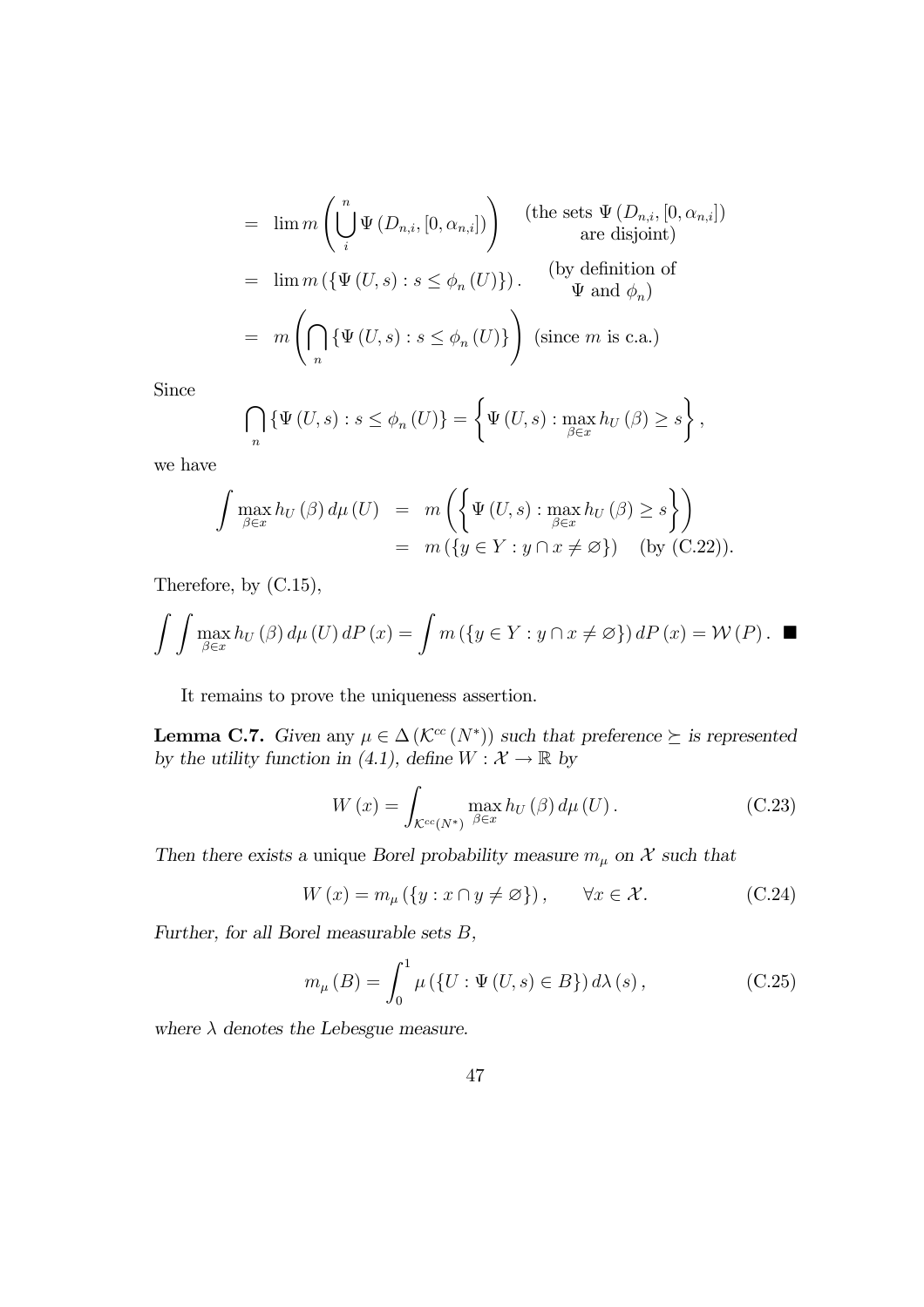$$
\begin{aligned}
&= \lim m\left(\bigcup_{i}^{n} \Psi\left(D_{n,i},[0,\alpha_{n,i}]\right)\right) \quad \begin{array}{c}\text{(the sets } \Psi\left(D_{n,i},[0,\alpha_{n,i}]\right)\\ \text{are disjoint)}\end{array} \\
&= \lim m\left(\left\{\Psi\left(U,s\right): s \leq \phi_n\left(U\right)\right\}\right). \quad \begin{array}{c}\text{(by definition of}\\ \Psi \text{ and } \phi_n\text{)}\end{array} \\
&= m\left(\bigcap_{n}\left\{\Psi\left(U,s\right): s \leq \phi_n\left(U\right)\right\}\right) \quad \text{(since } m \text{ is c.a.)}
\end{aligned}
$$

Since

$$
\bigcap_{n}\left\{\Psi\left(U,s\right): s \leq \phi_n\left(U\right)\right\} = \left\{\Psi\left(U,s\right): \max_{\beta \in x} h_U\left(\beta\right) \geq s\right\},
$$

we have

$$
\begin{aligned}
\int \max_{\beta \in x} h_U\left(\beta\right) d\mu\left(U\right) &= m\left(\left\{\Psi\left(U,s\right): \max_{\beta \in x} h_U\left(\beta\right) \geq s\right\}\right) \\
&= m\left(\left\{y \in Y : y \cap x \neq \varnothing\right\}\right) \quad \text{(by (C.22)).}
\end{aligned}
$$

Therefore, by (C.15),

$$
\int \int \max_{\beta \in x} h_U\left(\beta\right) d\mu\left(U\right) dP\left(x\right) = \int m\left(\left\{y \in Y : y \cap x \neq \varnothing\right\}\right) dP\left(x\right) = \mathcal{W}\left(P\right). \quad \blacksquare
$$

It remains to prove the uniqueness assertion.

**Lemma C.7.** *Given any $\mu \in \Delta\left(\mathcal{K}^{cc}\left(N^*\right)\right)$ such that preference $\succeq$ is represented by the utility function in (4.1), define $W : \mathcal{X} \to \mathbb{R}$ by*

$$
W\left(x\right) = \int_{\mathcal{K}^{cc}\left(N^*\right)} \max_{\beta \in x} h_U\left(\beta\right) d\mu\left(U\right). \tag{C.23}
$$

*Then there exists a unique Borel probability measure $m_\mu$ on $\mathcal{X}$ such that*

$$
W\left(x\right) = m_\mu\left(\left\{y : x \cap y \neq \varnothing\right\}\right), \qquad \forall x \in \mathcal{X}. \tag{C.24}
$$

*Further, for all Borel measurable sets $B$,*

$$
m_\mu\left(B\right) = \int_0^1 \mu\left(\left\{U : \Psi\left(U,s\right) \in B\right\}\right) d\lambda\left(s\right), \tag{C.25}
$$

*where $\lambda$ denotes the Lebesgue measure.*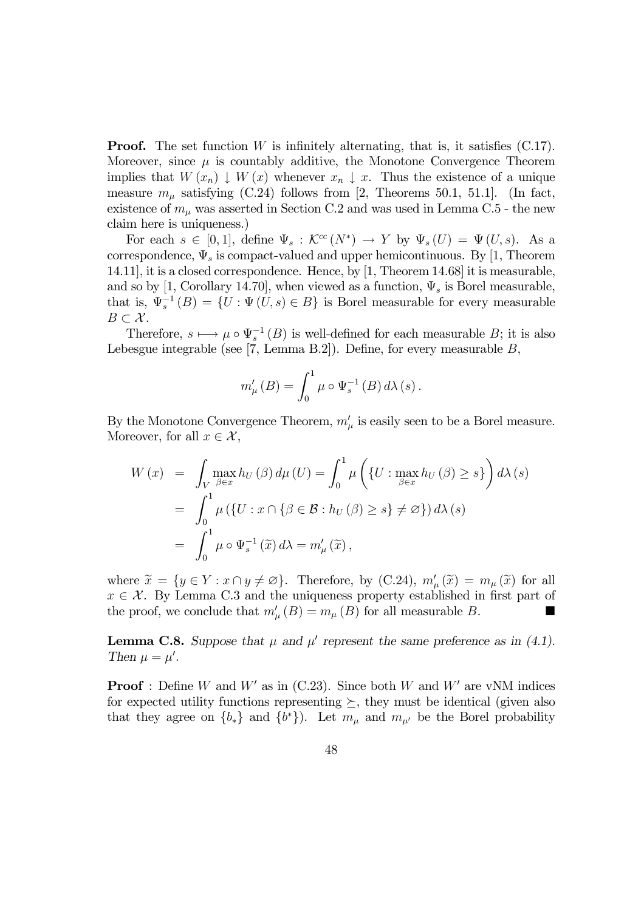**Proof.** The set function $W$ is infinitely alternating, that is, it satisfies (C.17). Moreover, since $\mu$ is countably additive, the Monotone Convergence Theorem implies that $W(x_n) \downarrow W(x)$ whenever $x_n \downarrow x$. Thus the existence of a unique measure $m_\mu$ satisfying (C.24) follows from [2, Theorems 50.1, 51.1]. (In fact, existence of $m_\mu$ was asserted in Section C.2 and was used in Lemma C.5 - the new claim here is uniqueness.)

For each $s \in [0,1]$, define $\Psi_s : \mathcal{K}^{cc}(N^*) \rightarrow Y$ by $\Psi_s(U) = \Psi(U, s)$. As a correspondence, $\Psi_s$ is compact-valued and upper hemicontinuous. By [1, Theorem 14.11], it is a closed correspondence. Hence, by [1, Theorem 14.68] it is measurable, and so by [1, Corollary 14.70], when viewed as a function, $\Psi_s$ is Borel measurable, that is, $\Psi_s^{-1}(B) = \{U : \Psi(U, s) \in B\}$ is Borel measurable for every measurable $B \subset \mathcal{X}$.

Therefore, $s \longmapsto \mu \circ \Psi_s^{-1}(B)$ is well-defined for each measurable $B$; it is also Lebesgue integrable (see [7, Lemma B.2]). Define, for every measurable $B$,

$$m'_\mu(B) = \int_0^1 \mu \circ \Psi_s^{-1}(B)\, d\lambda(s).$$

By the Monotone Convergence Theorem, $m'_\mu$ is easily seen to be a Borel measure. Moreover, for all $x \in \mathcal{X}$,

$$\begin{aligned}
W(x) &= \int_V \max_{\beta \in x} h_U(\beta)\, d\mu(U) = \int_0^1 \mu\left(\{U : \max_{\beta \in x} h_U(\beta) \geq s\}\right) d\lambda(s) \\
&= \int_0^1 \mu\left(\{U : x \cap \{\beta \in \mathcal{B} : h_U(\beta) \geq s\} \neq \varnothing\}\right) d\lambda(s) \\
&= \int_0^1 \mu \circ \Psi_s^{-1}(\widetilde{x})\, d\lambda = m'_\mu(\widetilde{x}),
\end{aligned}$$

where $\widetilde{x} = \{y \in Y : x \cap y \neq \varnothing\}$. Therefore, by (C.24), $m'_\mu(\widetilde{x}) = m_\mu(\widetilde{x})$ for all $x \in \mathcal{X}$. By Lemma C.3 and the uniqueness property established in first part of the proof, we conclude that $m'_\mu(B) = m_\mu(B)$ for all measurable $B$. ■

**Lemma C.8.** *Suppose that $\mu$ and $\mu'$ represent the same preference as in (4.1). Then $\mu = \mu'$.*

**Proof** : Define $W$ and $W'$ as in (C.23). Since both $W$ and $W'$ are vNM indices for expected utility functions representing $\succeq$, they must be identical (given also that they agree on $\{b_*\}$ and $\{b^*\}$). Let $m_\mu$ and $m_{\mu'}$ be the Borel probability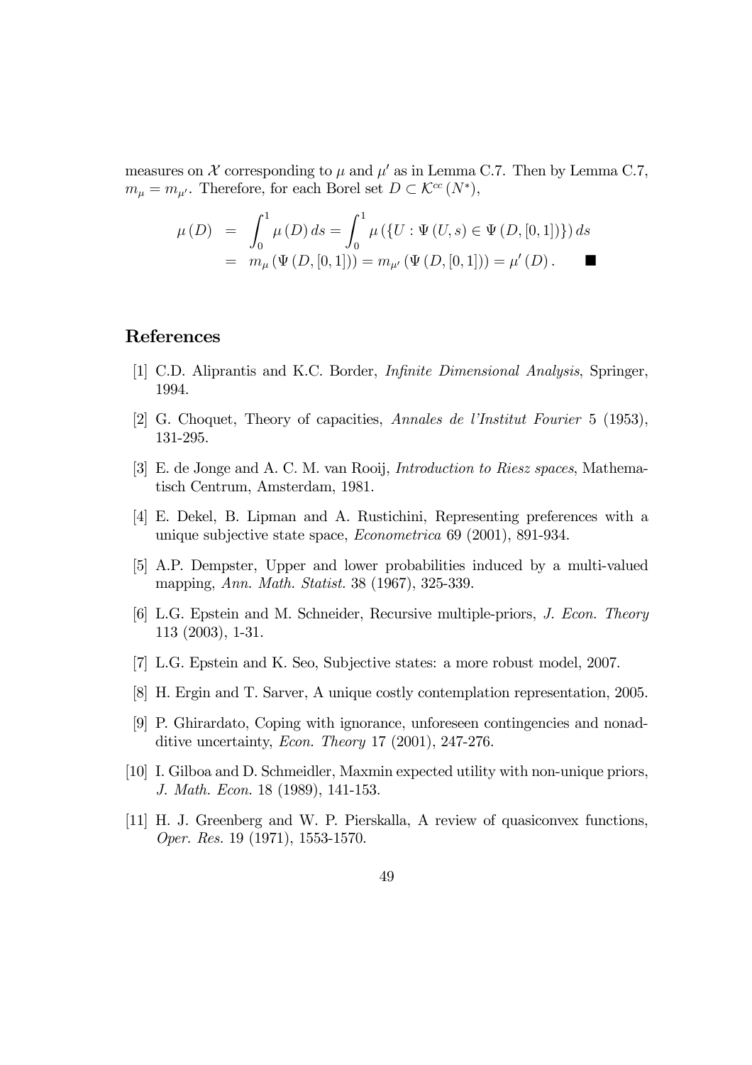measures on $\mathcal{X}$ corresponding to $\mu$ and $\mu'$ as in Lemma C.7. Then by Lemma C.7, $m_{\mu} = m_{\mu'}$. Therefore, for each Borel set $D \subset \mathcal{K}^{cc}(N^*)$,

$$\begin{aligned} \mu(D) &= \int_0^1 \mu(D)\, ds = \int_0^1 \mu(\{U : \Psi(U,s) \in \Psi(D,[0,1])\})\, ds \\ &= m_{\mu}(\Psi(D,[0,1])) = m_{\mu'}(\Psi(D,[0,1])) = \mu'(D). \qquad \blacksquare \end{aligned}$$

## References

[1] C.D. Aliprantis and K.C. Border, *Infinite Dimensional Analysis*, Springer, 1994.

[2] G. Choquet, Theory of capacities, *Annales de l'Institut Fourier* 5 (1953), 131-295.

[3] E. de Jonge and A. C. M. van Rooij, *Introduction to Riesz spaces*, Mathematisch Centrum, Amsterdam, 1981.

[4] E. Dekel, B. Lipman and A. Rustichini, Representing preferences with a unique subjective state space, *Econometrica* 69 (2001), 891-934.

[5] A.P. Dempster, Upper and lower probabilities induced by a multi-valued mapping, *Ann. Math. Statist.* 38 (1967), 325-339.

[6] L.G. Epstein and M. Schneider, Recursive multiple-priors, *J. Econ. Theory* 113 (2003), 1-31.

[7] L.G. Epstein and K. Seo, Subjective states: a more robust model, 2007.

[8] H. Ergin and T. Sarver, A unique costly contemplation representation, 2005.

[9] P. Ghirardato, Coping with ignorance, unforeseen contingencies and nonadditive uncertainty, *Econ. Theory* 17 (2001), 247-276.

[10] I. Gilboa and D. Schmeidler, Maxmin expected utility with non-unique priors, *J. Math. Econ.* 18 (1989), 141-153.

[11] H. J. Greenberg and W. P. Pierskalla, A review of quasiconvex functions, *Oper. Res.* 19 (1971), 1553-1570.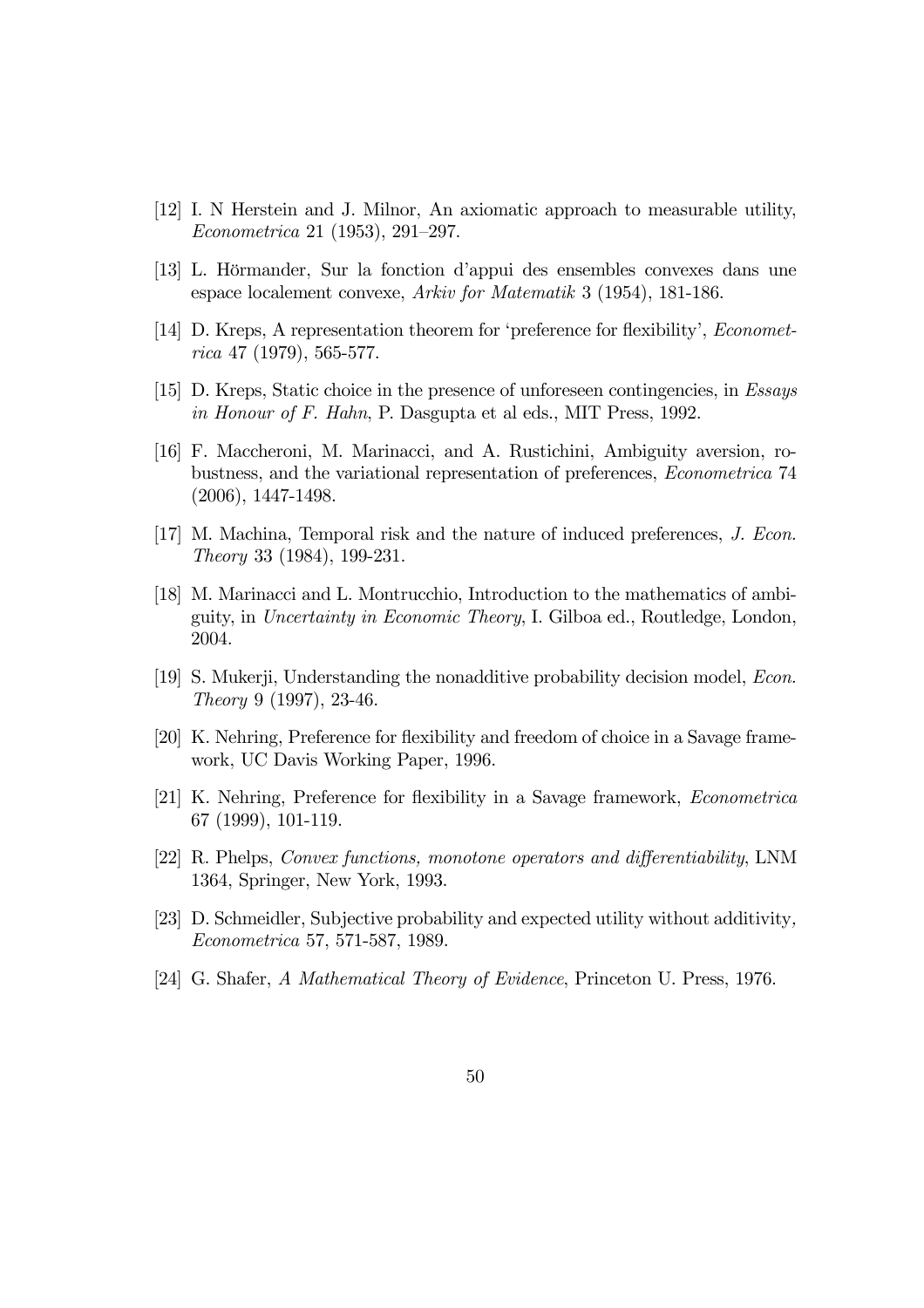[12] I. N Herstein and J. Milnor, An axiomatic approach to measurable utility, *Econometrica* 21 (1953), 291–297.

[13] L. Hörmander, Sur la fonction d'appui des ensembles convexes dans une espace localement convexe, *Arkiv for Matematik* 3 (1954), 181-186.

[14] D. Kreps, A representation theorem for 'preference for flexibility', *Econometrica* 47 (1979), 565-577.

[15] D. Kreps, Static choice in the presence of unforeseen contingencies, in *Essays in Honour of F. Hahn*, P. Dasgupta et al eds., MIT Press, 1992.

[16] F. Maccheroni, M. Marinacci, and A. Rustichini, Ambiguity aversion, robustness, and the variational representation of preferences, *Econometrica* 74 (2006), 1447-1498.

[17] M. Machina, Temporal risk and the nature of induced preferences, *J. Econ. Theory* 33 (1984), 199-231.

[18] M. Marinacci and L. Montrucchio, Introduction to the mathematics of ambiguity, in *Uncertainty in Economic Theory*, I. Gilboa ed., Routledge, London, 2004.

[19] S. Mukerji, Understanding the nonadditive probability decision model, *Econ. Theory* 9 (1997), 23-46.

[20] K. Nehring, Preference for flexibility and freedom of choice in a Savage framework, UC Davis Working Paper, 1996.

[21] K. Nehring, Preference for flexibility in a Savage framework, *Econometrica* 67 (1999), 101-119.

[22] R. Phelps, *Convex functions, monotone operators and differentiability*, LNM 1364, Springer, New York, 1993.

[23] D. Schmeidler, Subjective probability and expected utility without additivity, *Econometrica* 57, 571-587, 1989.

[24] G. Shafer, *A Mathematical Theory of Evidence*, Princeton U. Press, 1976.